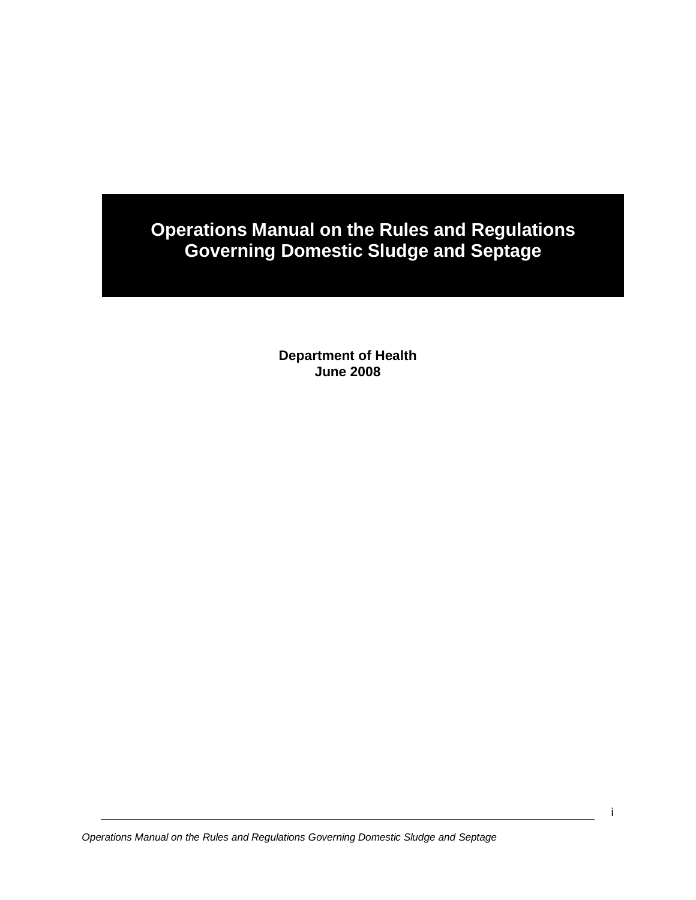# Operations Manual on the Rules and Regulations Governing Domestic Sludge and Septage

**Department of Health**
**June 2008**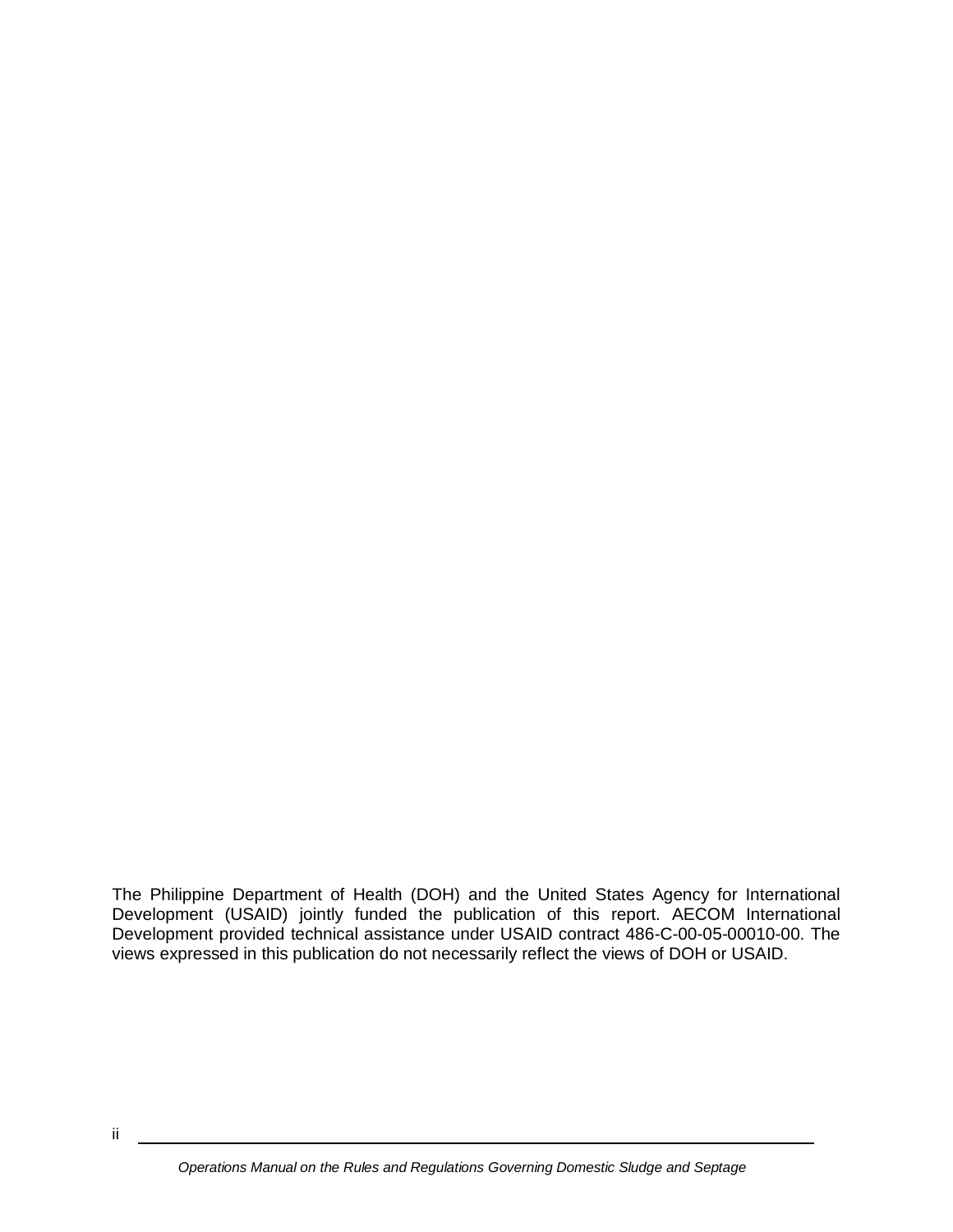The Philippine Department of Health (DOH) and the United States Agency for International Development (USAID) jointly funded the publication of this report. AECOM International Development provided technical assistance under USAID contract 486-C-00-05-00010-00. The views expressed in this publication do not necessarily reflect the views of DOH or USAID.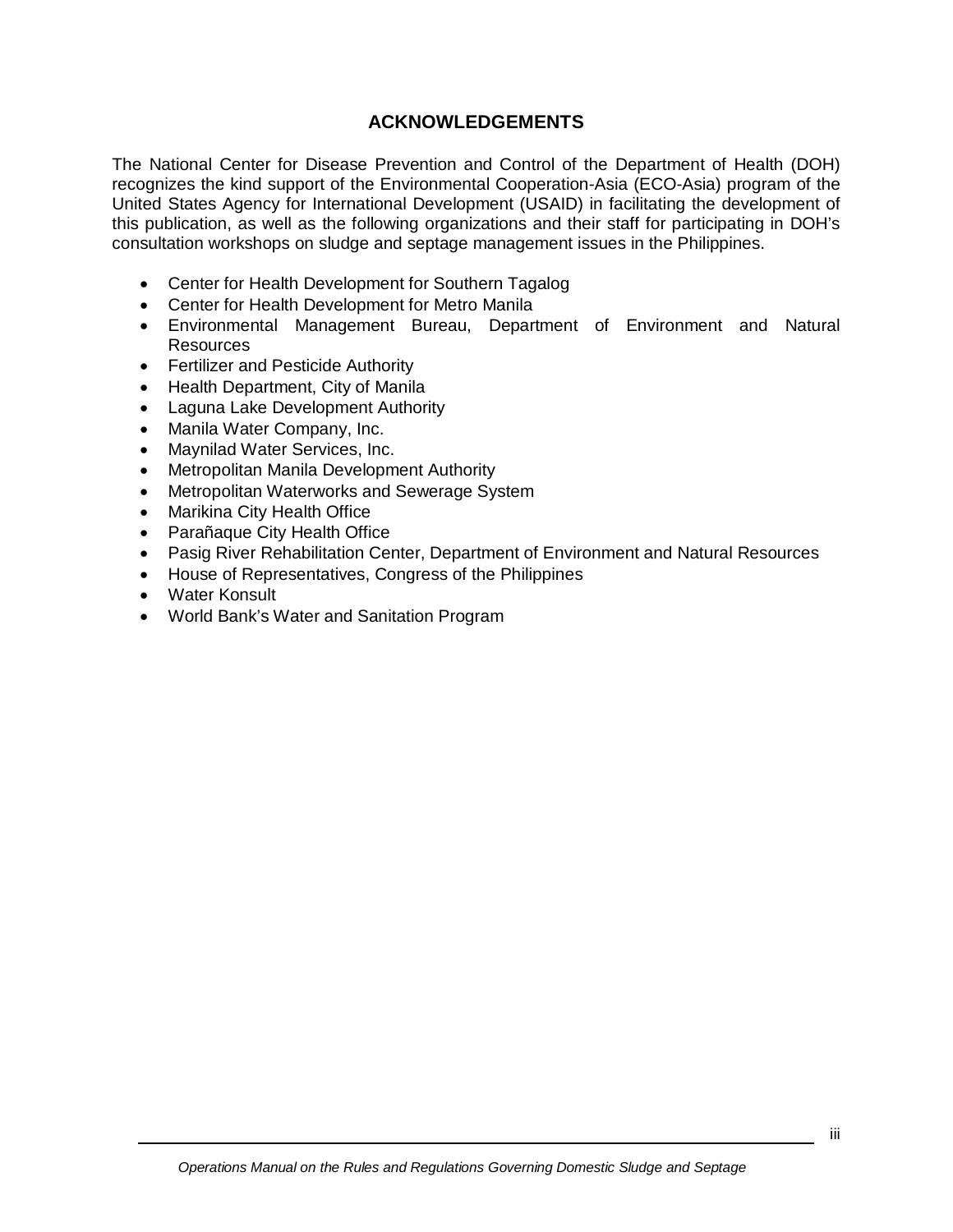# ACKNOWLEDGEMENTS

The National Center for Disease Prevention and Control of the Department of Health (DOH) recognizes the kind support of the Environmental Cooperation-Asia (ECO-Asia) program of the United States Agency for International Development (USAID) in facilitating the development of this publication, as well as the following organizations and their staff for participating in DOH's consultation workshops on sludge and septage management issues in the Philippines.

- Center for Health Development for Southern Tagalog
- Center for Health Development for Metro Manila
- Environmental Management Bureau, Department of Environment and Natural Resources
- Fertilizer and Pesticide Authority
- Health Department, City of Manila
- Laguna Lake Development Authority
- Manila Water Company, Inc.
- Maynilad Water Services, Inc.
- Metropolitan Manila Development Authority
- Metropolitan Waterworks and Sewerage System
- Marikina City Health Office
- Parañaque City Health Office
- Pasig River Rehabilitation Center, Department of Environment and Natural Resources
- House of Representatives, Congress of the Philippines
- Water Konsult
- World Bank's Water and Sanitation Program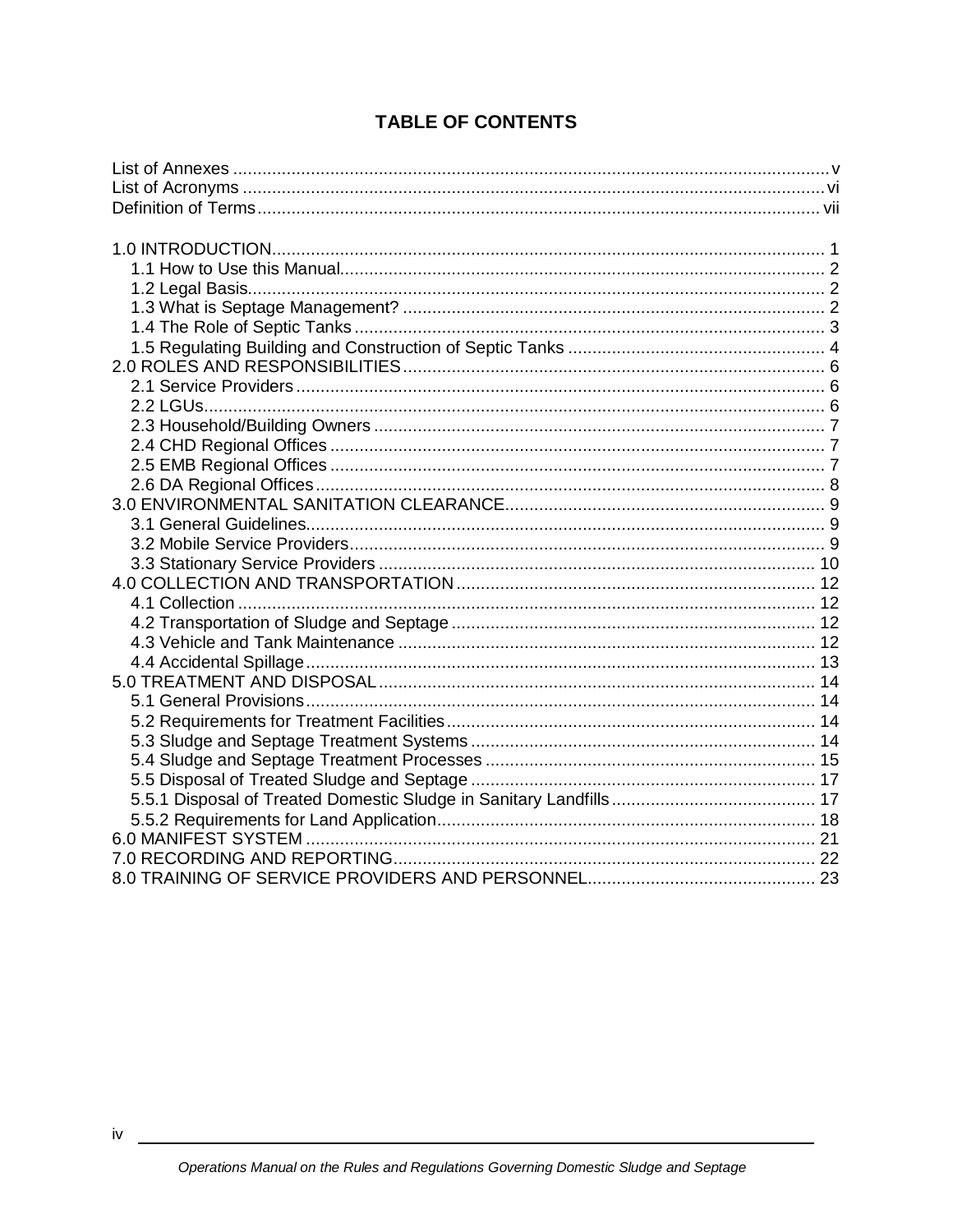# TABLE OF CONTENTS

List of Annexes ..... v
List of Acronyms ..... vi
Definition of Terms ..... vii

1.0 INTRODUCTION ..... 1
- 1.1 How to Use this Manual ..... 2
- 1.2 Legal Basis ..... 2
- 1.3 What is Septage Management? ..... 2
- 1.4 The Role of Septic Tanks ..... 3
- 1.5 Regulating Building and Construction of Septic Tanks ..... 4

2.0 ROLES AND RESPONSIBILITIES ..... 6
- 2.1 Service Providers ..... 6
- 2.2 LGUs ..... 6
- 2.3 Household/Building Owners ..... 7
- 2.4 CHD Regional Offices ..... 7
- 2.5 EMB Regional Offices ..... 7
- 2.6 DA Regional Offices ..... 8

3.0 ENVIRONMENTAL SANITATION CLEARANCE ..... 9
- 3.1 General Guidelines ..... 9
- 3.2 Mobile Service Providers ..... 9
- 3.3 Stationary Service Providers ..... 10

4.0 COLLECTION AND TRANSPORTATION ..... 12
- 4.1 Collection ..... 12
- 4.2 Transportation of Sludge and Septage ..... 12
- 4.3 Vehicle and Tank Maintenance ..... 12
- 4.4 Accidental Spillage ..... 13

5.0 TREATMENT AND DISPOSAL ..... 14
- 5.1 General Provisions ..... 14
- 5.2 Requirements for Treatment Facilities ..... 14
- 5.3 Sludge and Septage Treatment Systems ..... 14
- 5.4 Sludge and Septage Treatment Processes ..... 15
- 5.5 Disposal of Treated Sludge and Septage ..... 17
- 5.5.1 Disposal of Treated Domestic Sludge in Sanitary Landfills ..... 17
- 5.5.2 Requirements for Land Application ..... 18

6.0 MANIFEST SYSTEM ..... 21

7.0 RECORDING AND REPORTING ..... 22

8.0 TRAINING OF SERVICE PROVIDERS AND PERSONNEL ..... 23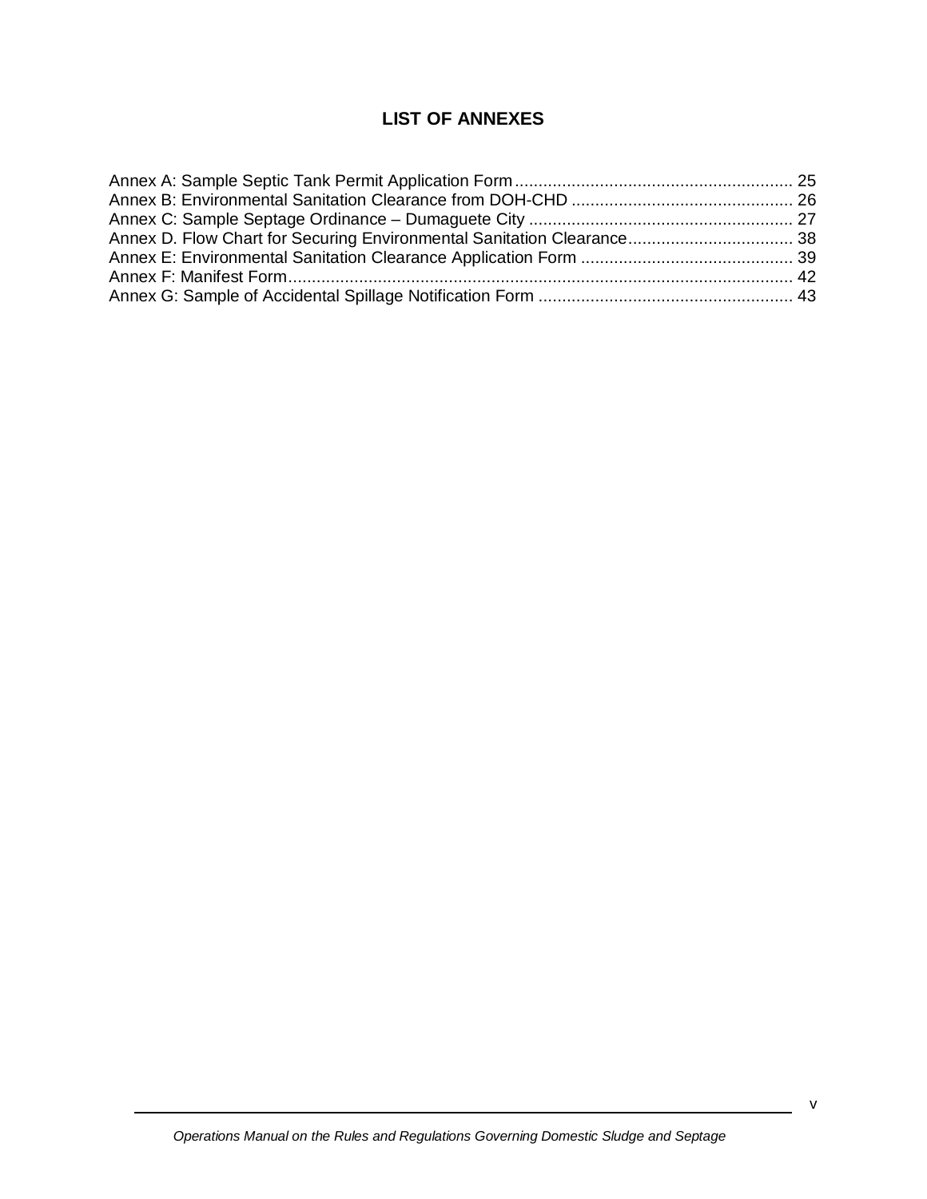## LIST OF ANNEXES

Annex A: Sample Septic Tank Permit Application Form .......................................................... 25
Annex B: Environmental Sanitation Clearance from DOH-CHD .............................................. 26
Annex C: Sample Septage Ordinance – Dumaguete City ....................................................... 27
Annex D. Flow Chart for Securing Environmental Sanitation Clearance................................... 38
Annex E: Environmental Sanitation Clearance Application Form ............................................ 39
Annex F: Manifest Form.......................................................................................................... 42
Annex G: Sample of Accidental Spillage Notification Form ..................................................... 43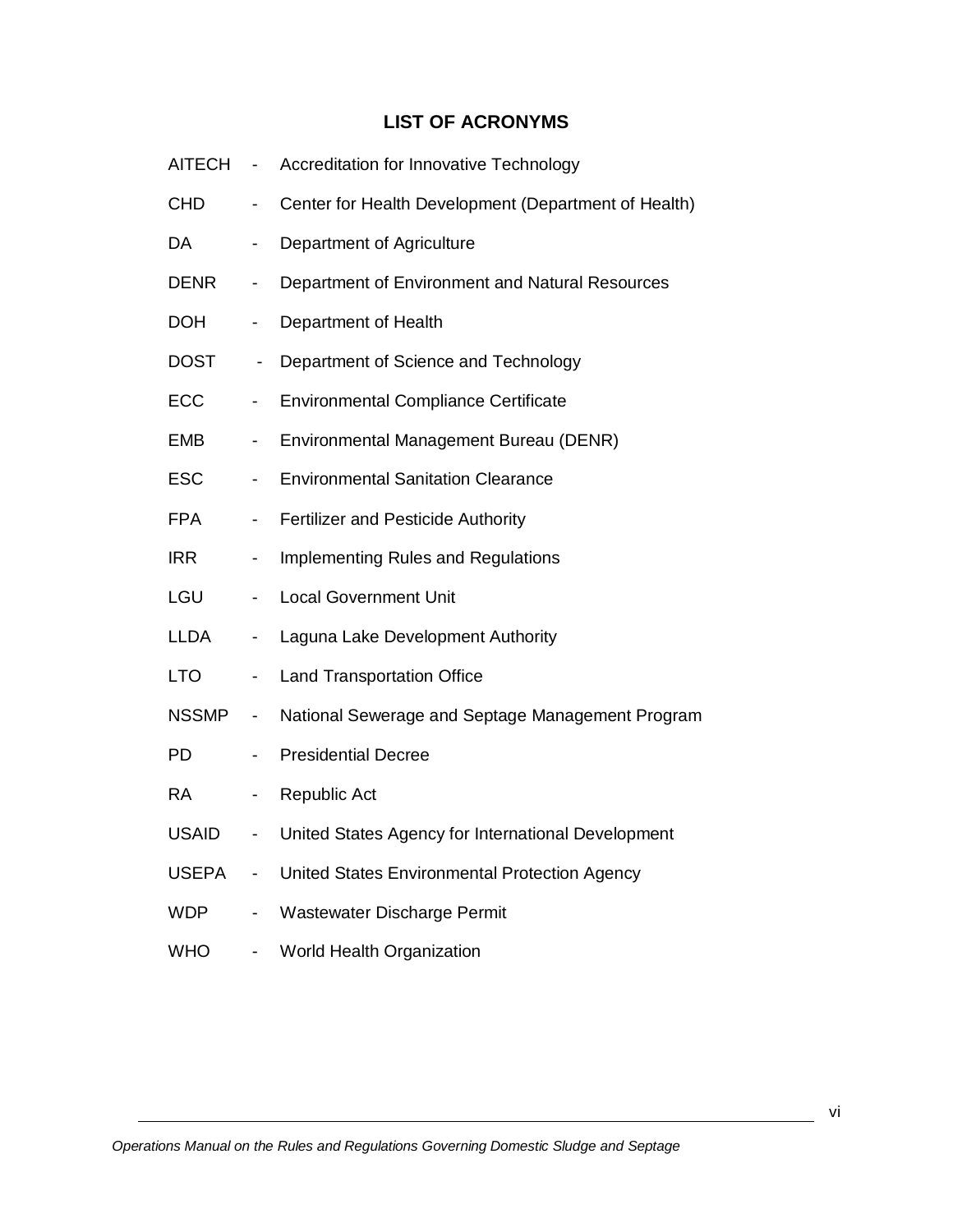## LIST OF ACRONYMS

AITECH - Accreditation for Innovative Technology

CHD - Center for Health Development (Department of Health)

DA - Department of Agriculture

DENR - Department of Environment and Natural Resources

DOH - Department of Health

DOST - Department of Science and Technology

ECC - Environmental Compliance Certificate

EMB - Environmental Management Bureau (DENR)

ESC - Environmental Sanitation Clearance

FPA - Fertilizer and Pesticide Authority

IRR - Implementing Rules and Regulations

LGU - Local Government Unit

LLDA - Laguna Lake Development Authority

LTO - Land Transportation Office

NSSMP - National Sewerage and Septage Management Program

PD - Presidential Decree

RA - Republic Act

USAID - United States Agency for International Development

USEPA - United States Environmental Protection Agency

WDP - Wastewater Discharge Permit

WHO - World Health Organization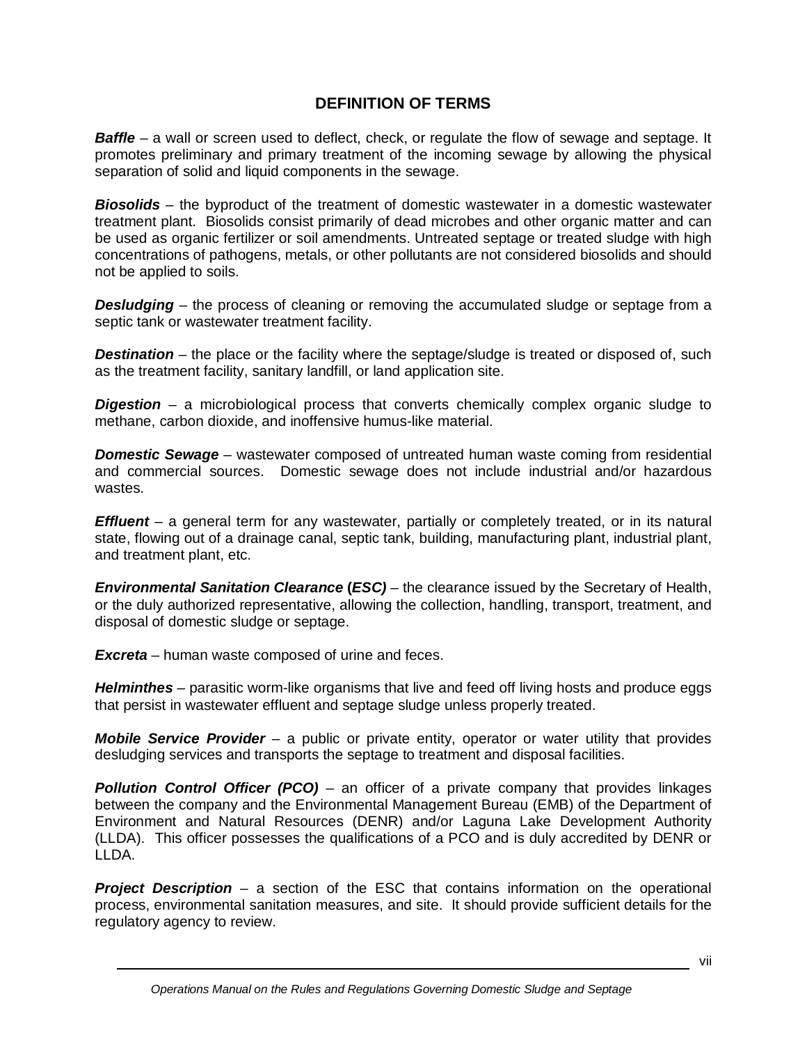## DEFINITION OF TERMS

***Baffle*** – a wall or screen used to deflect, check, or regulate the flow of sewage and septage. It promotes preliminary and primary treatment of the incoming sewage by allowing the physical separation of solid and liquid components in the sewage.

***Biosolids*** – the byproduct of the treatment of domestic wastewater in a domestic wastewater treatment plant. Biosolids consist primarily of dead microbes and other organic matter and can be used as organic fertilizer or soil amendments. Untreated septage or treated sludge with high concentrations of pathogens, metals, or other pollutants are not considered biosolids and should not be applied to soils.

***Desludging*** – the process of cleaning or removing the accumulated sludge or septage from a septic tank or wastewater treatment facility.

***Destination*** – the place or the facility where the septage/sludge is treated or disposed of, such as the treatment facility, sanitary landfill, or land application site.

***Digestion*** – a microbiological process that converts chemically complex organic sludge to methane, carbon dioxide, and inoffensive humus-like material.

***Domestic Sewage*** – wastewater composed of untreated human waste coming from residential and commercial sources. Domestic sewage does not include industrial and/or hazardous wastes.

***Effluent*** – a general term for any wastewater, partially or completely treated, or in its natural state, flowing out of a drainage canal, septic tank, building, manufacturing plant, industrial plant, and treatment plant, etc.

***Environmental Sanitation Clearance (ESC)*** – the clearance issued by the Secretary of Health, or the duly authorized representative, allowing the collection, handling, transport, treatment, and disposal of domestic sludge or septage.

***Excreta*** – human waste composed of urine and feces.

***Helminthes*** – parasitic worm-like organisms that live and feed off living hosts and produce eggs that persist in wastewater effluent and septage sludge unless properly treated.

***Mobile Service Provider*** – a public or private entity, operator or water utility that provides desludging services and transports the septage to treatment and disposal facilities.

***Pollution Control Officer (PCO)*** – an officer of a private company that provides linkages between the company and the Environmental Management Bureau (EMB) of the Department of Environment and Natural Resources (DENR) and/or Laguna Lake Development Authority (LLDA). This officer possesses the qualifications of a PCO and is duly accredited by DENR or LLDA.

***Project Description*** – a section of the ESC that contains information on the operational process, environmental sanitation measures, and site. It should provide sufficient details for the regulatory agency to review.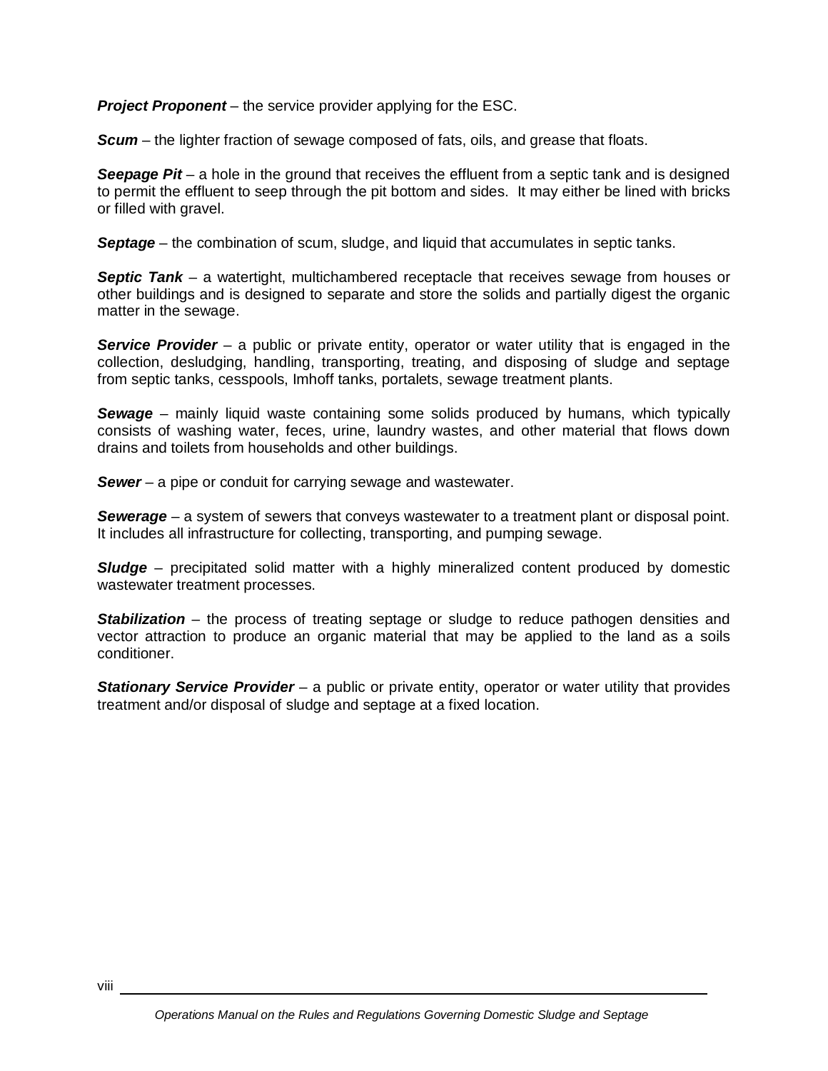***Project Proponent*** – the service provider applying for the ESC.

***Scum*** – the lighter fraction of sewage composed of fats, oils, and grease that floats.

***Seepage Pit*** – a hole in the ground that receives the effluent from a septic tank and is designed to permit the effluent to seep through the pit bottom and sides. It may either be lined with bricks or filled with gravel.

***Septage*** – the combination of scum, sludge, and liquid that accumulates in septic tanks.

***Septic Tank*** – a watertight, multichambered receptacle that receives sewage from houses or other buildings and is designed to separate and store the solids and partially digest the organic matter in the sewage.

***Service Provider*** – a public or private entity, operator or water utility that is engaged in the collection, desludging, handling, transporting, treating, and disposing of sludge and septage from septic tanks, cesspools, Imhoff tanks, portalets, sewage treatment plants.

***Sewage*** – mainly liquid waste containing some solids produced by humans, which typically consists of washing water, feces, urine, laundry wastes, and other material that flows down drains and toilets from households and other buildings.

***Sewer*** – a pipe or conduit for carrying sewage and wastewater.

***Sewerage*** – a system of sewers that conveys wastewater to a treatment plant or disposal point. It includes all infrastructure for collecting, transporting, and pumping sewage.

***Sludge*** – precipitated solid matter with a highly mineralized content produced by domestic wastewater treatment processes.

***Stabilization*** – the process of treating septage or sludge to reduce pathogen densities and vector attraction to produce an organic material that may be applied to the land as a soils conditioner.

***Stationary Service Provider*** – a public or private entity, operator or water utility that provides treatment and/or disposal of sludge and septage at a fixed location.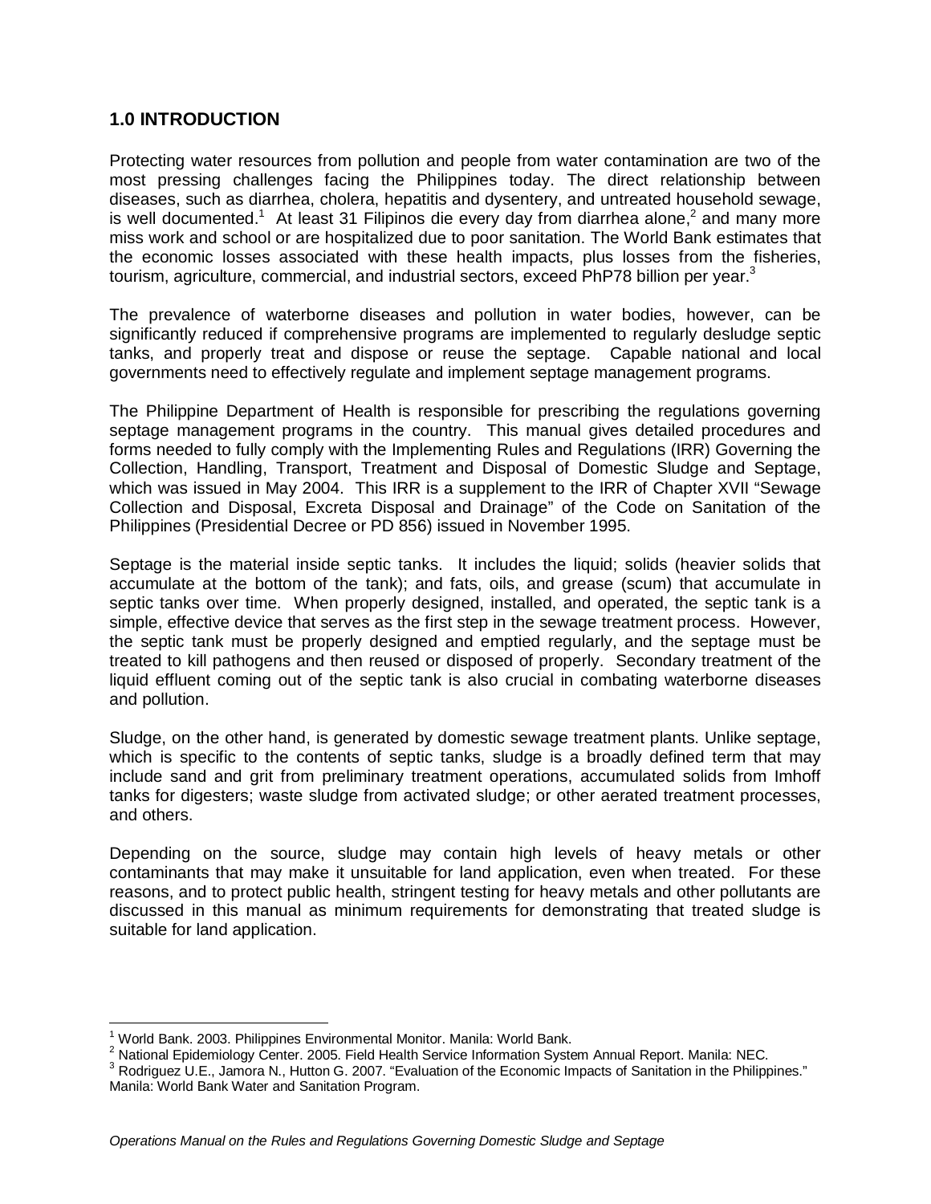## 1.0 INTRODUCTION

Protecting water resources from pollution and people from water contamination are two of the most pressing challenges facing the Philippines today. The direct relationship between diseases, such as diarrhea, cholera, hepatitis and dysentery, and untreated household sewage, is well documented.[1] At least 31 Filipinos die every day from diarrhea alone,[2] and many more miss work and school or are hospitalized due to poor sanitation. The World Bank estimates that the economic losses associated with these health impacts, plus losses from the fisheries, tourism, agriculture, commercial, and industrial sectors, exceed PhP78 billion per year.[3]

The prevalence of waterborne diseases and pollution in water bodies, however, can be significantly reduced if comprehensive programs are implemented to regularly desludge septic tanks, and properly treat and dispose or reuse the septage. Capable national and local governments need to effectively regulate and implement septage management programs.

The Philippine Department of Health is responsible for prescribing the regulations governing septage management programs in the country. This manual gives detailed procedures and forms needed to fully comply with the Implementing Rules and Regulations (IRR) Governing the Collection, Handling, Transport, Treatment and Disposal of Domestic Sludge and Septage, which was issued in May 2004. This IRR is a supplement to the IRR of Chapter XVII "Sewage Collection and Disposal, Excreta Disposal and Drainage" of the Code on Sanitation of the Philippines (Presidential Decree or PD 856) issued in November 1995.

Septage is the material inside septic tanks. It includes the liquid; solids (heavier solids that accumulate at the bottom of the tank); and fats, oils, and grease (scum) that accumulate in septic tanks over time. When properly designed, installed, and operated, the septic tank is a simple, effective device that serves as the first step in the sewage treatment process. However, the septic tank must be properly designed and emptied regularly, and the septage must be treated to kill pathogens and then reused or disposed of properly. Secondary treatment of the liquid effluent coming out of the septic tank is also crucial in combating waterborne diseases and pollution.

Sludge, on the other hand, is generated by domestic sewage treatment plants. Unlike septage, which is specific to the contents of septic tanks, sludge is a broadly defined term that may include sand and grit from preliminary treatment operations, accumulated solids from Imhoff tanks for digesters; waste sludge from activated sludge; or other aerated treatment processes, and others.

Depending on the source, sludge may contain high levels of heavy metals or other contaminants that may make it unsuitable for land application, even when treated. For these reasons, and to protect public health, stringent testing for heavy metals and other pollutants are discussed in this manual as minimum requirements for demonstrating that treated sludge is suitable for land application.

---

[1] World Bank. 2003. Philippines Environmental Monitor. Manila: World Bank.

[2] National Epidemiology Center. 2005. Field Health Service Information System Annual Report. Manila: NEC.

[3] Rodriguez U.E., Jamora N., Hutton G. 2007. "Evaluation of the Economic Impacts of Sanitation in the Philippines." Manila: World Bank Water and Sanitation Program.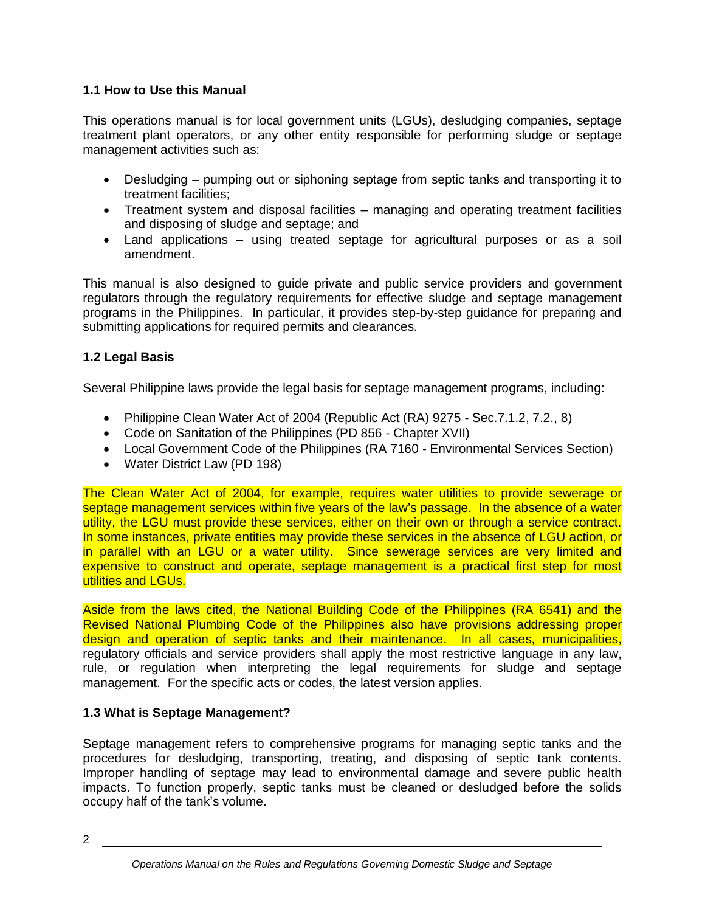### 1.1 How to Use this Manual

This operations manual is for local government units (LGUs), desludging companies, septage treatment plant operators, or any other entity responsible for performing sludge or septage management activities such as:

- Desludging – pumping out or siphoning septage from septic tanks and transporting it to treatment facilities;
- Treatment system and disposal facilities – managing and operating treatment facilities and disposing of sludge and septage; and
- Land applications – using treated septage for agricultural purposes or as a soil amendment.

This manual is also designed to guide private and public service providers and government regulators through the regulatory requirements for effective sludge and septage management programs in the Philippines. In particular, it provides step-by-step guidance for preparing and submitting applications for required permits and clearances.

### 1.2 Legal Basis

Several Philippine laws provide the legal basis for septage management programs, including:

- Philippine Clean Water Act of 2004 (Republic Act (RA) 9275 - Sec.7.1.2, 7.2., 8)
- Code on Sanitation of the Philippines (PD 856 - Chapter XVII)
- Local Government Code of the Philippines (RA 7160 - Environmental Services Section)
- Water District Law (PD 198)

The Clean Water Act of 2004, for example, requires water utilities to provide sewerage or septage management services within five years of the law's passage. In the absence of a water utility, the LGU must provide these services, either on their own or through a service contract. In some instances, private entities may provide these services in the absence of LGU action, or in parallel with an LGU or a water utility. Since sewerage services are very limited and expensive to construct and operate, septage management is a practical first step for most utilities and LGUs.

Aside from the laws cited, the National Building Code of the Philippines (RA 6541) and the Revised National Plumbing Code of the Philippines also have provisions addressing proper design and operation of septic tanks and their maintenance. In all cases, municipalities, regulatory officials and service providers shall apply the most restrictive language in any law, rule, or regulation when interpreting the legal requirements for sludge and septage management. For the specific acts or codes, the latest version applies.

### 1.3 What is Septage Management?

Septage management refers to comprehensive programs for managing septic tanks and the procedures for desludging, transporting, treating, and disposing of septic tank contents. Improper handling of septage may lead to environmental damage and severe public health impacts. To function properly, septic tanks must be cleaned or desludged before the solids occupy half of the tank's volume.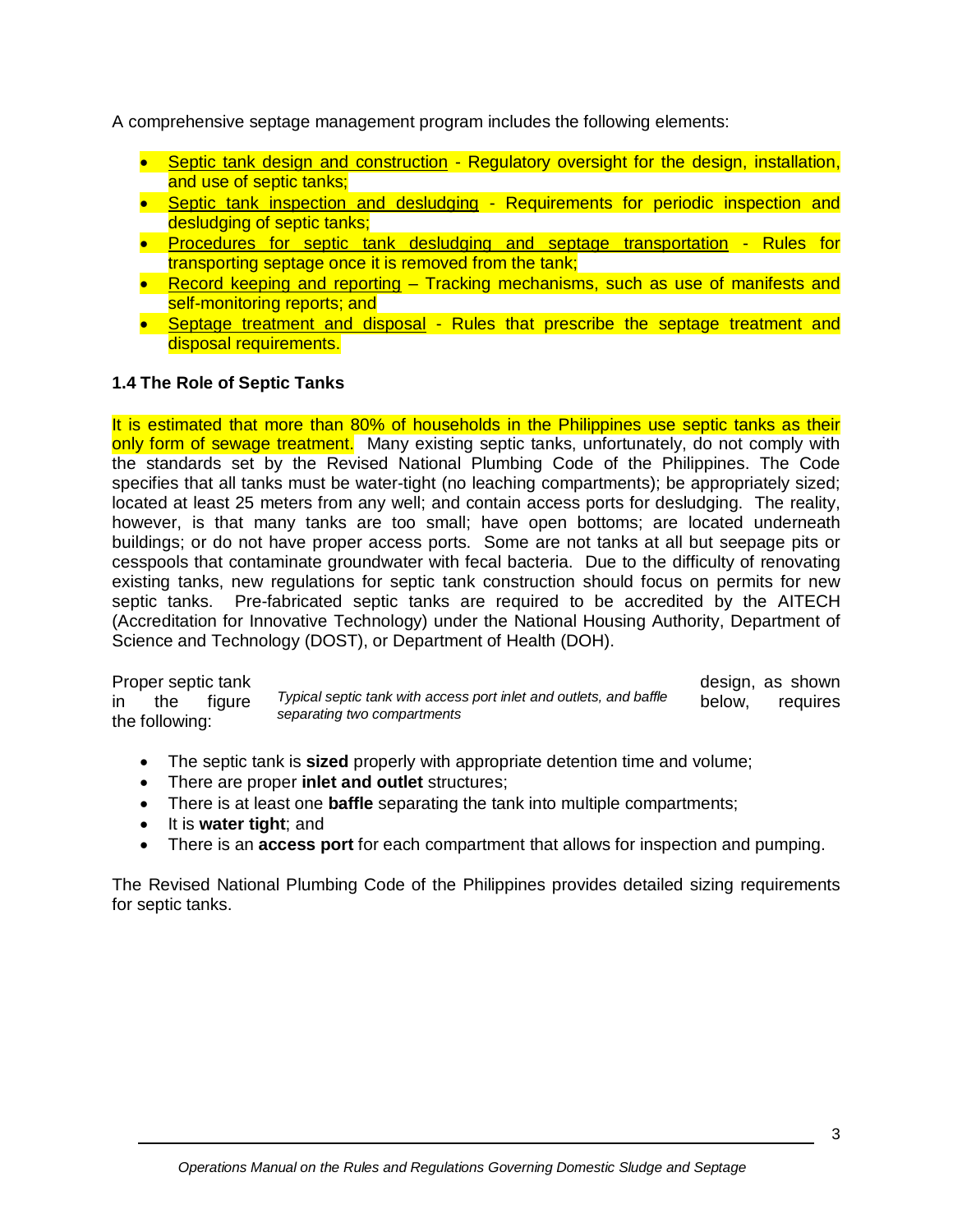A comprehensive septage management program includes the following elements:

- Septic tank design and construction - Regulatory oversight for the design, installation, and use of septic tanks;
- Septic tank inspection and desludging - Requirements for periodic inspection and desludging of septic tanks;
- Procedures for septic tank desludging and septage transportation - Rules for transporting septage once it is removed from the tank;
- Record keeping and reporting – Tracking mechanisms, such as use of manifests and self-monitoring reports; and
- Septage treatment and disposal - Rules that prescribe the septage treatment and disposal requirements.

### 1.4 The Role of Septic Tanks

It is estimated that more than 80% of households in the Philippines use septic tanks as their only form of sewage treatment. Many existing septic tanks, unfortunately, do not comply with the standards set by the Revised National Plumbing Code of the Philippines. The Code specifies that all tanks must be water-tight (no leaching compartments); be appropriately sized; located at least 25 meters from any well; and contain access ports for desludging. The reality, however, is that many tanks are too small; have open bottoms; are located underneath buildings; or do not have proper access ports. Some are not tanks at all but seepage pits or cesspools that contaminate groundwater with fecal bacteria. Due to the difficulty of renovating existing tanks, new regulations for septic tank construction should focus on permits for new septic tanks. Pre-fabricated septic tanks are required to be accredited by the AITECH (Accreditation for Innovative Technology) under the National Housing Authority, Department of Science and Technology (DOST), or Department of Health (DOH).

*Typical septic tank with access port inlet and outlets, and baffle separating two compartments*

Proper septic tank design, as shown in the figure below, requires the following:

- The septic tank is **sized** properly with appropriate detention time and volume;
- There are proper **inlet and outlet** structures;
- There is at least one **baffle** separating the tank into multiple compartments;
- It is **water tight**; and
- There is an **access port** for each compartment that allows for inspection and pumping.

The Revised National Plumbing Code of the Philippines provides detailed sizing requirements for septic tanks.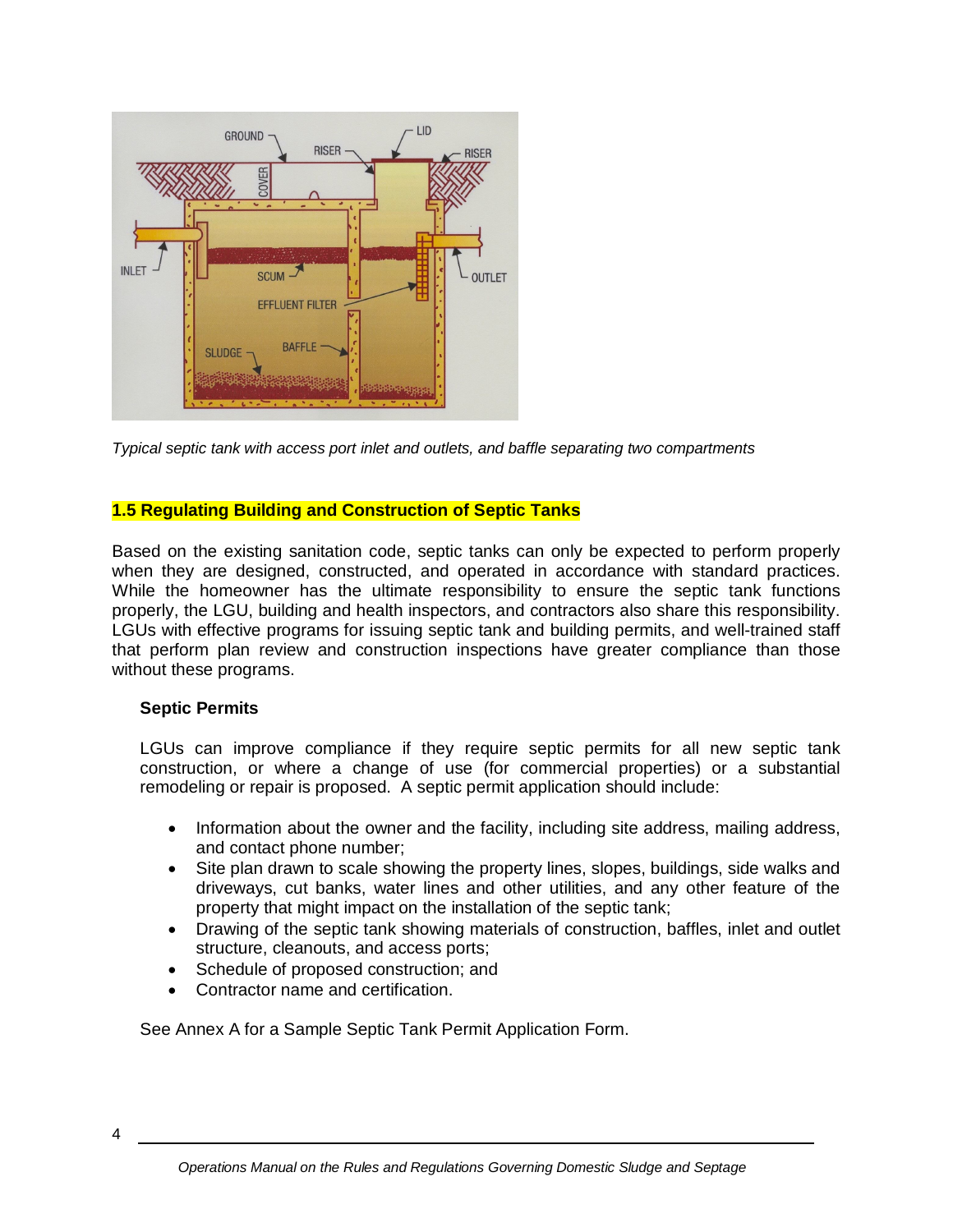*Typical septic tank with access port inlet and outlets, and baffle separating two compartments*

## 1.5 Regulating Building and Construction of Septic Tanks

Based on the existing sanitation code, septic tanks can only be expected to perform properly when they are designed, constructed, and operated in accordance with standard practices. While the homeowner has the ultimate responsibility to ensure the septic tank functions properly, the LGU, building and health inspectors, and contractors also share this responsibility. LGUs with effective programs for issuing septic tank and building permits, and well-trained staff that perform plan review and construction inspections have greater compliance than those without these programs.

### Septic Permits

LGUs can improve compliance if they require septic permits for all new septic tank construction, or where a change of use (for commercial properties) or a substantial remodeling or repair is proposed. A septic permit application should include:

- Information about the owner and the facility, including site address, mailing address, and contact phone number;
- Site plan drawn to scale showing the property lines, slopes, buildings, side walks and driveways, cut banks, water lines and other utilities, and any other feature of the property that might impact on the installation of the septic tank;
- Drawing of the septic tank showing materials of construction, baffles, inlet and outlet structure, cleanouts, and access ports;
- Schedule of proposed construction; and
- Contractor name and certification.

See Annex A for a Sample Septic Tank Permit Application Form.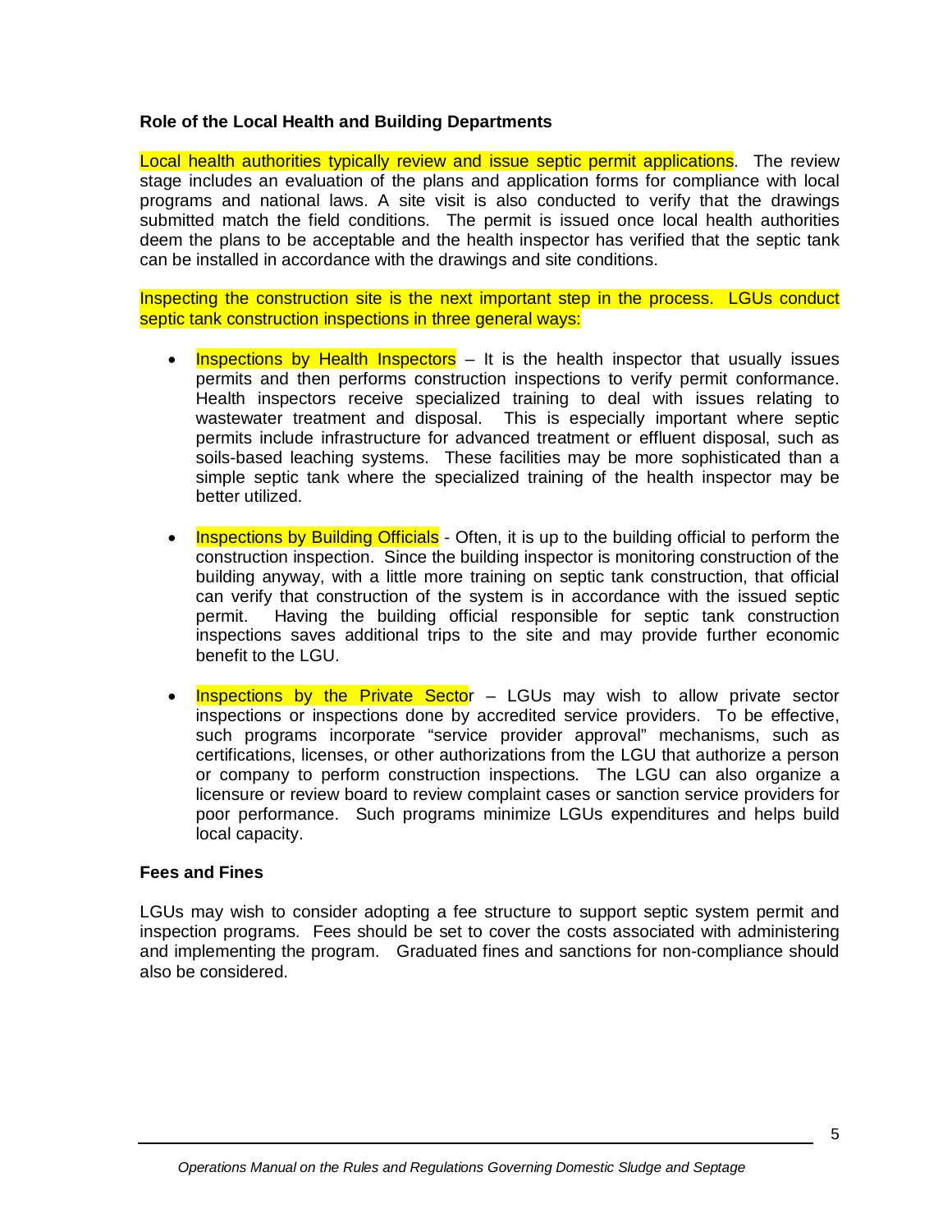**Role of the Local Health and Building Departments**

Local health authorities typically review and issue septic permit applications. The review stage includes an evaluation of the plans and application forms for compliance with local programs and national laws. A site visit is also conducted to verify that the drawings submitted match the field conditions. The permit is issued once local health authorities deem the plans to be acceptable and the health inspector has verified that the septic tank can be installed in accordance with the drawings and site conditions.

Inspecting the construction site is the next important step in the process. LGUs conduct septic tank construction inspections in three general ways:

- Inspections by Health Inspectors – It is the health inspector that usually issues permits and then performs construction inspections to verify permit conformance. Health inspectors receive specialized training to deal with issues relating to wastewater treatment and disposal. This is especially important where septic permits include infrastructure for advanced treatment or effluent disposal, such as soils-based leaching systems. These facilities may be more sophisticated than a simple septic tank where the specialized training of the health inspector may be better utilized.

- Inspections by Building Officials - Often, it is up to the building official to perform the construction inspection. Since the building inspector is monitoring construction of the building anyway, with a little more training on septic tank construction, that official can verify that construction of the system is in accordance with the issued septic permit. Having the building official responsible for septic tank construction inspections saves additional trips to the site and may provide further economic benefit to the LGU.

- Inspections by the Private Sector – LGUs may wish to allow private sector inspections or inspections done by accredited service providers. To be effective, such programs incorporate "service provider approval" mechanisms, such as certifications, licenses, or other authorizations from the LGU that authorize a person or company to perform construction inspections. The LGU can also organize a licensure or review board to review complaint cases or sanction service providers for poor performance. Such programs minimize LGUs expenditures and helps build local capacity.

**Fees and Fines**

LGUs may wish to consider adopting a fee structure to support septic system permit and inspection programs. Fees should be set to cover the costs associated with administering and implementing the program. Graduated fines and sanctions for non-compliance should also be considered.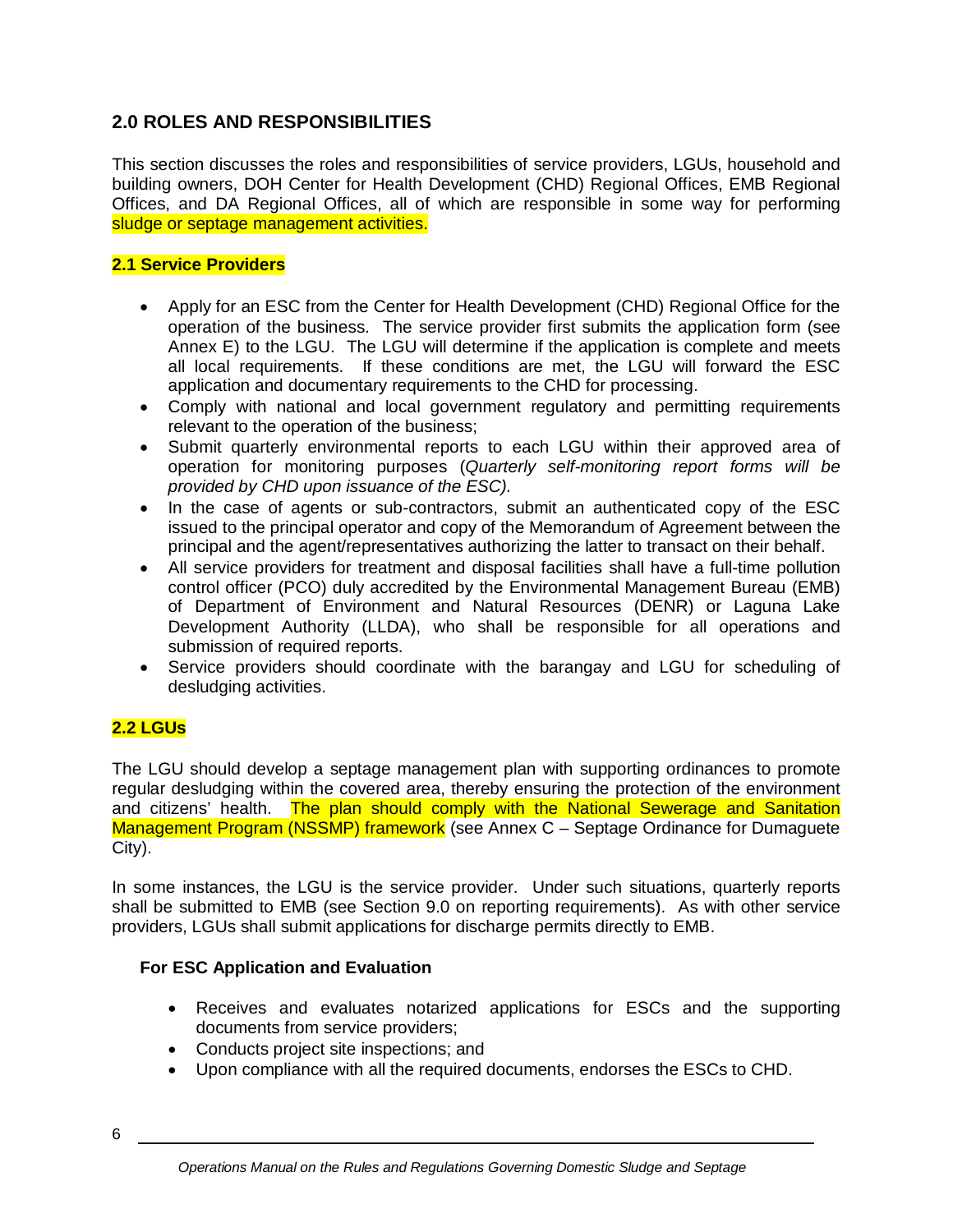## 2.0 ROLES AND RESPONSIBILITIES

This section discusses the roles and responsibilities of service providers, LGUs, household and building owners, DOH Center for Health Development (CHD) Regional Offices, EMB Regional Offices, and DA Regional Offices, all of which are responsible in some way for performing sludge or septage management activities.

### 2.1 Service Providers

- Apply for an ESC from the Center for Health Development (CHD) Regional Office for the operation of the business. The service provider first submits the application form (see Annex E) to the LGU. The LGU will determine if the application is complete and meets all local requirements. If these conditions are met, the LGU will forward the ESC application and documentary requirements to the CHD for processing.
- Comply with national and local government regulatory and permitting requirements relevant to the operation of the business;
- Submit quarterly environmental reports to each LGU within their approved area of operation for monitoring purposes (*Quarterly self-monitoring report forms will be provided by CHD upon issuance of the ESC).*
- In the case of agents or sub-contractors, submit an authenticated copy of the ESC issued to the principal operator and copy of the Memorandum of Agreement between the principal and the agent/representatives authorizing the latter to transact on their behalf.
- All service providers for treatment and disposal facilities shall have a full-time pollution control officer (PCO) duly accredited by the Environmental Management Bureau (EMB) of Department of Environment and Natural Resources (DENR) or Laguna Lake Development Authority (LLDA), who shall be responsible for all operations and submission of required reports.
- Service providers should coordinate with the barangay and LGU for scheduling of desludging activities.

### 2.2 LGUs

The LGU should develop a septage management plan with supporting ordinances to promote regular desludging within the covered area, thereby ensuring the protection of the environment and citizens' health. The plan should comply with the National Sewerage and Sanitation Management Program (NSSMP) framework (see Annex C – Septage Ordinance for Dumaguete City).

In some instances, the LGU is the service provider. Under such situations, quarterly reports shall be submitted to EMB (see Section 9.0 on reporting requirements). As with other service providers, LGUs shall submit applications for discharge permits directly to EMB.

**For ESC Application and Evaluation**

- Receives and evaluates notarized applications for ESCs and the supporting documents from service providers;
- Conducts project site inspections; and
- Upon compliance with all the required documents, endorses the ESCs to CHD.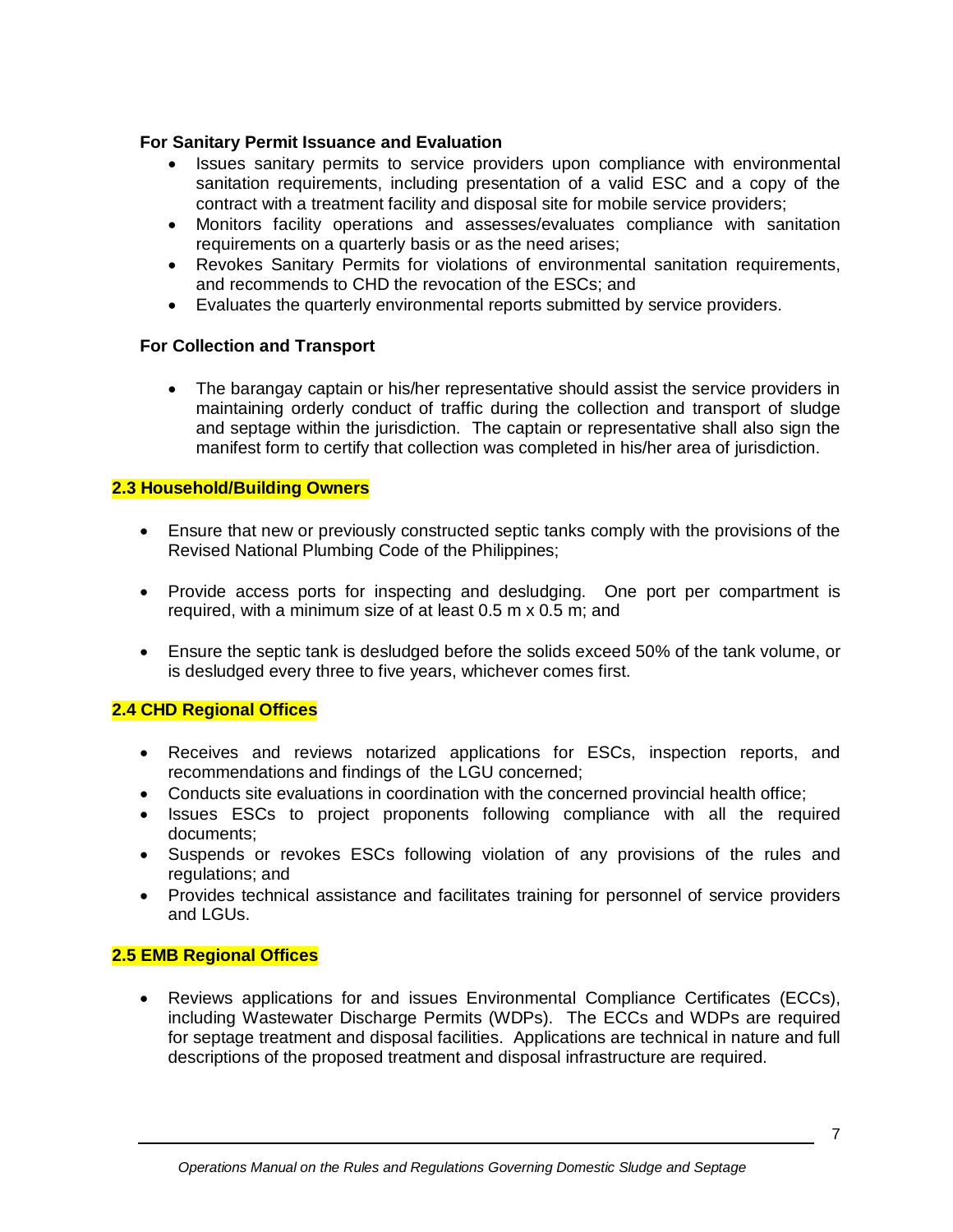**For Sanitary Permit Issuance and Evaluation**

- Issues sanitary permits to service providers upon compliance with environmental sanitation requirements, including presentation of a valid ESC and a copy of the contract with a treatment facility and disposal site for mobile service providers;
- Monitors facility operations and assesses/evaluates compliance with sanitation requirements on a quarterly basis or as the need arises;
- Revokes Sanitary Permits for violations of environmental sanitation requirements, and recommends to CHD the revocation of the ESCs; and
- Evaluates the quarterly environmental reports submitted by service providers.

**For Collection and Transport**

- The barangay captain or his/her representative should assist the service providers in maintaining orderly conduct of traffic during the collection and transport of sludge and septage within the jurisdiction. The captain or representative shall also sign the manifest form to certify that collection was completed in his/her area of jurisdiction.

### 2.3 Household/Building Owners

- Ensure that new or previously constructed septic tanks comply with the provisions of the Revised National Plumbing Code of the Philippines;

- Provide access ports for inspecting and desludging. One port per compartment is required, with a minimum size of at least 0.5 m x 0.5 m; and

- Ensure the septic tank is desludged before the solids exceed 50% of the tank volume, or is desludged every three to five years, whichever comes first.

### 2.4 CHD Regional Offices

- Receives and reviews notarized applications for ESCs, inspection reports, and recommendations and findings of the LGU concerned;
- Conducts site evaluations in coordination with the concerned provincial health office;
- Issues ESCs to project proponents following compliance with all the required documents;
- Suspends or revokes ESCs following violation of any provisions of the rules and regulations; and
- Provides technical assistance and facilitates training for personnel of service providers and LGUs.

### 2.5 EMB Regional Offices

- Reviews applications for and issues Environmental Compliance Certificates (ECCs), including Wastewater Discharge Permits (WDPs). The ECCs and WDPs are required for septage treatment and disposal facilities. Applications are technical in nature and full descriptions of the proposed treatment and disposal infrastructure are required.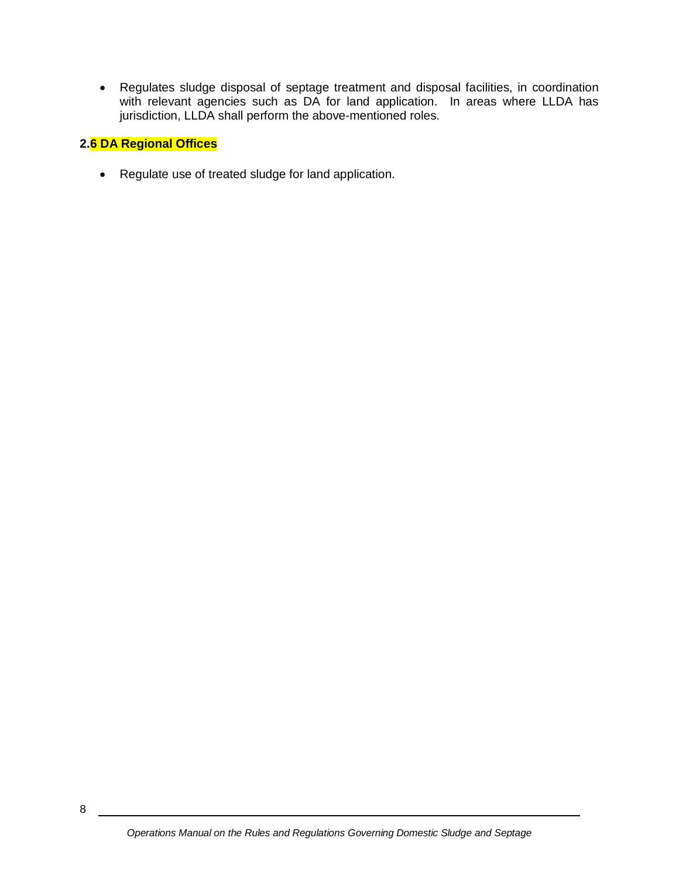- Regulates sludge disposal of septage treatment and disposal facilities, in coordination with relevant agencies such as DA for land application. In areas where LLDA has jurisdiction, LLDA shall perform the above-mentioned roles.

## 2.6 DA Regional Offices

- Regulate use of treated sludge for land application.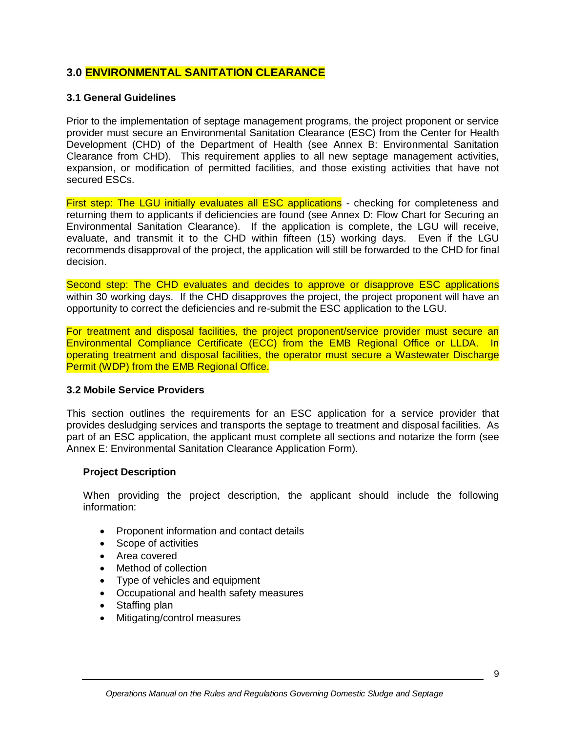## 3.0 ENVIRONMENTAL SANITATION CLEARANCE

### 3.1 General Guidelines

Prior to the implementation of septage management programs, the project proponent or service provider must secure an Environmental Sanitation Clearance (ESC) from the Center for Health Development (CHD) of the Department of Health (see Annex B: Environmental Sanitation Clearance from CHD). This requirement applies to all new septage management activities, expansion, or modification of permitted facilities, and those existing activities that have not secured ESCs.

First step: The LGU initially evaluates all ESC applications - checking for completeness and returning them to applicants if deficiencies are found (see Annex D: Flow Chart for Securing an Environmental Sanitation Clearance). If the application is complete, the LGU will receive, evaluate, and transmit it to the CHD within fifteen (15) working days. Even if the LGU recommends disapproval of the project, the application will still be forwarded to the CHD for final decision.

Second step: The CHD evaluates and decides to approve or disapprove ESC applications within 30 working days. If the CHD disapproves the project, the project proponent will have an opportunity to correct the deficiencies and re-submit the ESC application to the LGU.

For treatment and disposal facilities, the project proponent/service provider must secure an Environmental Compliance Certificate (ECC) from the EMB Regional Office or LLDA. In operating treatment and disposal facilities, the operator must secure a Wastewater Discharge Permit (WDP) from the EMB Regional Office.

### 3.2 Mobile Service Providers

This section outlines the requirements for an ESC application for a service provider that provides desludging services and transports the septage to treatment and disposal facilities. As part of an ESC application, the applicant must complete all sections and notarize the form (see Annex E: Environmental Sanitation Clearance Application Form).

#### Project Description

When providing the project description, the applicant should include the following information:

- Proponent information and contact details
- Scope of activities
- Area covered
- Method of collection
- Type of vehicles and equipment
- Occupational and health safety measures
- Staffing plan
- Mitigating/control measures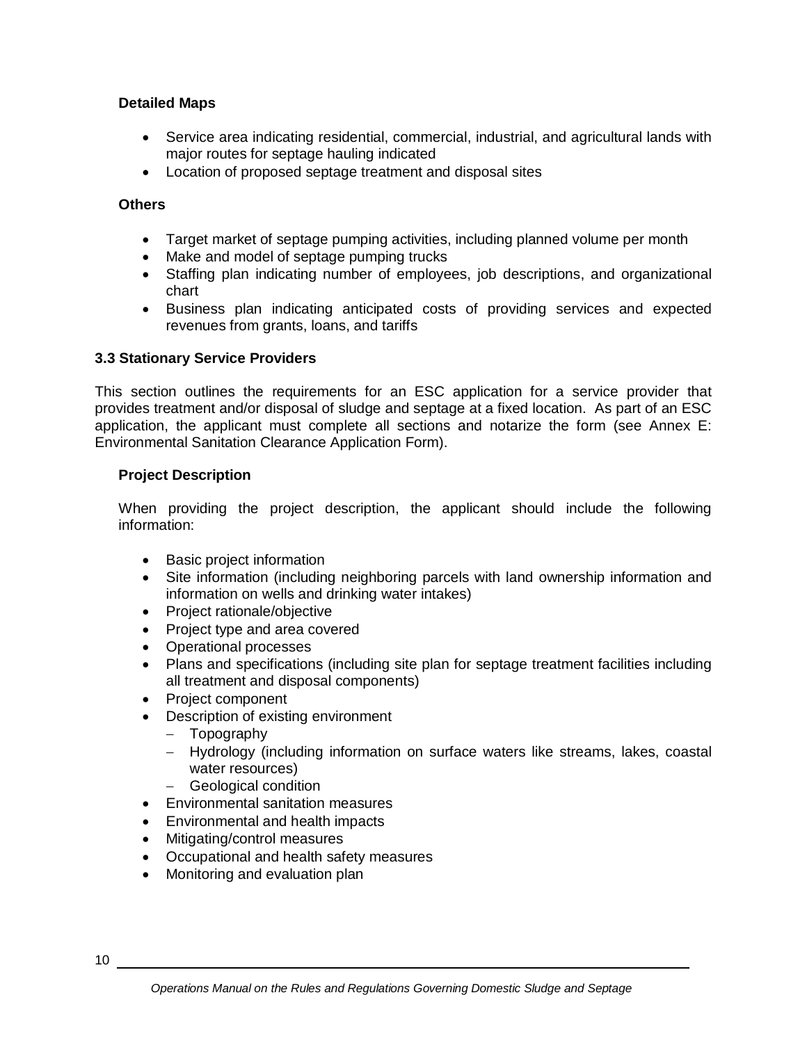**Detailed Maps**

- Service area indicating residential, commercial, industrial, and agricultural lands with major routes for septage hauling indicated
- Location of proposed septage treatment and disposal sites

**Others**

- Target market of septage pumping activities, including planned volume per month
- Make and model of septage pumping trucks
- Staffing plan indicating number of employees, job descriptions, and organizational chart
- Business plan indicating anticipated costs of providing services and expected revenues from grants, loans, and tariffs

### 3.3 Stationary Service Providers

This section outlines the requirements for an ESC application for a service provider that provides treatment and/or disposal of sludge and septage at a fixed location. As part of an ESC application, the applicant must complete all sections and notarize the form (see Annex E: Environmental Sanitation Clearance Application Form).

**Project Description**

When providing the project description, the applicant should include the following information:

- Basic project information
- Site information (including neighboring parcels with land ownership information and information on wells and drinking water intakes)
- Project rationale/objective
- Project type and area covered
- Operational processes
- Plans and specifications (including site plan for septage treatment facilities including all treatment and disposal components)
- Project component
- Description of existing environment
  - Topography
  - Hydrology (including information on surface waters like streams, lakes, coastal water resources)
  - Geological condition
- Environmental sanitation measures
- Environmental and health impacts
- Mitigating/control measures
- Occupational and health safety measures
- Monitoring and evaluation plan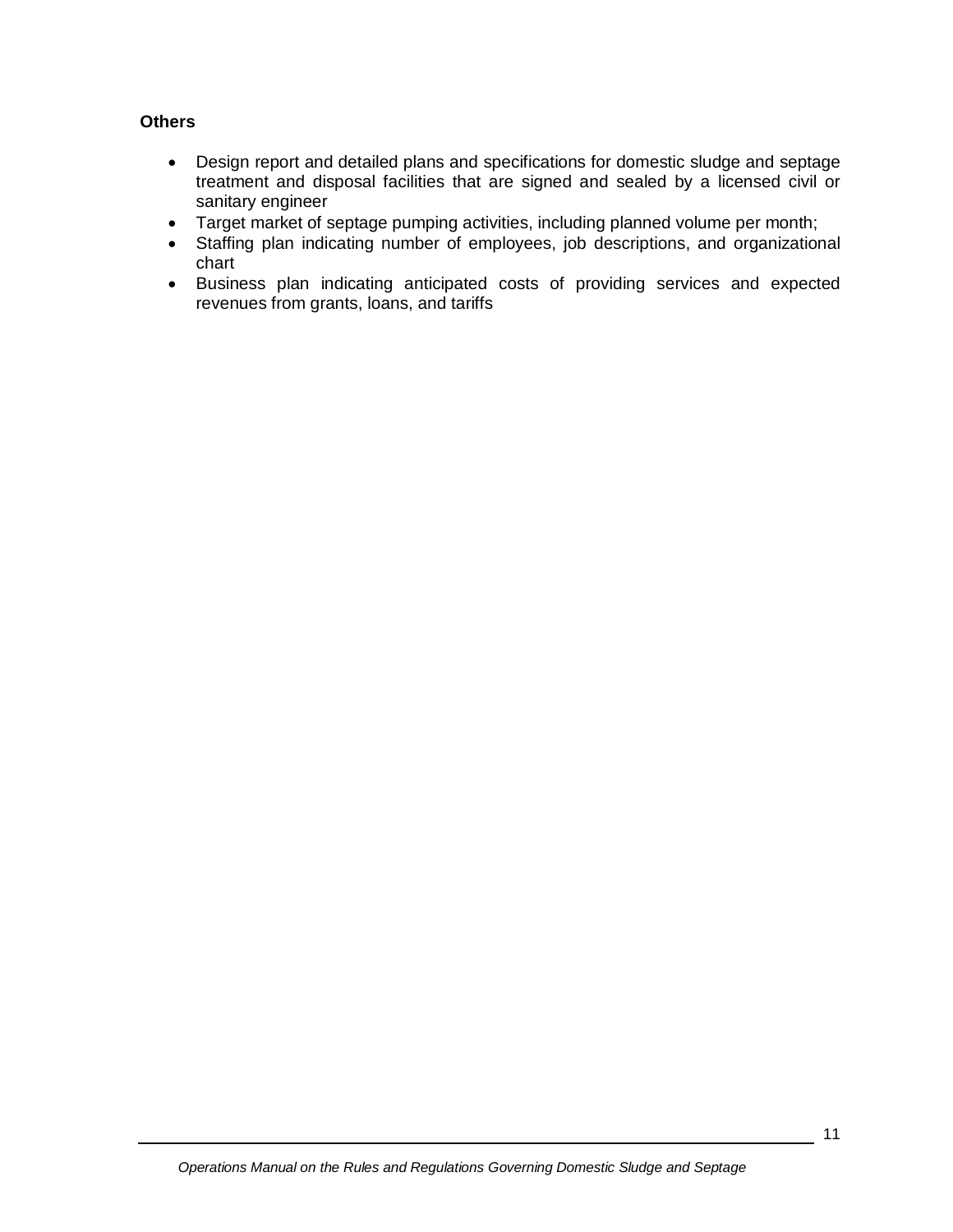**Others**

- Design report and detailed plans and specifications for domestic sludge and septage treatment and disposal facilities that are signed and sealed by a licensed civil or sanitary engineer
- Target market of septage pumping activities, including planned volume per month;
- Staffing plan indicating number of employees, job descriptions, and organizational chart
- Business plan indicating anticipated costs of providing services and expected revenues from grants, loans, and tariffs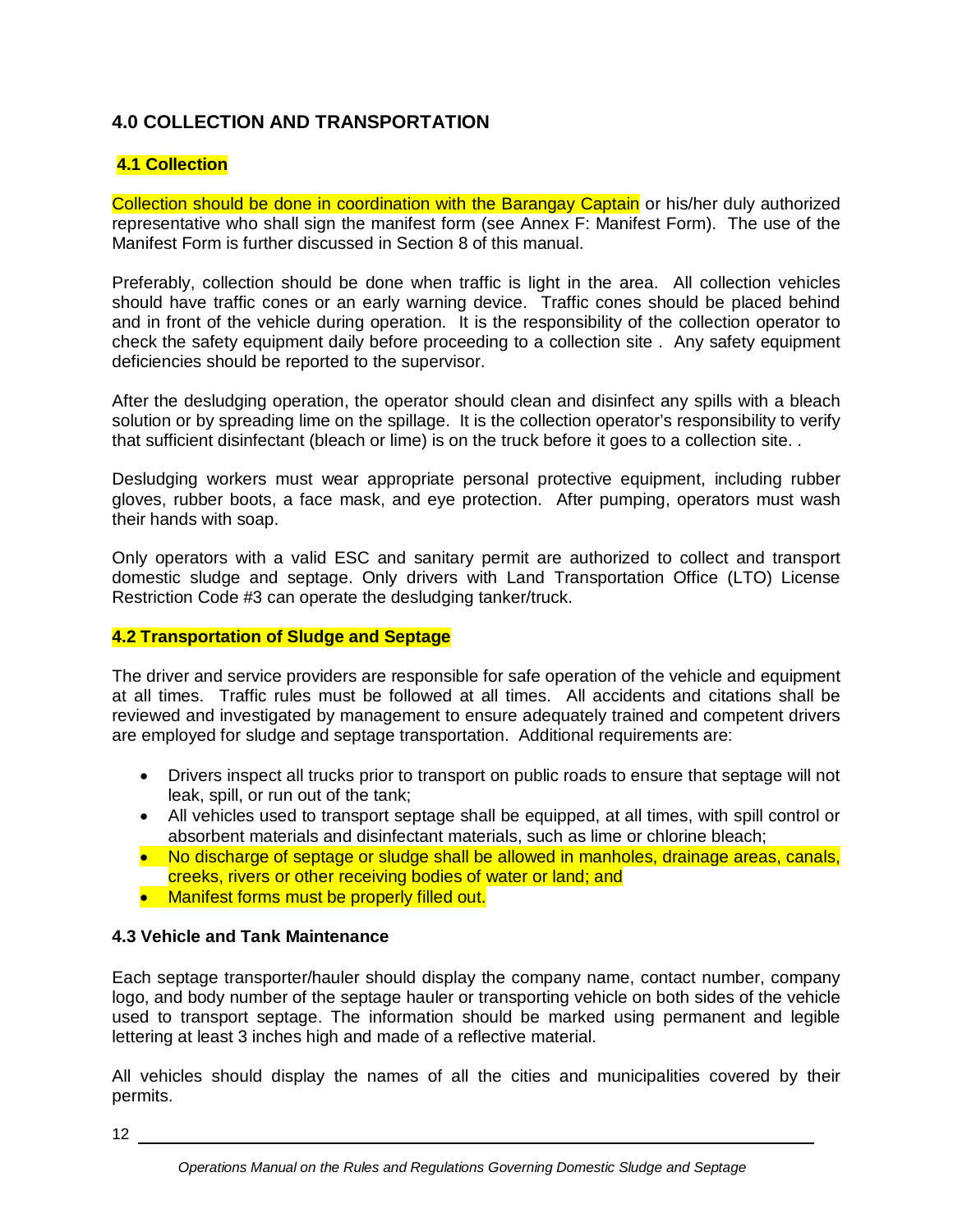## 4.0 COLLECTION AND TRANSPORTATION

### 4.1 Collection

Collection should be done in coordination with the Barangay Captain or his/her duly authorized representative who shall sign the manifest form (see Annex F: Manifest Form). The use of the Manifest Form is further discussed in Section 8 of this manual.

Preferably, collection should be done when traffic is light in the area. All collection vehicles should have traffic cones or an early warning device. Traffic cones should be placed behind and in front of the vehicle during operation. It is the responsibility of the collection operator to check the safety equipment daily before proceeding to a collection site . Any safety equipment deficiencies should be reported to the supervisor.

After the desludging operation, the operator should clean and disinfect any spills with a bleach solution or by spreading lime on the spillage. It is the collection operator's responsibility to verify that sufficient disinfectant (bleach or lime) is on the truck before it goes to a collection site. .

Desludging workers must wear appropriate personal protective equipment, including rubber gloves, rubber boots, a face mask, and eye protection. After pumping, operators must wash their hands with soap.

Only operators with a valid ESC and sanitary permit are authorized to collect and transport domestic sludge and septage. Only drivers with Land Transportation Office (LTO) License Restriction Code #3 can operate the desludging tanker/truck.

### 4.2 Transportation of Sludge and Septage

The driver and service providers are responsible for safe operation of the vehicle and equipment at all times. Traffic rules must be followed at all times. All accidents and citations shall be reviewed and investigated by management to ensure adequately trained and competent drivers are employed for sludge and septage transportation. Additional requirements are:

- Drivers inspect all trucks prior to transport on public roads to ensure that septage will not leak, spill, or run out of the tank;
- All vehicles used to transport septage shall be equipped, at all times, with spill control or absorbent materials and disinfectant materials, such as lime or chlorine bleach;
- No discharge of septage or sludge shall be allowed in manholes, drainage areas, canals, creeks, rivers or other receiving bodies of water or land; and
- Manifest forms must be properly filled out.

### 4.3 Vehicle and Tank Maintenance

Each septage transporter/hauler should display the company name, contact number, company logo, and body number of the septage hauler or transporting vehicle on both sides of the vehicle used to transport septage. The information should be marked using permanent and legible lettering at least 3 inches high and made of a reflective material.

All vehicles should display the names of all the cities and municipalities covered by their permits.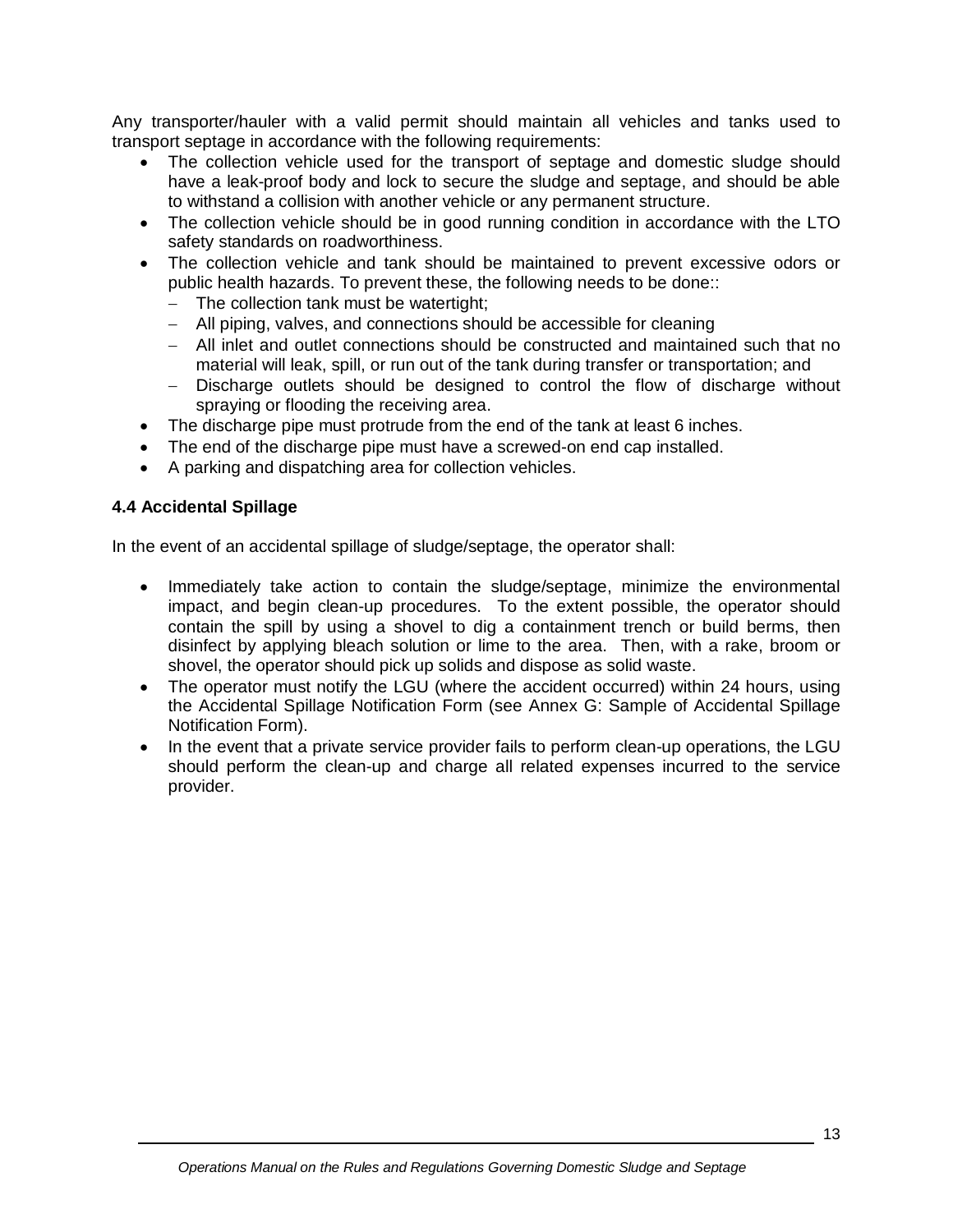Any transporter/hauler with a valid permit should maintain all vehicles and tanks used to transport septage in accordance with the following requirements:

- The collection vehicle used for the transport of septage and domestic sludge should have a leak-proof body and lock to secure the sludge and septage, and should be able to withstand a collision with another vehicle or any permanent structure.
- The collection vehicle should be in good running condition in accordance with the LTO safety standards on roadworthiness.
- The collection vehicle and tank should be maintained to prevent excessive odors or public health hazards. To prevent these, the following needs to be done::
  - The collection tank must be watertight;
  - All piping, valves, and connections should be accessible for cleaning
  - All inlet and outlet connections should be constructed and maintained such that no material will leak, spill, or run out of the tank during transfer or transportation; and
  - Discharge outlets should be designed to control the flow of discharge without spraying or flooding the receiving area.
- The discharge pipe must protrude from the end of the tank at least 6 inches.
- The end of the discharge pipe must have a screwed-on end cap installed.
- A parking and dispatching area for collection vehicles.

### 4.4 Accidental Spillage

In the event of an accidental spillage of sludge/septage, the operator shall:

- Immediately take action to contain the sludge/septage, minimize the environmental impact, and begin clean-up procedures. To the extent possible, the operator should contain the spill by using a shovel to dig a containment trench or build berms, then disinfect by applying bleach solution or lime to the area. Then, with a rake, broom or shovel, the operator should pick up solids and dispose as solid waste.
- The operator must notify the LGU (where the accident occurred) within 24 hours, using the Accidental Spillage Notification Form (see Annex G: Sample of Accidental Spillage Notification Form).
- In the event that a private service provider fails to perform clean-up operations, the LGU should perform the clean-up and charge all related expenses incurred to the service provider.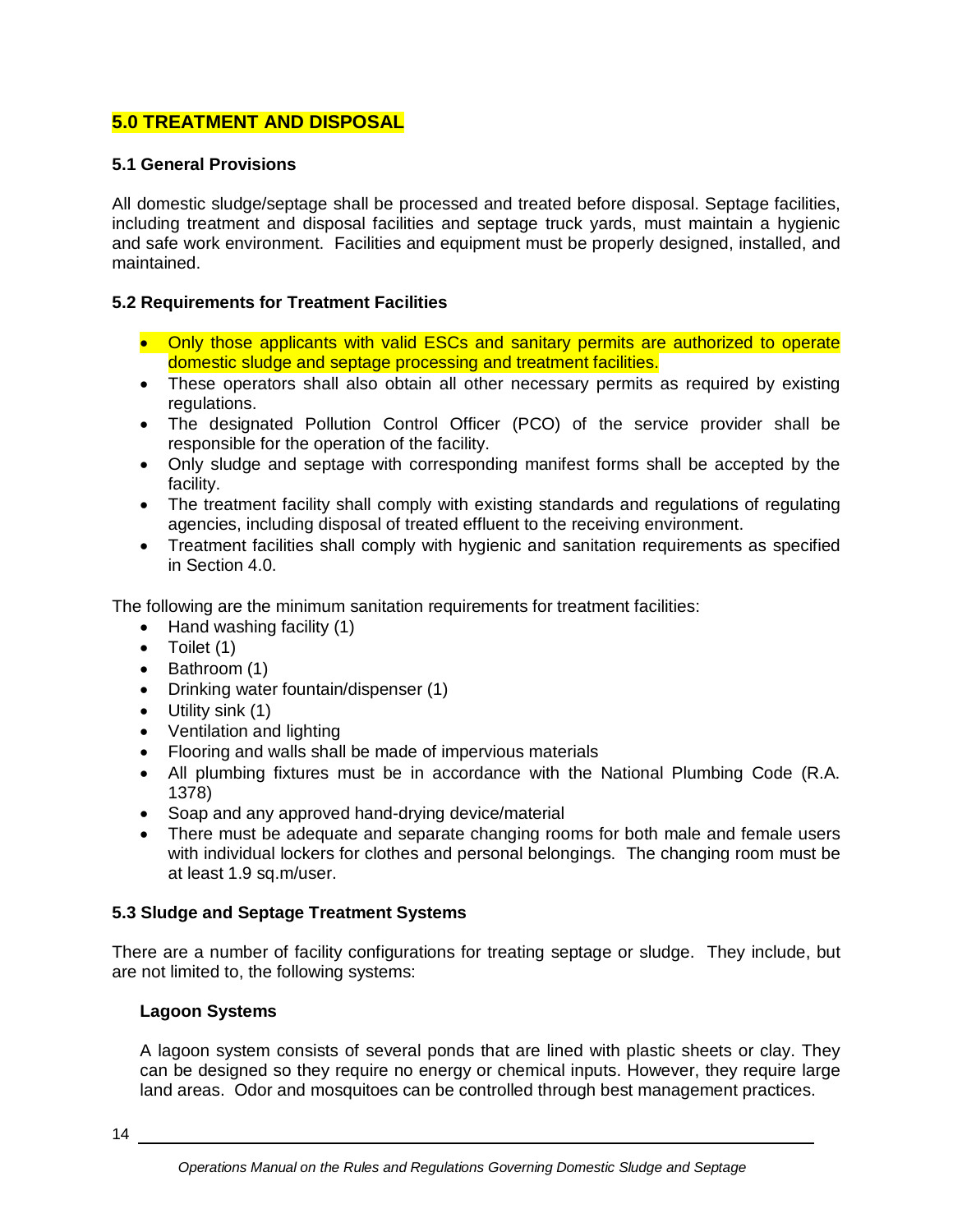## 5.0 TREATMENT AND DISPOSAL

### 5.1 General Provisions

All domestic sludge/septage shall be processed and treated before disposal. Septage facilities, including treatment and disposal facilities and septage truck yards, must maintain a hygienic and safe work environment. Facilities and equipment must be properly designed, installed, and maintained.

### 5.2 Requirements for Treatment Facilities

- Only those applicants with valid ESCs and sanitary permits are authorized to operate domestic sludge and septage processing and treatment facilities.
- These operators shall also obtain all other necessary permits as required by existing regulations.
- The designated Pollution Control Officer (PCO) of the service provider shall be responsible for the operation of the facility.
- Only sludge and septage with corresponding manifest forms shall be accepted by the facility.
- The treatment facility shall comply with existing standards and regulations of regulating agencies, including disposal of treated effluent to the receiving environment.
- Treatment facilities shall comply with hygienic and sanitation requirements as specified in Section 4.0.

The following are the minimum sanitation requirements for treatment facilities:

- Hand washing facility (1)
- Toilet (1)
- Bathroom (1)
- Drinking water fountain/dispenser (1)
- Utility sink (1)
- Ventilation and lighting
- Flooring and walls shall be made of impervious materials
- All plumbing fixtures must be in accordance with the National Plumbing Code (R.A. 1378)
- Soap and any approved hand-drying device/material
- There must be adequate and separate changing rooms for both male and female users with individual lockers for clothes and personal belongings. The changing room must be at least 1.9 sq.m/user.

### 5.3 Sludge and Septage Treatment Systems

There are a number of facility configurations for treating septage or sludge. They include, but are not limited to, the following systems:

#### Lagoon Systems

A lagoon system consists of several ponds that are lined with plastic sheets or clay. They can be designed so they require no energy or chemical inputs. However, they require large land areas. Odor and mosquitoes can be controlled through best management practices.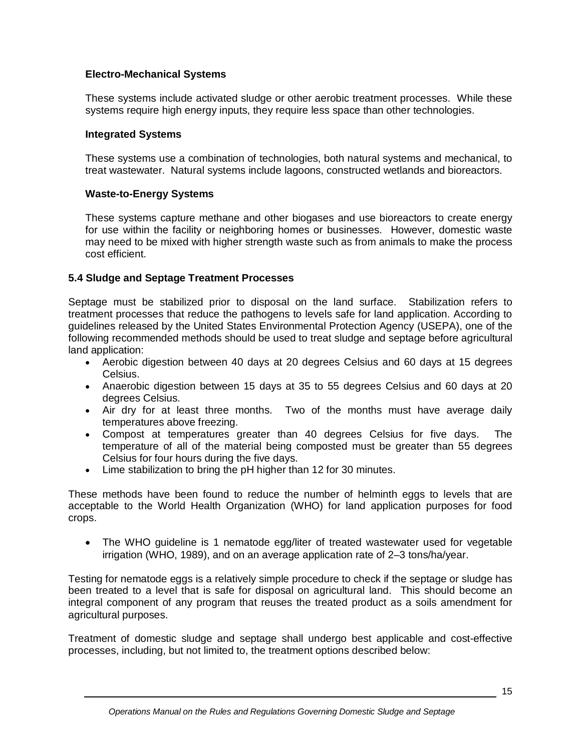**Electro-Mechanical Systems**

These systems include activated sludge or other aerobic treatment processes. While these systems require high energy inputs, they require less space than other technologies.

**Integrated Systems**

These systems use a combination of technologies, both natural systems and mechanical, to treat wastewater. Natural systems include lagoons, constructed wetlands and bioreactors.

**Waste-to-Energy Systems**

These systems capture methane and other biogases and use bioreactors to create energy for use within the facility or neighboring homes or businesses. However, domestic waste may need to be mixed with higher strength waste such as from animals to make the process cost efficient.

### 5.4 Sludge and Septage Treatment Processes

Septage must be stabilized prior to disposal on the land surface. Stabilization refers to treatment processes that reduce the pathogens to levels safe for land application. According to guidelines released by the United States Environmental Protection Agency (USEPA), one of the following recommended methods should be used to treat sludge and septage before agricultural land application:

- Aerobic digestion between 40 days at 20 degrees Celsius and 60 days at 15 degrees Celsius.
- Anaerobic digestion between 15 days at 35 to 55 degrees Celsius and 60 days at 20 degrees Celsius.
- Air dry for at least three months. Two of the months must have average daily temperatures above freezing.
- Compost at temperatures greater than 40 degrees Celsius for five days. The temperature of all of the material being composted must be greater than 55 degrees Celsius for four hours during the five days.
- Lime stabilization to bring the pH higher than 12 for 30 minutes.

These methods have been found to reduce the number of helminth eggs to levels that are acceptable to the World Health Organization (WHO) for land application purposes for food crops.

- The WHO guideline is 1 nematode egg/liter of treated wastewater used for vegetable irrigation (WHO, 1989), and on an average application rate of 2–3 tons/ha/year.

Testing for nematode eggs is a relatively simple procedure to check if the septage or sludge has been treated to a level that is safe for disposal on agricultural land. This should become an integral component of any program that reuses the treated product as a soils amendment for agricultural purposes.

Treatment of domestic sludge and septage shall undergo best applicable and cost-effective processes, including, but not limited to, the treatment options described below: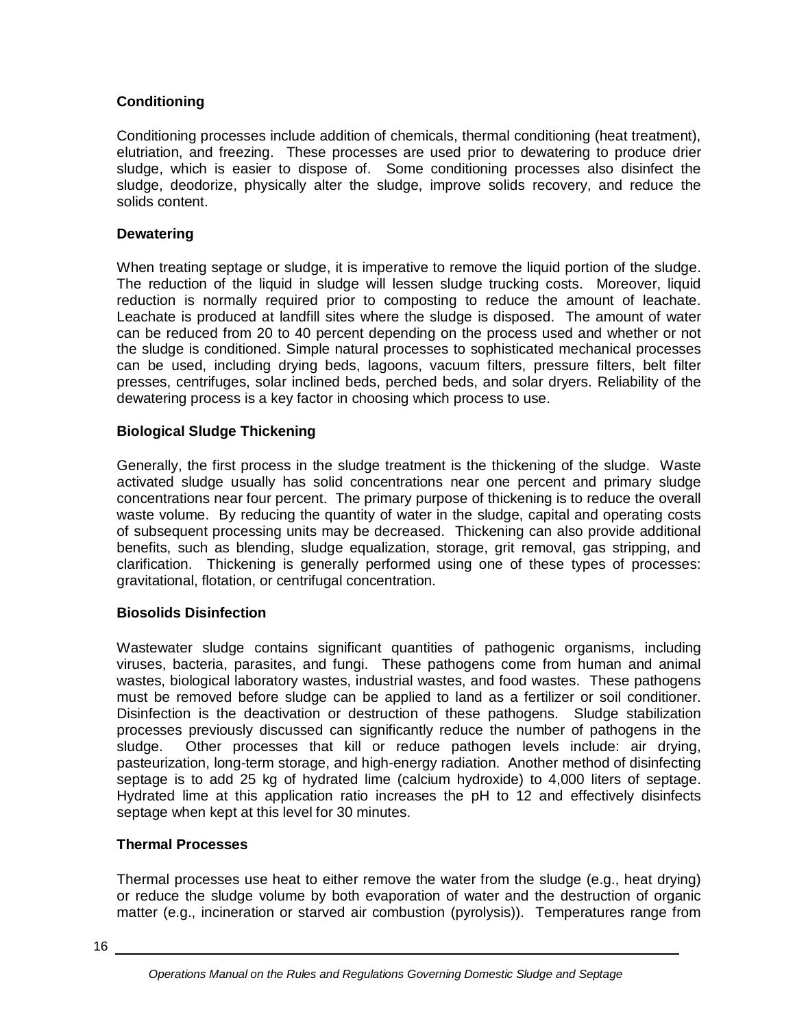### Conditioning

Conditioning processes include addition of chemicals, thermal conditioning (heat treatment), elutriation, and freezing. These processes are used prior to dewatering to produce drier sludge, which is easier to dispose of. Some conditioning processes also disinfect the sludge, deodorize, physically alter the sludge, improve solids recovery, and reduce the solids content.

### Dewatering

When treating septage or sludge, it is imperative to remove the liquid portion of the sludge. The reduction of the liquid in sludge will lessen sludge trucking costs. Moreover, liquid reduction is normally required prior to composting to reduce the amount of leachate. Leachate is produced at landfill sites where the sludge is disposed. The amount of water can be reduced from 20 to 40 percent depending on the process used and whether or not the sludge is conditioned. Simple natural processes to sophisticated mechanical processes can be used, including drying beds, lagoons, vacuum filters, pressure filters, belt filter presses, centrifuges, solar inclined beds, perched beds, and solar dryers. Reliability of the dewatering process is a key factor in choosing which process to use.

### Biological Sludge Thickening

Generally, the first process in the sludge treatment is the thickening of the sludge. Waste activated sludge usually has solid concentrations near one percent and primary sludge concentrations near four percent. The primary purpose of thickening is to reduce the overall waste volume. By reducing the quantity of water in the sludge, capital and operating costs of subsequent processing units may be decreased. Thickening can also provide additional benefits, such as blending, sludge equalization, storage, grit removal, gas stripping, and clarification. Thickening is generally performed using one of these types of processes: gravitational, flotation, or centrifugal concentration.

### Biosolids Disinfection

Wastewater sludge contains significant quantities of pathogenic organisms, including viruses, bacteria, parasites, and fungi. These pathogens come from human and animal wastes, biological laboratory wastes, industrial wastes, and food wastes. These pathogens must be removed before sludge can be applied to land as a fertilizer or soil conditioner. Disinfection is the deactivation or destruction of these pathogens. Sludge stabilization processes previously discussed can significantly reduce the number of pathogens in the sludge. Other processes that kill or reduce pathogen levels include: air drying, pasteurization, long-term storage, and high-energy radiation. Another method of disinfecting septage is to add 25 kg of hydrated lime (calcium hydroxide) to 4,000 liters of septage. Hydrated lime at this application ratio increases the pH to 12 and effectively disinfects septage when kept at this level for 30 minutes.

### Thermal Processes

Thermal processes use heat to either remove the water from the sludge (e.g., heat drying) or reduce the sludge volume by both evaporation of water and the destruction of organic matter (e.g., incineration or starved air combustion (pyrolysis)). Temperatures range from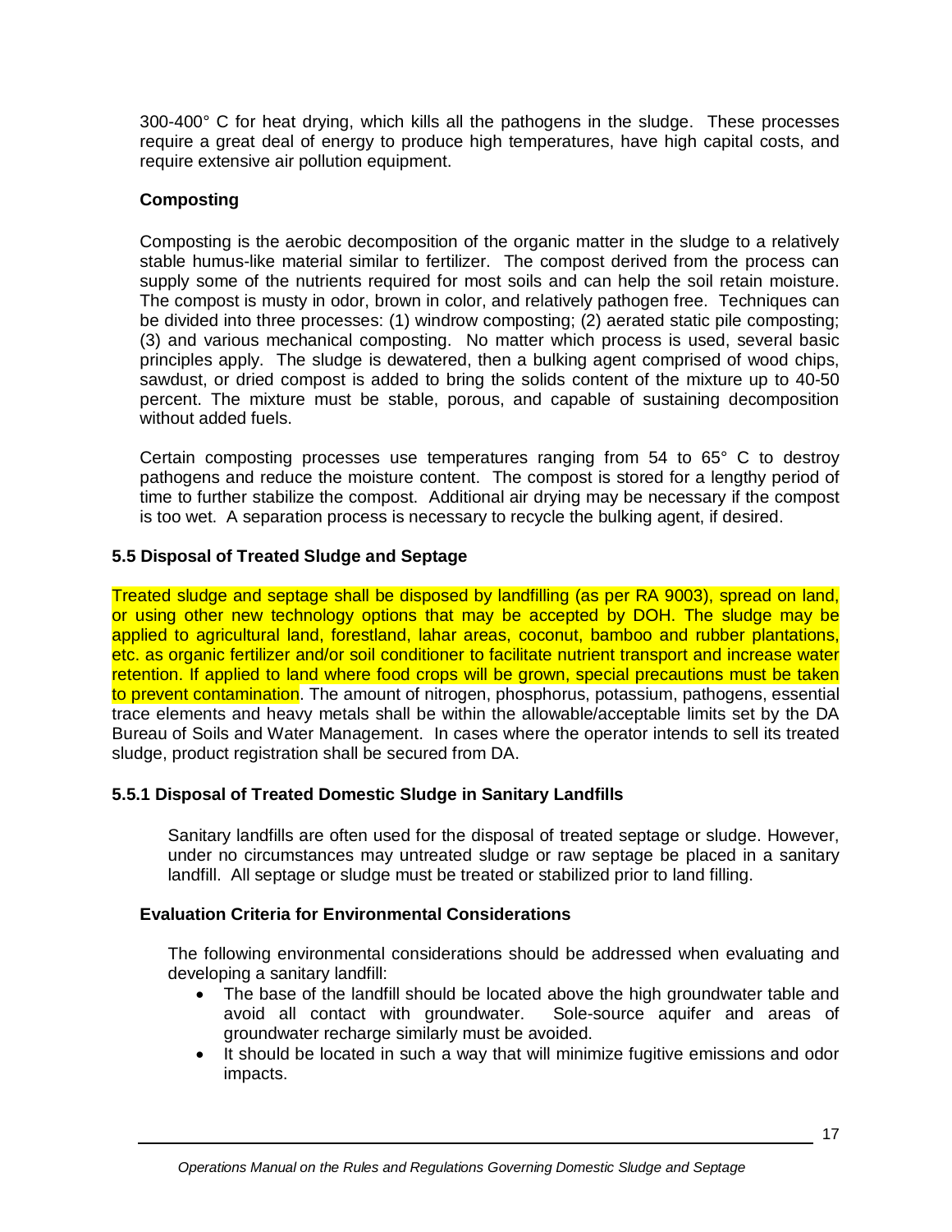300-400° C for heat drying, which kills all the pathogens in the sludge. These processes require a great deal of energy to produce high temperatures, have high capital costs, and require extensive air pollution equipment.

**Composting**

Composting is the aerobic decomposition of the organic matter in the sludge to a relatively stable humus-like material similar to fertilizer. The compost derived from the process can supply some of the nutrients required for most soils and can help the soil retain moisture. The compost is musty in odor, brown in color, and relatively pathogen free. Techniques can be divided into three processes: (1) windrow composting; (2) aerated static pile composting; (3) and various mechanical composting. No matter which process is used, several basic principles apply. The sludge is dewatered, then a bulking agent comprised of wood chips, sawdust, or dried compost is added to bring the solids content of the mixture up to 40-50 percent. The mixture must be stable, porous, and capable of sustaining decomposition without added fuels.

Certain composting processes use temperatures ranging from 54 to 65° C to destroy pathogens and reduce the moisture content. The compost is stored for a lengthy period of time to further stabilize the compost. Additional air drying may be necessary if the compost is too wet. A separation process is necessary to recycle the bulking agent, if desired.

### 5.5 Disposal of Treated Sludge and Septage

Treated sludge and septage shall be disposed by landfilling (as per RA 9003), spread on land, or using other new technology options that may be accepted by DOH. The sludge may be applied to agricultural land, forestland, lahar areas, coconut, bamboo and rubber plantations, etc. as organic fertilizer and/or soil conditioner to facilitate nutrient transport and increase water retention. If applied to land where food crops will be grown, special precautions must be taken to prevent contamination. The amount of nitrogen, phosphorus, potassium, pathogens, essential trace elements and heavy metals shall be within the allowable/acceptable limits set by the DA Bureau of Soils and Water Management. In cases where the operator intends to sell its treated sludge, product registration shall be secured from DA.

#### 5.5.1 Disposal of Treated Domestic Sludge in Sanitary Landfills

Sanitary landfills are often used for the disposal of treated septage or sludge. However, under no circumstances may untreated sludge or raw septage be placed in a sanitary landfill. All septage or sludge must be treated or stabilized prior to land filling.

**Evaluation Criteria for Environmental Considerations**

The following environmental considerations should be addressed when evaluating and developing a sanitary landfill:

- The base of the landfill should be located above the high groundwater table and avoid all contact with groundwater. Sole-source aquifer and areas of groundwater recharge similarly must be avoided.
- It should be located in such a way that will minimize fugitive emissions and odor impacts.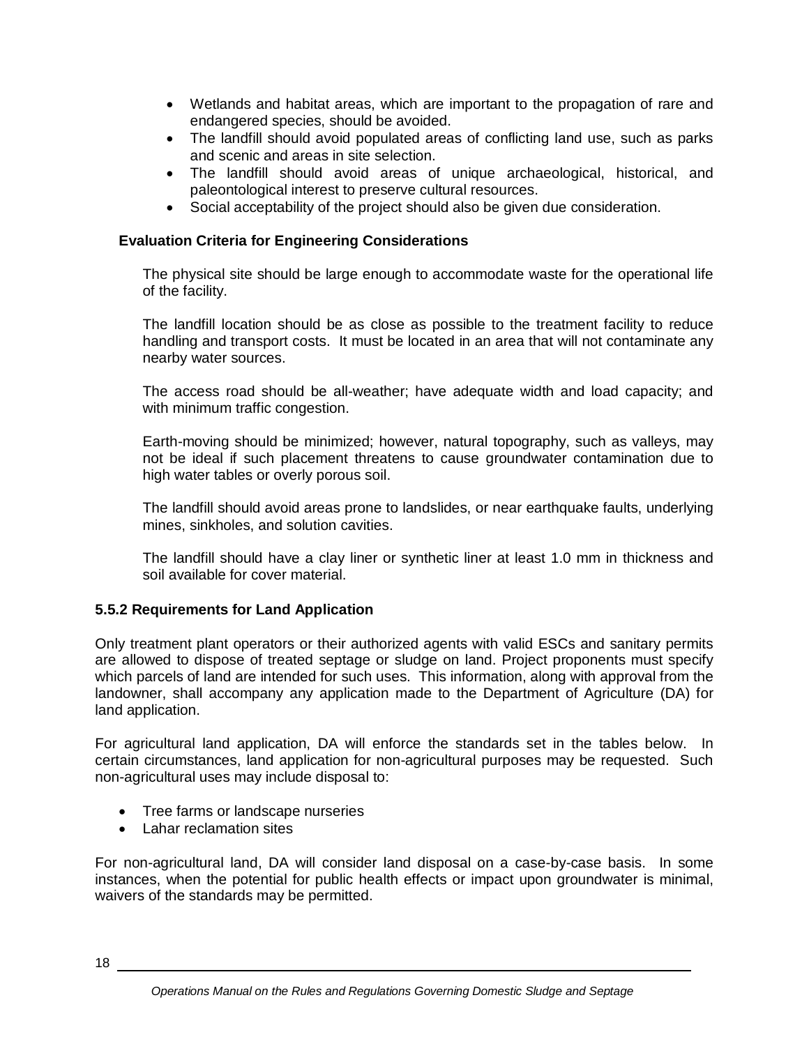- Wetlands and habitat areas, which are important to the propagation of rare and endangered species, should be avoided.
- The landfill should avoid populated areas of conflicting land use, such as parks and scenic and areas in site selection.
- The landfill should avoid areas of unique archaeological, historical, and paleontological interest to preserve cultural resources.
- Social acceptability of the project should also be given due consideration.

**Evaluation Criteria for Engineering Considerations**

The physical site should be large enough to accommodate waste for the operational life of the facility.

The landfill location should be as close as possible to the treatment facility to reduce handling and transport costs. It must be located in an area that will not contaminate any nearby water sources.

The access road should be all-weather; have adequate width and load capacity; and with minimum traffic congestion.

Earth-moving should be minimized; however, natural topography, such as valleys, may not be ideal if such placement threatens to cause groundwater contamination due to high water tables or overly porous soil.

The landfill should avoid areas prone to landslides, or near earthquake faults, underlying mines, sinkholes, and solution cavities.

The landfill should have a clay liner or synthetic liner at least 1.0 mm in thickness and soil available for cover material.

### 5.5.2 Requirements for Land Application

Only treatment plant operators or their authorized agents with valid ESCs and sanitary permits are allowed to dispose of treated septage or sludge on land. Project proponents must specify which parcels of land are intended for such uses. This information, along with approval from the landowner, shall accompany any application made to the Department of Agriculture (DA) for land application.

For agricultural land application, DA will enforce the standards set in the tables below. In certain circumstances, land application for non-agricultural purposes may be requested. Such non-agricultural uses may include disposal to:

- Tree farms or landscape nurseries
- Lahar reclamation sites

For non-agricultural land, DA will consider land disposal on a case-by-case basis. In some instances, when the potential for public health effects or impact upon groundwater is minimal, waivers of the standards may be permitted.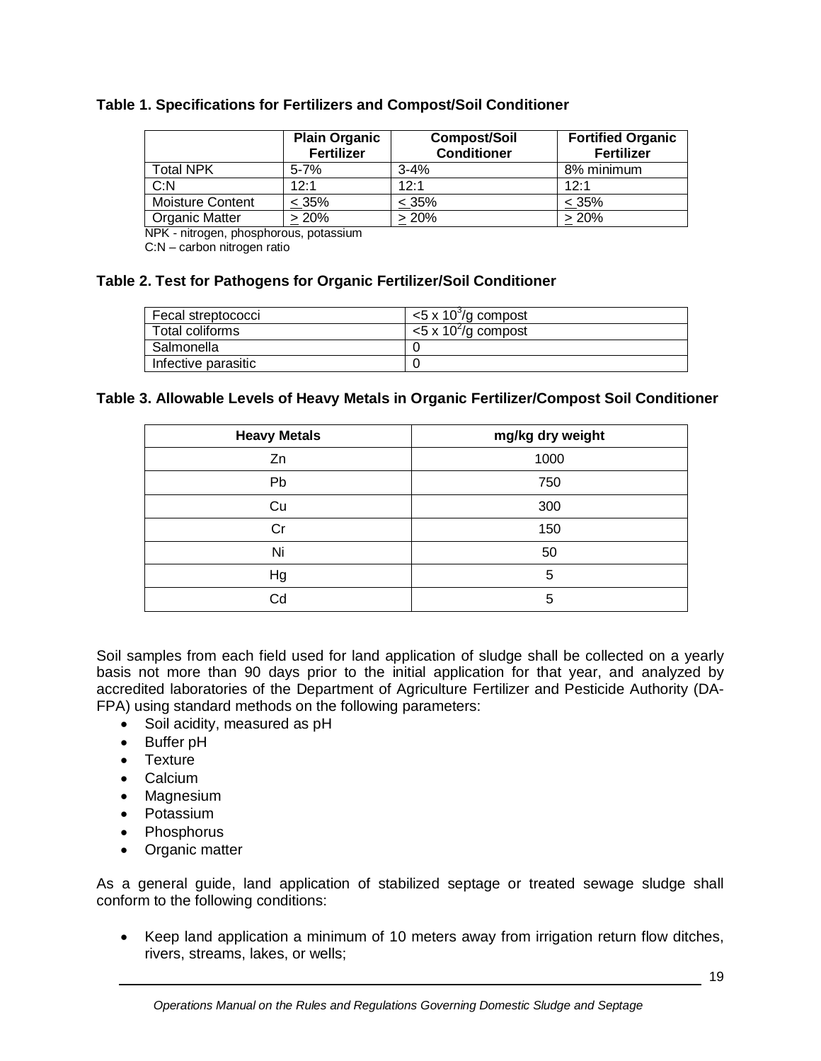**Table 1. Specifications for Fertilizers and Compost/Soil Conditioner**

| | Plain Organic Fertilizer | Compost/Soil Conditioner | Fortified Organic Fertilizer |
|---|---|---|---|
| Total NPK | 5-7% | 3-4% | 8% minimum |
| C:N | 12:1 | 12:1 | 12:1 |
| Moisture Content | $\leq$ 35% | $\leq$ 35% | $\leq$ 35% |
| Organic Matter | $\geq$ 20% | $\geq$ 20% | $\geq$ 20% |

NPK - nitrogen, phosphorous, potassium

C:N – carbon nitrogen ratio

**Table 2. Test for Pathogens for Organic Fertilizer/Soil Conditioner**

| | |
|---|---|
| Fecal streptococci | <5 x $10^3$/g compost |
| Total coliforms | <5 x $10^2$/g compost |
| Salmonella | 0 |
| Infective parasitic | 0 |

**Table 3. Allowable Levels of Heavy Metals in Organic Fertilizer/Compost Soil Conditioner**

| Heavy Metals | mg/kg dry weight |
|---|---|
| Zn | 1000 |
| Pb | 750 |
| Cu | 300 |
| Cr | 150 |
| Ni | 50 |
| Hg | 5 |
| Cd | 5 |

Soil samples from each field used for land application of sludge shall be collected on a yearly basis not more than 90 days prior to the initial application for that year, and analyzed by accredited laboratories of the Department of Agriculture Fertilizer and Pesticide Authority (DA-FPA) using standard methods on the following parameters:

- Soil acidity, measured as pH
- Buffer pH
- Texture
- Calcium
- Magnesium
- Potassium
- Phosphorus
- Organic matter

As a general guide, land application of stabilized septage or treated sewage sludge shall conform to the following conditions:

- Keep land application a minimum of 10 meters away from irrigation return flow ditches, rivers, streams, lakes, or wells;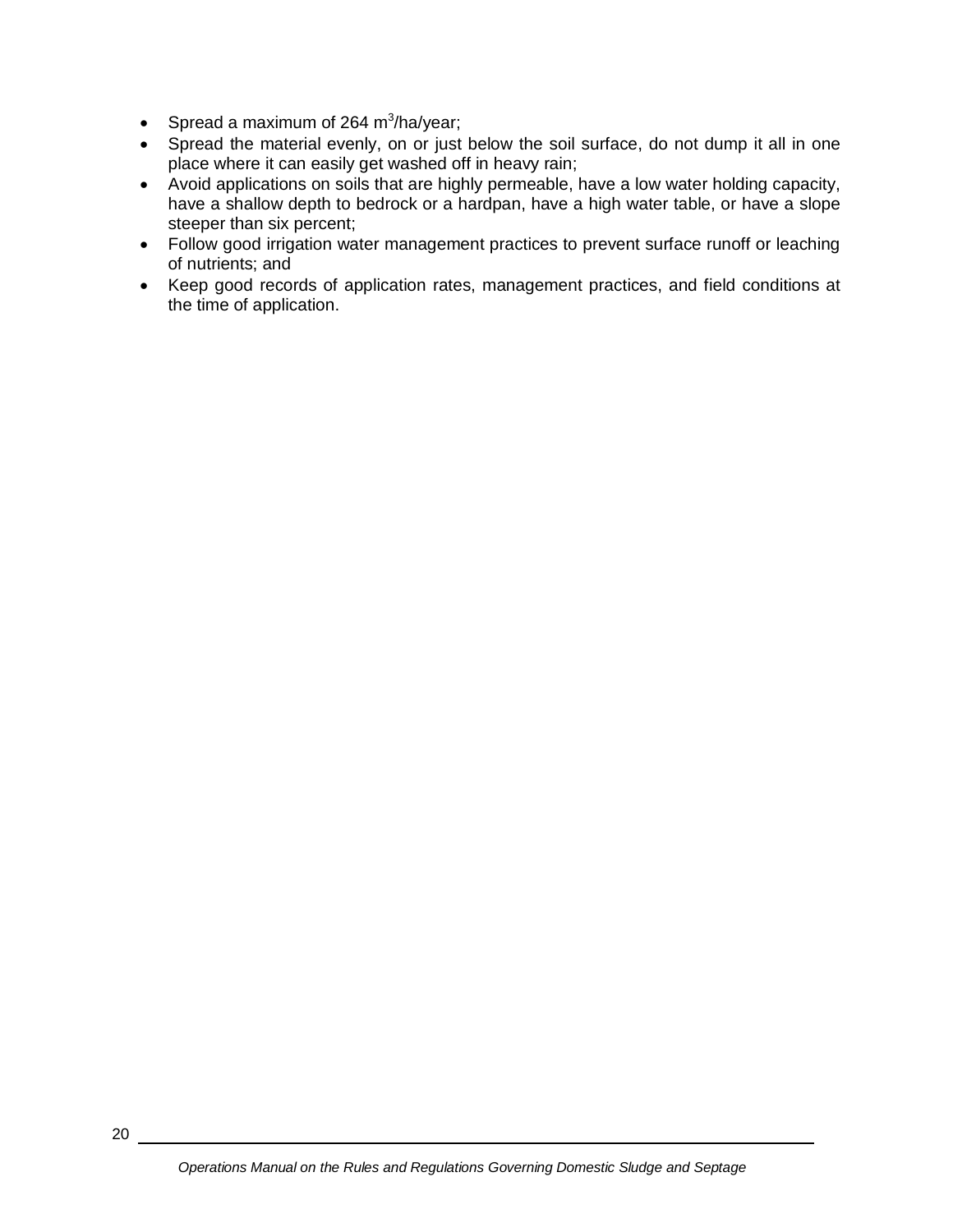- Spread a maximum of 264 $m^3$/ha/year;
- Spread the material evenly, on or just below the soil surface, do not dump it all in one place where it can easily get washed off in heavy rain;
- Avoid applications on soils that are highly permeable, have a low water holding capacity, have a shallow depth to bedrock or a hardpan, have a high water table, or have a slope steeper than six percent;
- Follow good irrigation water management practices to prevent surface runoff or leaching of nutrients; and
- Keep good records of application rates, management practices, and field conditions at the time of application.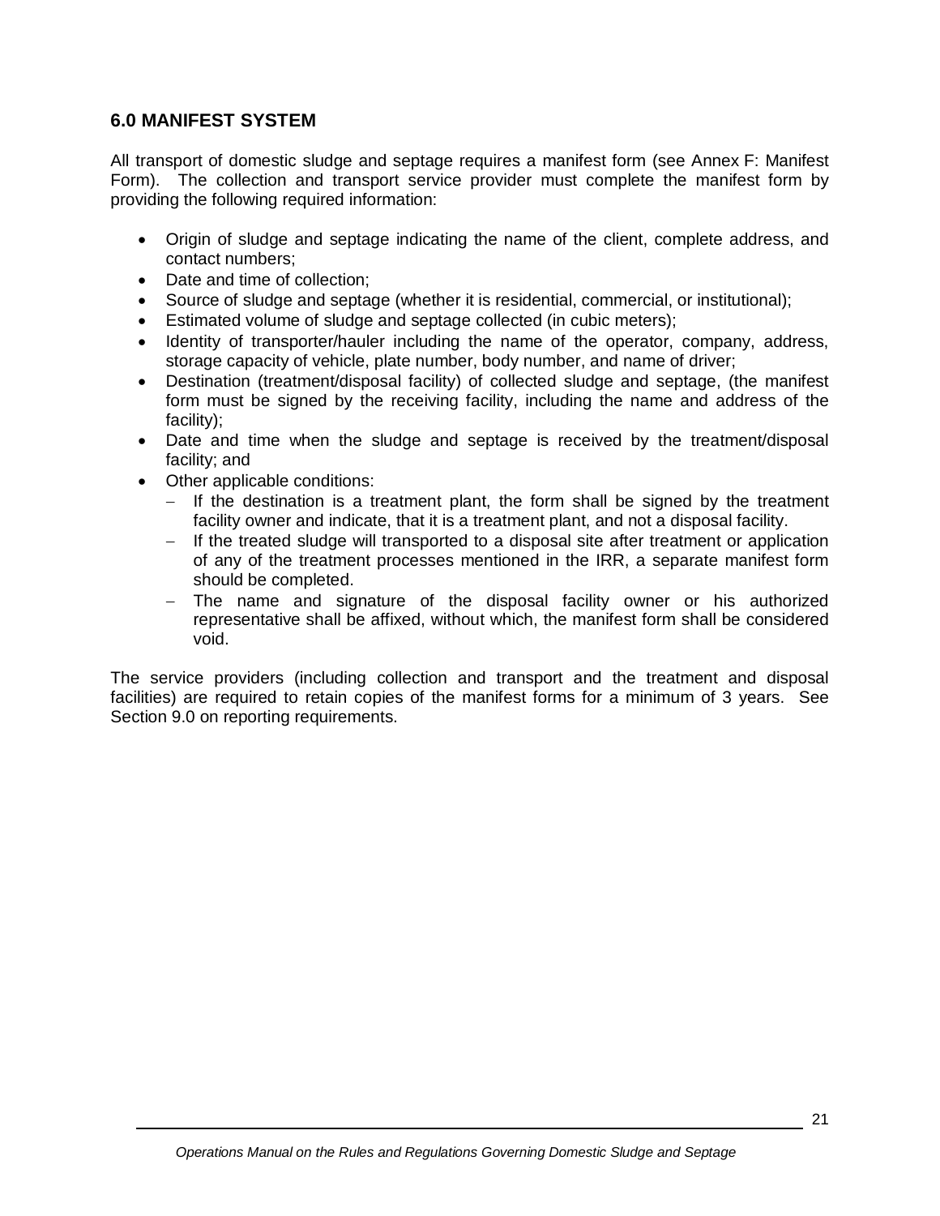## 6.0 MANIFEST SYSTEM

All transport of domestic sludge and septage requires a manifest form (see Annex F: Manifest Form). The collection and transport service provider must complete the manifest form by providing the following required information:

- Origin of sludge and septage indicating the name of the client, complete address, and contact numbers;
- Date and time of collection;
- Source of sludge and septage (whether it is residential, commercial, or institutional);
- Estimated volume of sludge and septage collected (in cubic meters);
- Identity of transporter/hauler including the name of the operator, company, address, storage capacity of vehicle, plate number, body number, and name of driver;
- Destination (treatment/disposal facility) of collected sludge and septage, (the manifest form must be signed by the receiving facility, including the name and address of the facility);
- Date and time when the sludge and septage is received by the treatment/disposal facility; and
- Other applicable conditions:
  - If the destination is a treatment plant, the form shall be signed by the treatment facility owner and indicate, that it is a treatment plant, and not a disposal facility.
  - If the treated sludge will transported to a disposal site after treatment or application of any of the treatment processes mentioned in the IRR, a separate manifest form should be completed.
  - The name and signature of the disposal facility owner or his authorized representative shall be affixed, without which, the manifest form shall be considered void.

The service providers (including collection and transport and the treatment and disposal facilities) are required to retain copies of the manifest forms for a minimum of 3 years. See Section 9.0 on reporting requirements.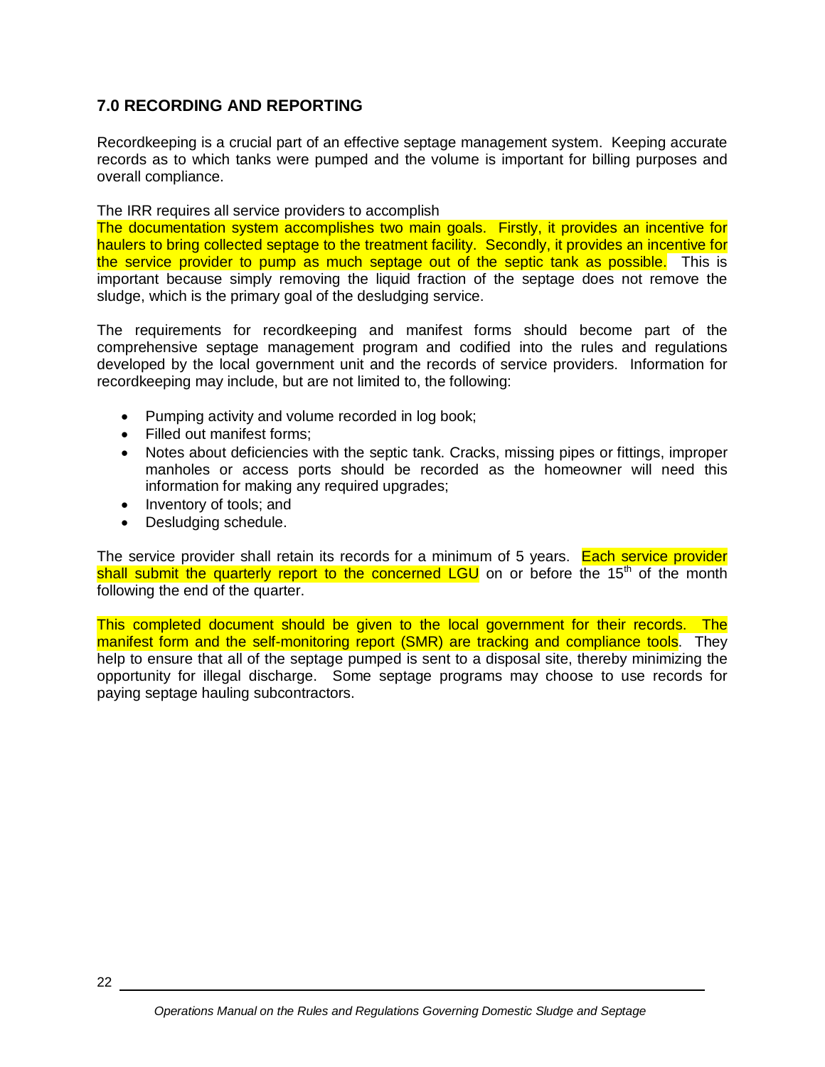## 7.0 RECORDING AND REPORTING

Recordkeeping is a crucial part of an effective septage management system. Keeping accurate records as to which tanks were pumped and the volume is important for billing purposes and overall compliance.

The IRR requires all service providers to accomplish
The documentation system accomplishes two main goals. Firstly, it provides an incentive for haulers to bring collected septage to the treatment facility. Secondly, it provides an incentive for the service provider to pump as much septage out of the septic tank as possible. This is important because simply removing the liquid fraction of the septage does not remove the sludge, which is the primary goal of the desludging service.

The requirements for recordkeeping and manifest forms should become part of the comprehensive septage management program and codified into the rules and regulations developed by the local government unit and the records of service providers. Information for recordkeeping may include, but are not limited to, the following:

- Pumping activity and volume recorded in log book;
- Filled out manifest forms;
- Notes about deficiencies with the septic tank. Cracks, missing pipes or fittings, improper manholes or access ports should be recorded as the homeowner will need this information for making any required upgrades;
- Inventory of tools; and
- Desludging schedule.

The service provider shall retain its records for a minimum of 5 years. Each service provider shall submit the quarterly report to the concerned LGU on or before the 15th of the month following the end of the quarter.

This completed document should be given to the local government for their records. The manifest form and the self-monitoring report (SMR) are tracking and compliance tools. They help to ensure that all of the septage pumped is sent to a disposal site, thereby minimizing the opportunity for illegal discharge. Some septage programs may choose to use records for paying septage hauling subcontractors.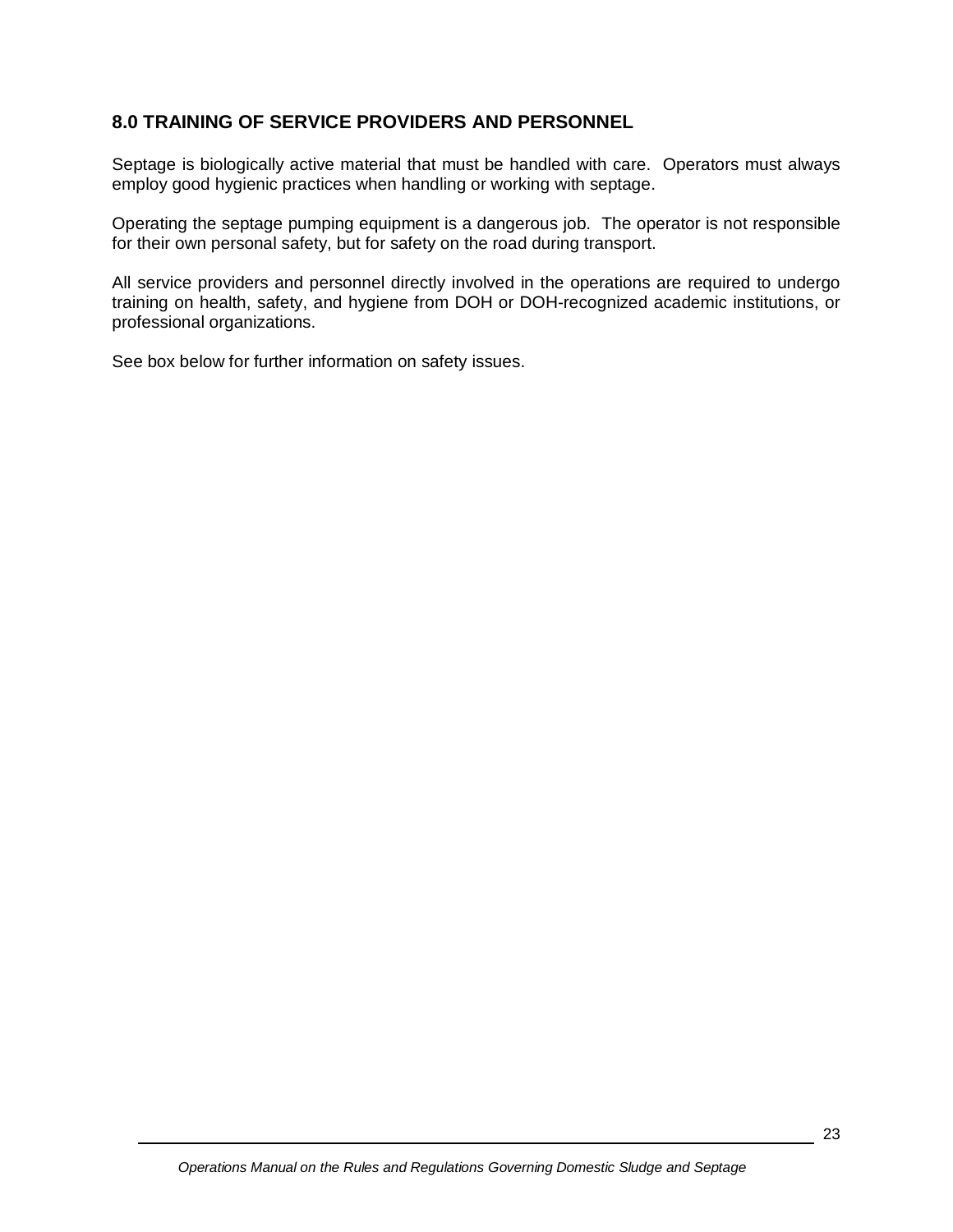## 8.0 TRAINING OF SERVICE PROVIDERS AND PERSONNEL

Septage is biologically active material that must be handled with care. Operators must always employ good hygienic practices when handling or working with septage.

Operating the septage pumping equipment is a dangerous job. The operator is not responsible for their own personal safety, but for safety on the road during transport.

All service providers and personnel directly involved in the operations are required to undergo training on health, safety, and hygiene from DOH or DOH-recognized academic institutions, or professional organizations.

See box below for further information on safety issues.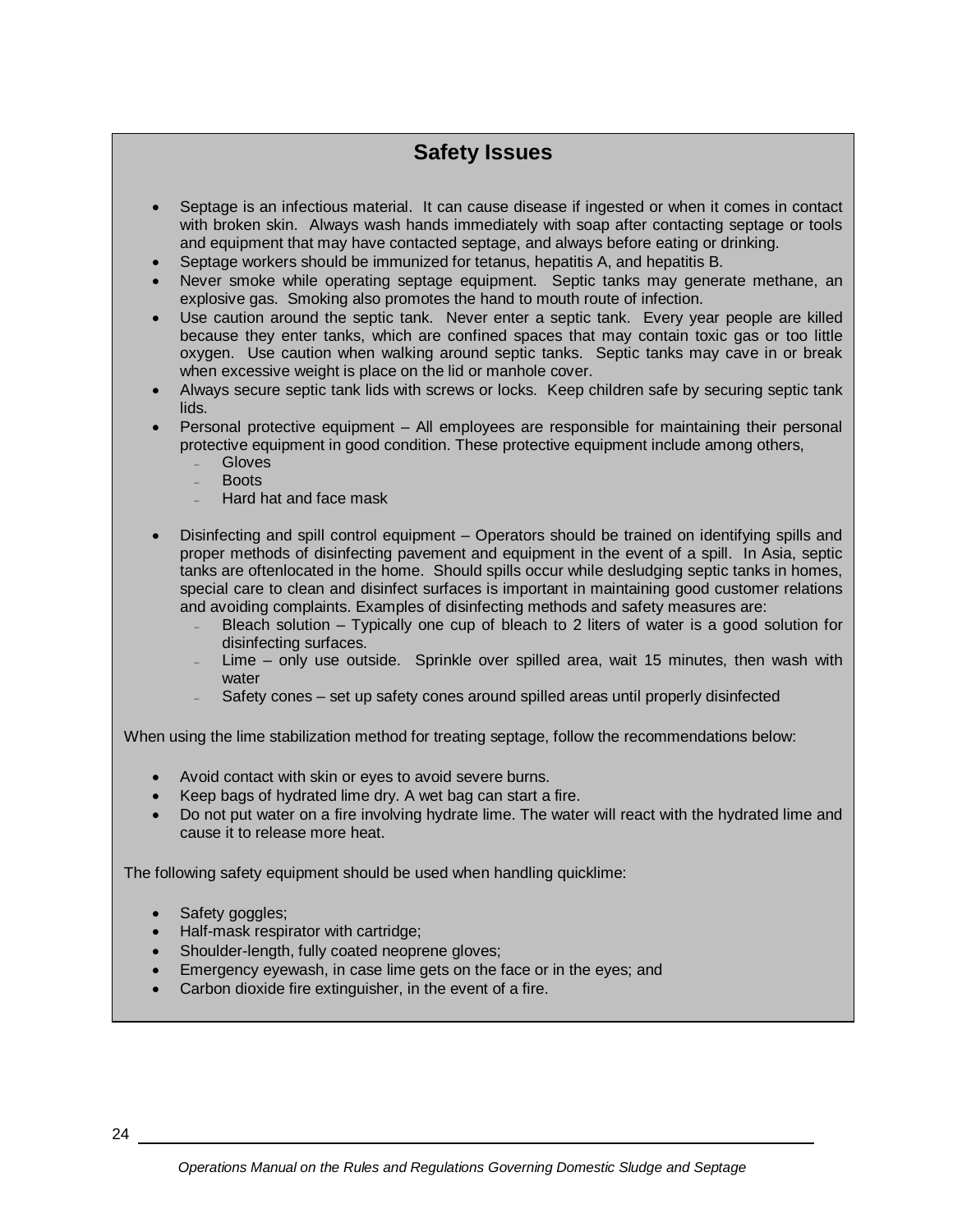## Safety Issues

- Septage is an infectious material. It can cause disease if ingested or when it comes in contact with broken skin. Always wash hands immediately with soap after contacting septage or tools and equipment that may have contacted septage, and always before eating or drinking.
- Septage workers should be immunized for tetanus, hepatitis A, and hepatitis B.
- Never smoke while operating septage equipment. Septic tanks may generate methane, an explosive gas. Smoking also promotes the hand to mouth route of infection.
- Use caution around the septic tank. Never enter a septic tank. Every year people are killed because they enter tanks, which are confined spaces that may contain toxic gas or too little oxygen. Use caution when walking around septic tanks. Septic tanks may cave in or break when excessive weight is place on the lid or manhole cover.
- Always secure septic tank lids with screws or locks. Keep children safe by securing septic tank lids.
- Personal protective equipment – All employees are responsible for maintaining their personal protective equipment in good condition. These protective equipment include among others,
  - Gloves
  - Boots
  - Hard hat and face mask

- Disinfecting and spill control equipment – Operators should be trained on identifying spills and proper methods of disinfecting pavement and equipment in the event of a spill. In Asia, septic tanks are oftenlocated in the home. Should spills occur while desludging septic tanks in homes, special care to clean and disinfect surfaces is important in maintaining good customer relations and avoiding complaints. Examples of disinfecting methods and safety measures are:
  - Bleach solution – Typically one cup of bleach to 2 liters of water is a good solution for disinfecting surfaces.
  - Lime – only use outside. Sprinkle over spilled area, wait 15 minutes, then wash with water
  - Safety cones – set up safety cones around spilled areas until properly disinfected

When using the lime stabilization method for treating septage, follow the recommendations below:

- Avoid contact with skin or eyes to avoid severe burns.
- Keep bags of hydrated lime dry. A wet bag can start a fire.
- Do not put water on a fire involving hydrate lime. The water will react with the hydrated lime and cause it to release more heat.

The following safety equipment should be used when handling quicklime:

- Safety goggles;
- Half-mask respirator with cartridge;
- Shoulder-length, fully coated neoprene gloves;
- Emergency eyewash, in case lime gets on the face or in the eyes; and
- Carbon dioxide fire extinguisher, in the event of a fire.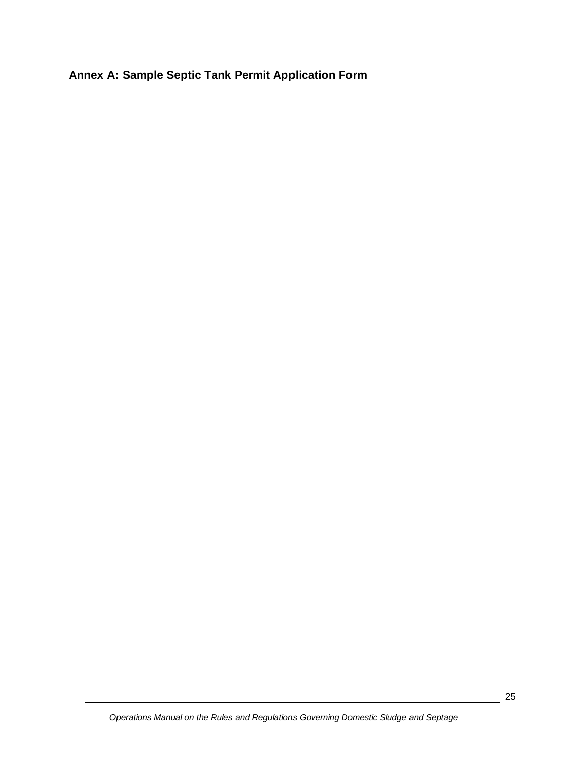## Annex A: Sample Septic Tank Permit Application Form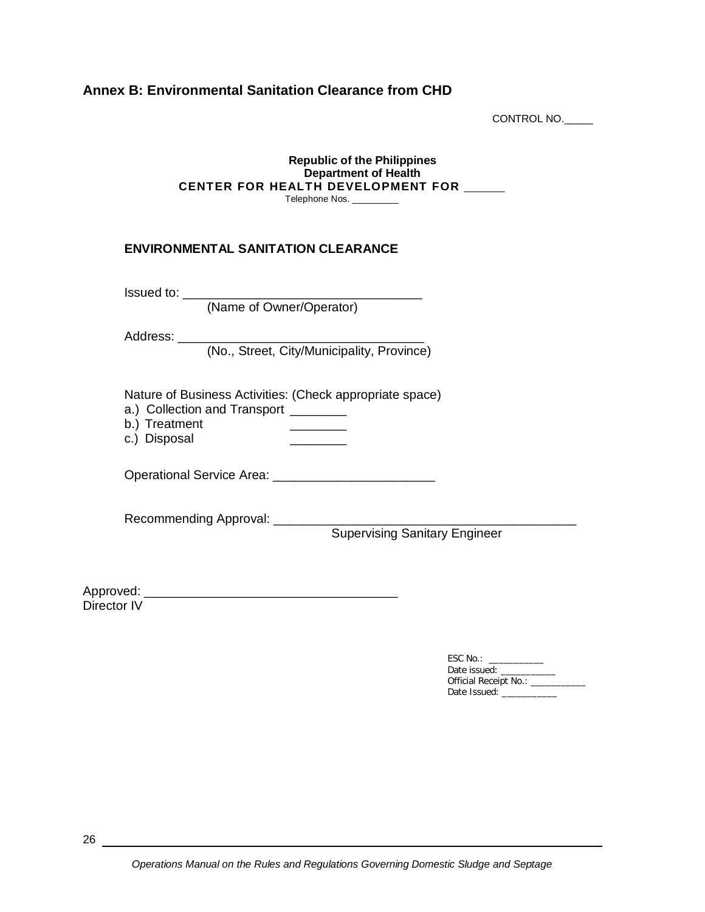## Annex B: Environmental Sanitation Clearance from CHD

CONTROL NO._____

**Republic of the Philippines**
**Department of Health**
**CENTER FOR HEALTH DEVELOPMENT FOR ______**
Telephone Nos. _________

**ENVIRONMENTAL SANITATION CLEARANCE**

Issued to: ___________________________________
(Name of Owner/Operator)

Address: ____________________________________
(No., Street, City/Municipality, Province)

Nature of Business Activities: (Check appropriate space)

a.) Collection and Transport ________
b.) Treatment ________
c.) Disposal ________

Operational Service Area: _______________________

Recommending Approval: ____________________________________________
Supervising Sanitary Engineer

Approved: ____________________________________
Director IV

ESC No.: ___________
Date issued: ___________
Official Receipt No.: ___________
Date Issued: ___________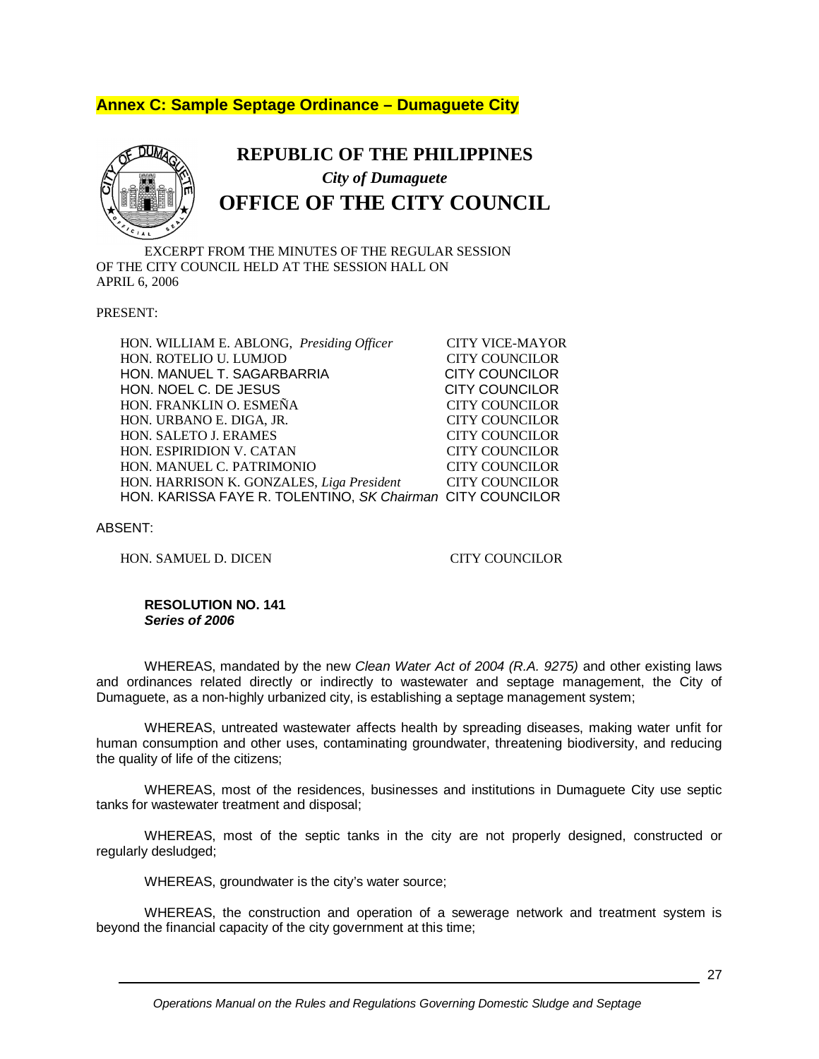## Annex C: Sample Septage Ordinance – Dumaguete City

# REPUBLIC OF THE PHILIPPINES

*City of Dumaguete*

# OFFICE OF THE CITY COUNCIL

EXCERPT FROM THE MINUTES OF THE REGULAR SESSION OF THE CITY COUNCIL HELD AT THE SESSION HALL ON APRIL 6, 2006

PRESENT:

| | |
|---|---|
| HON. WILLIAM E. ABLONG, *Presiding Officer* | CITY VICE-MAYOR |
| HON. ROTELIO U. LUMJOD | CITY COUNCILOR |
| HON. MANUEL T. SAGARBARRIA | CITY COUNCILOR |
| HON. NOEL C. DE JESUS | CITY COUNCILOR |
| HON. FRANKLIN O. ESMEÑA | CITY COUNCILOR |
| HON. URBANO E. DIGA, JR. | CITY COUNCILOR |
| HON. SALETO J. ERAMES | CITY COUNCILOR |
| HON. ESPIRIDION V. CATAN | CITY COUNCILOR |
| HON. MANUEL C. PATRIMONIO | CITY COUNCILOR |
| HON. HARRISON K. GONZALES, *Liga President* | CITY COUNCILOR |
| HON. KARISSA FAYE R. TOLENTINO, *SK Chairman* | CITY COUNCILOR |

ABSENT:

| | |
|---|---|
| HON. SAMUEL D. DICEN | CITY COUNCILOR |

**RESOLUTION NO. 141**
***Series of 2006***

WHEREAS, mandated by the new *Clean Water Act of 2004 (R.A. 9275)* and other existing laws and ordinances related directly or indirectly to wastewater and septage management, the City of Dumaguete, as a non-highly urbanized city, is establishing a septage management system;

WHEREAS, untreated wastewater affects health by spreading diseases, making water unfit for human consumption and other uses, contaminating groundwater, threatening biodiversity, and reducing the quality of life of the citizens;

WHEREAS, most of the residences, businesses and institutions in Dumaguete City use septic tanks for wastewater treatment and disposal;

WHEREAS, most of the septic tanks in the city are not properly designed, constructed or regularly desludged;

WHEREAS, groundwater is the city's water source;

WHEREAS, the construction and operation of a sewerage network and treatment system is beyond the financial capacity of the city government at this time;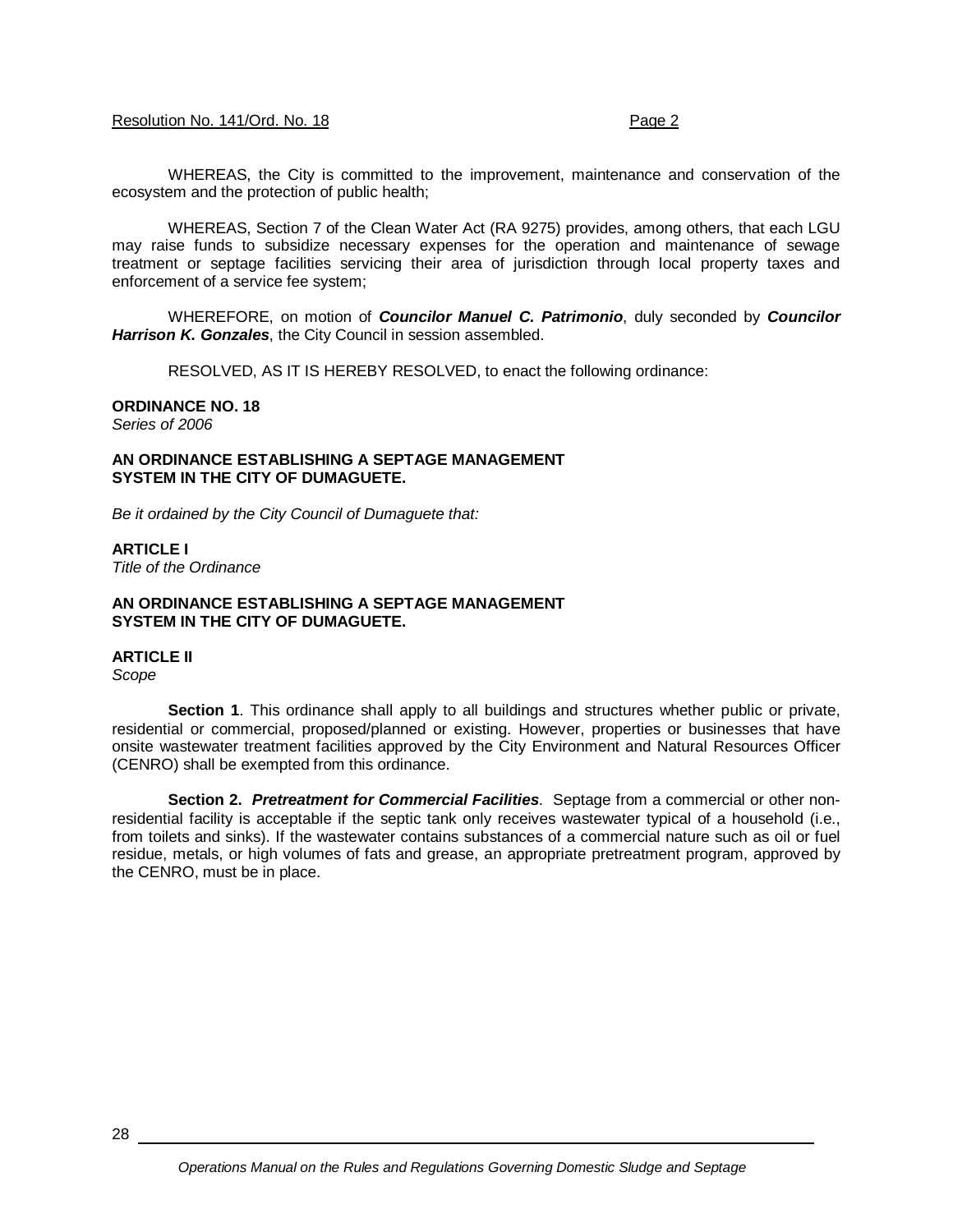WHEREAS, the City is committed to the improvement, maintenance and conservation of the ecosystem and the protection of public health;

WHEREAS, Section 7 of the Clean Water Act (RA 9275) provides, among others, that each LGU may raise funds to subsidize necessary expenses for the operation and maintenance of sewage treatment or septage facilities servicing their area of jurisdiction through local property taxes and enforcement of a service fee system;

WHEREFORE, on motion of ***Councilor Manuel C. Patrimonio***, duly seconded by ***Councilor Harrison K. Gonzales***, the City Council in session assembled.

RESOLVED, AS IT IS HEREBY RESOLVED, to enact the following ordinance:

**ORDINANCE NO. 18**
*Series of 2006*

**AN ORDINANCE ESTABLISHING A SEPTAGE MANAGEMENT SYSTEM IN THE CITY OF DUMAGUETE.**

*Be it ordained by the City Council of Dumaguete that:*

**ARTICLE I**
*Title of the Ordinance*

**AN ORDINANCE ESTABLISHING A SEPTAGE MANAGEMENT SYSTEM IN THE CITY OF DUMAGUETE.**

**ARTICLE II**
*Scope*

**Section 1**. This ordinance shall apply to all buildings and structures whether public or private, residential or commercial, proposed/planned or existing. However, properties or businesses that have onsite wastewater treatment facilities approved by the City Environment and Natural Resources Officer (CENRO) shall be exempted from this ordinance.

**Section 2. *Pretreatment for Commercial Facilities***. Septage from a commercial or other non-residential facility is acceptable if the septic tank only receives wastewater typical of a household (i.e., from toilets and sinks). If the wastewater contains substances of a commercial nature such as oil or fuel residue, metals, or high volumes of fats and grease, an appropriate pretreatment program, approved by the CENRO, must be in place.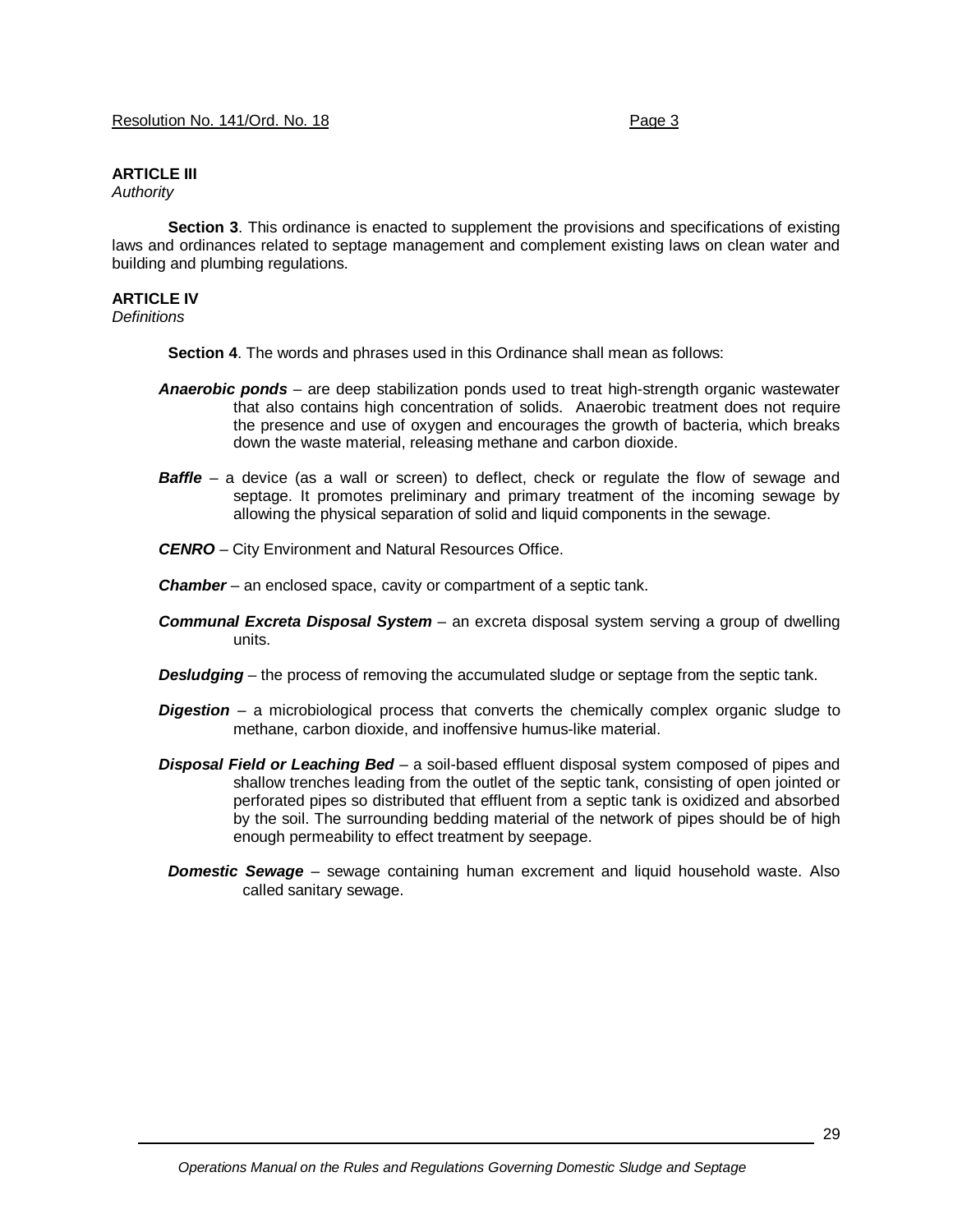**ARTICLE III**
*Authority*

**Section 3**. This ordinance is enacted to supplement the provisions and specifications of existing laws and ordinances related to septage management and complement existing laws on clean water and building and plumbing regulations.

**ARTICLE IV**
*Definitions*

**Section 4**. The words and phrases used in this Ordinance shall mean as follows:

***Anaerobic ponds*** – are deep stabilization ponds used to treat high-strength organic wastewater that also contains high concentration of solids. Anaerobic treatment does not require the presence and use of oxygen and encourages the growth of bacteria, which breaks down the waste material, releasing methane and carbon dioxide.

***Baffle*** – a device (as a wall or screen) to deflect, check or regulate the flow of sewage and septage. It promotes preliminary and primary treatment of the incoming sewage by allowing the physical separation of solid and liquid components in the sewage.

***CENRO*** – City Environment and Natural Resources Office.

***Chamber*** – an enclosed space, cavity or compartment of a septic tank.

***Communal Excreta Disposal System*** – an excreta disposal system serving a group of dwelling units.

***Desludging*** – the process of removing the accumulated sludge or septage from the septic tank.

***Digestion*** – a microbiological process that converts the chemically complex organic sludge to methane, carbon dioxide, and inoffensive humus-like material.

***Disposal Field or Leaching Bed*** – a soil-based effluent disposal system composed of pipes and shallow trenches leading from the outlet of the septic tank, consisting of open jointed or perforated pipes so distributed that effluent from a septic tank is oxidized and absorbed by the soil. The surrounding bedding material of the network of pipes should be of high enough permeability to effect treatment by seepage.

***Domestic Sewage*** – sewage containing human excrement and liquid household waste. Also called sanitary sewage.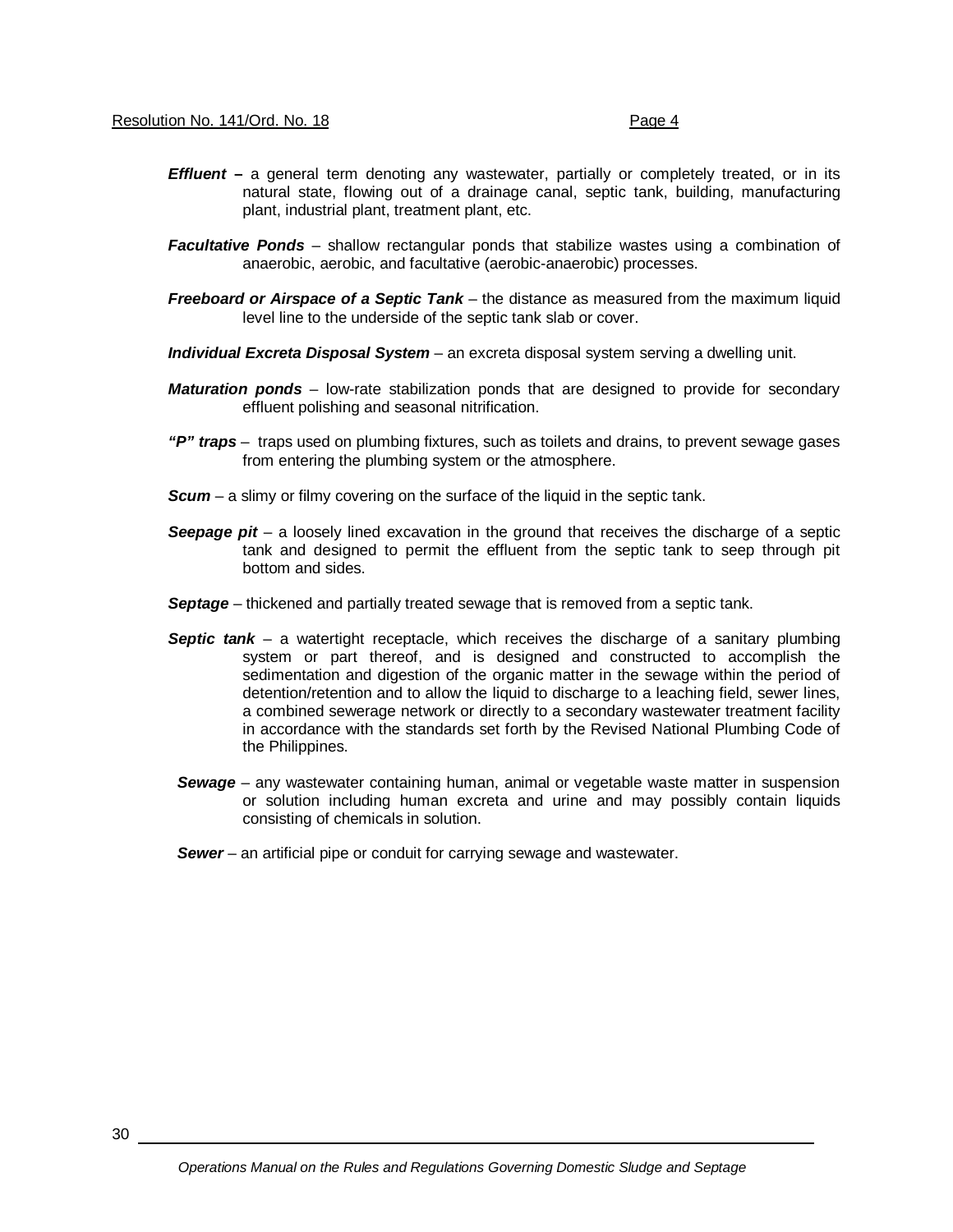***Effluent –*** a general term denoting any wastewater, partially or completely treated, or in its natural state, flowing out of a drainage canal, septic tank, building, manufacturing plant, industrial plant, treatment plant, etc.

***Facultative Ponds*** – shallow rectangular ponds that stabilize wastes using a combination of anaerobic, aerobic, and facultative (aerobic-anaerobic) processes.

***Freeboard or Airspace of a Septic Tank*** – the distance as measured from the maximum liquid level line to the underside of the septic tank slab or cover.

***Individual Excreta Disposal System*** – an excreta disposal system serving a dwelling unit.

***Maturation ponds*** – low-rate stabilization ponds that are designed to provide for secondary effluent polishing and seasonal nitrification.

***"P" traps*** – traps used on plumbing fixtures, such as toilets and drains, to prevent sewage gases from entering the plumbing system or the atmosphere.

***Scum*** – a slimy or filmy covering on the surface of the liquid in the septic tank.

***Seepage pit*** – a loosely lined excavation in the ground that receives the discharge of a septic tank and designed to permit the effluent from the septic tank to seep through pit bottom and sides.

***Septage*** – thickened and partially treated sewage that is removed from a septic tank.

***Septic tank*** – a watertight receptacle, which receives the discharge of a sanitary plumbing system or part thereof, and is designed and constructed to accomplish the sedimentation and digestion of the organic matter in the sewage within the period of detention/retention and to allow the liquid to discharge to a leaching field, sewer lines, a combined sewerage network or directly to a secondary wastewater treatment facility in accordance with the standards set forth by the Revised National Plumbing Code of the Philippines.

***Sewage*** – any wastewater containing human, animal or vegetable waste matter in suspension or solution including human excreta and urine and may possibly contain liquids consisting of chemicals in solution.

***Sewer*** – an artificial pipe or conduit for carrying sewage and wastewater.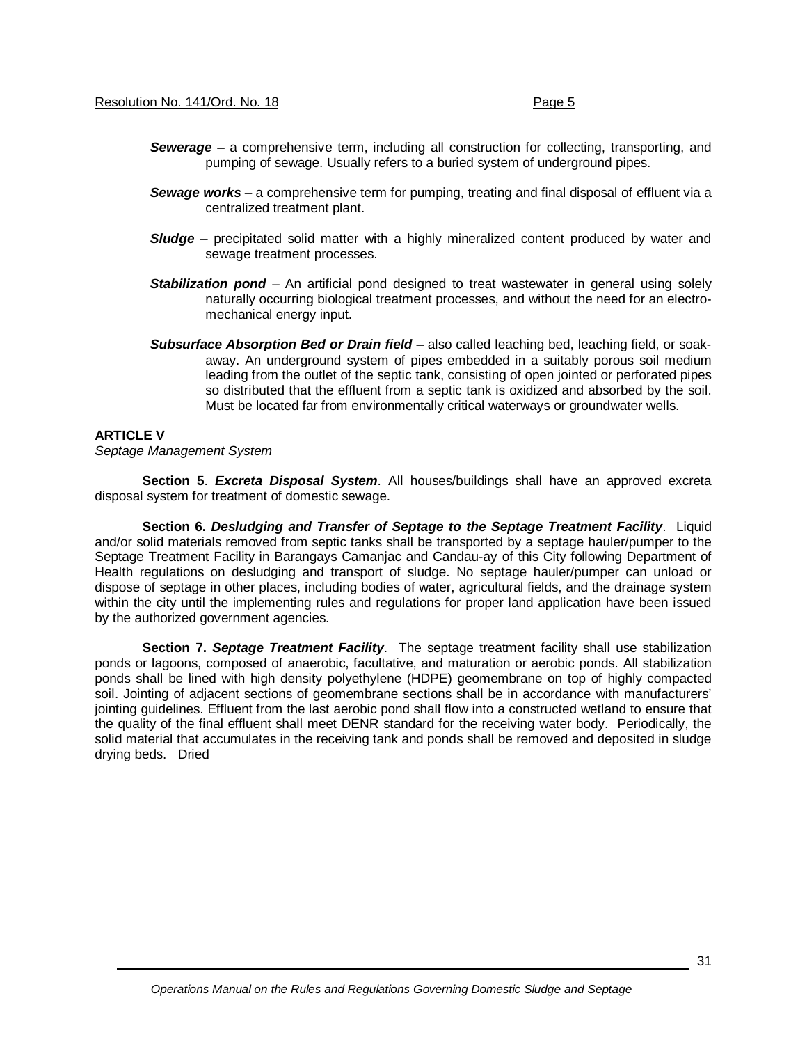***Sewerage*** – a comprehensive term, including all construction for collecting, transporting, and pumping of sewage. Usually refers to a buried system of underground pipes.

***Sewage works*** – a comprehensive term for pumping, treating and final disposal of effluent via a centralized treatment plant.

***Sludge*** – precipitated solid matter with a highly mineralized content produced by water and sewage treatment processes.

***Stabilization pond*** – An artificial pond designed to treat wastewater in general using solely naturally occurring biological treatment processes, and without the need for an electro-mechanical energy input.

***Subsurface Absorption Bed or Drain field*** – also called leaching bed, leaching field, or soak-away. An underground system of pipes embedded in a suitably porous soil medium leading from the outlet of the septic tank, consisting of open jointed or perforated pipes so distributed that the effluent from a septic tank is oxidized and absorbed by the soil. Must be located far from environmentally critical waterways or groundwater wells.

**ARTICLE V**
*Septage Management System*

**Section 5**. ***Excreta Disposal System***. All houses/buildings shall have an approved excreta disposal system for treatment of domestic sewage.

**Section 6. *Desludging and Transfer of Septage to the Septage Treatment Facility***. Liquid and/or solid materials removed from septic tanks shall be transported by a septage hauler/pumper to the Septage Treatment Facility in Barangays Camanjac and Candau-ay of this City following Department of Health regulations on desludging and transport of sludge. No septage hauler/pumper can unload or dispose of septage in other places, including bodies of water, agricultural fields, and the drainage system within the city until the implementing rules and regulations for proper land application have been issued by the authorized government agencies.

**Section 7. *Septage Treatment Facility***. The septage treatment facility shall use stabilization ponds or lagoons, composed of anaerobic, facultative, and maturation or aerobic ponds. All stabilization ponds shall be lined with high density polyethylene (HDPE) geomembrane on top of highly compacted soil. Jointing of adjacent sections of geomembrane sections shall be in accordance with manufacturers' jointing guidelines. Effluent from the last aerobic pond shall flow into a constructed wetland to ensure that the quality of the final effluent shall meet DENR standard for the receiving water body. Periodically, the solid material that accumulates in the receiving tank and ponds shall be removed and deposited in sludge drying beds. Dried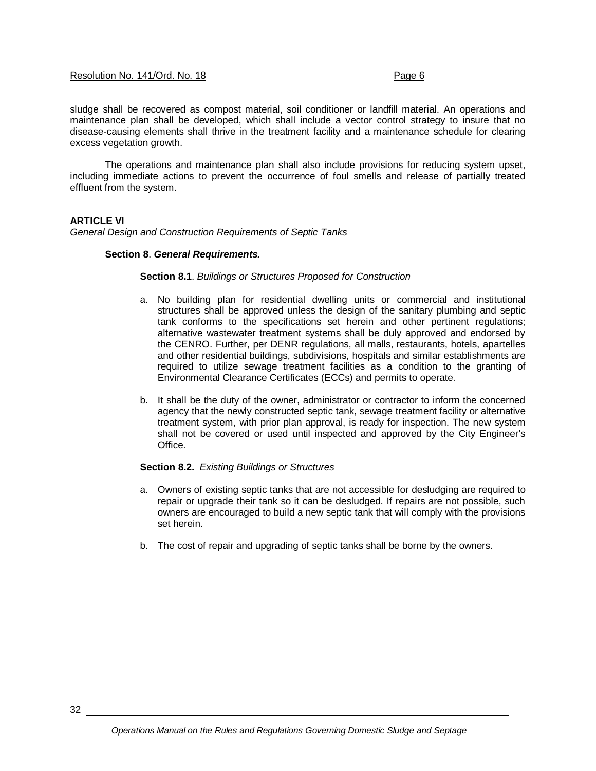sludge shall be recovered as compost material, soil conditioner or landfill material. An operations and maintenance plan shall be developed, which shall include a vector control strategy to insure that no disease-causing elements shall thrive in the treatment facility and a maintenance schedule for clearing excess vegetation growth.

The operations and maintenance plan shall also include provisions for reducing system upset, including immediate actions to prevent the occurrence of foul smells and release of partially treated effluent from the system.

**ARTICLE VI**
*General Design and Construction Requirements of Septic Tanks*

**Section 8**. ***General Requirements.***

**Section 8.1**. *Buildings or Structures Proposed for Construction*

a. No building plan for residential dwelling units or commercial and institutional structures shall be approved unless the design of the sanitary plumbing and septic tank conforms to the specifications set herein and other pertinent regulations; alternative wastewater treatment systems shall be duly approved and endorsed by the CENRO. Further, per DENR regulations, all malls, restaurants, hotels, apartelles and other residential buildings, subdivisions, hospitals and similar establishments are required to utilize sewage treatment facilities as a condition to the granting of Environmental Clearance Certificates (ECCs) and permits to operate.

b. It shall be the duty of the owner, administrator or contractor to inform the concerned agency that the newly constructed septic tank, sewage treatment facility or alternative treatment system, with prior plan approval, is ready for inspection. The new system shall not be covered or used until inspected and approved by the City Engineer's Office.

**Section 8.2.** *Existing Buildings or Structures*

a. Owners of existing septic tanks that are not accessible for desludging are required to repair or upgrade their tank so it can be desludged. If repairs are not possible, such owners are encouraged to build a new septic tank that will comply with the provisions set herein.

b. The cost of repair and upgrading of septic tanks shall be borne by the owners.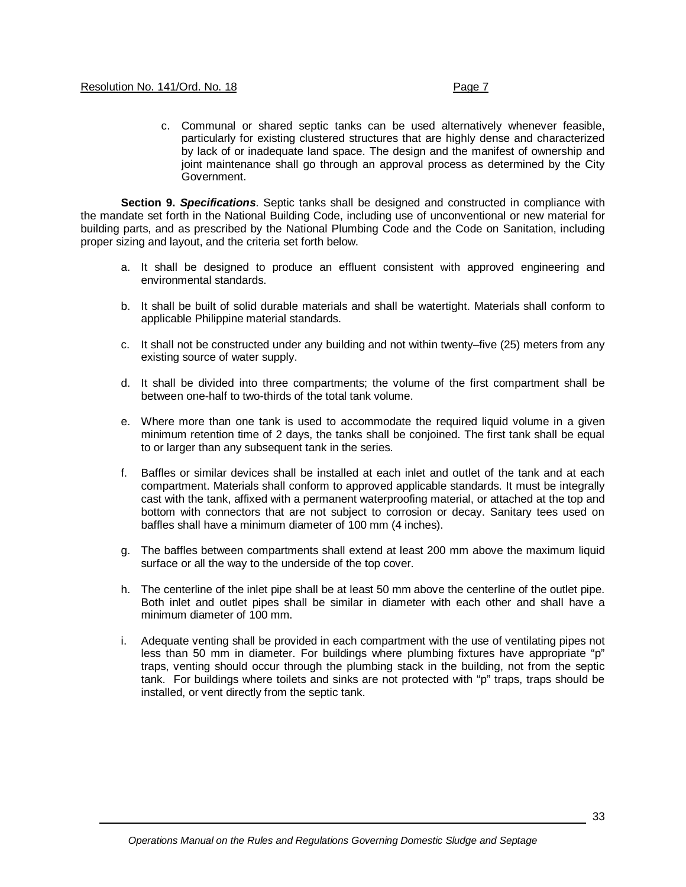c. Communal or shared septic tanks can be used alternatively whenever feasible, particularly for existing clustered structures that are highly dense and characterized by lack of or inadequate land space. The design and the manifest of ownership and joint maintenance shall go through an approval process as determined by the City Government.

**Section 9. *Specifications***. Septic tanks shall be designed and constructed in compliance with the mandate set forth in the National Building Code, including use of unconventional or new material for building parts, and as prescribed by the National Plumbing Code and the Code on Sanitation, including proper sizing and layout, and the criteria set forth below.

a. It shall be designed to produce an effluent consistent with approved engineering and environmental standards.

b. It shall be built of solid durable materials and shall be watertight. Materials shall conform to applicable Philippine material standards.

c. It shall not be constructed under any building and not within twenty–five (25) meters from any existing source of water supply.

d. It shall be divided into three compartments; the volume of the first compartment shall be between one-half to two-thirds of the total tank volume.

e. Where more than one tank is used to accommodate the required liquid volume in a given minimum retention time of 2 days, the tanks shall be conjoined. The first tank shall be equal to or larger than any subsequent tank in the series.

f. Baffles or similar devices shall be installed at each inlet and outlet of the tank and at each compartment. Materials shall conform to approved applicable standards. It must be integrally cast with the tank, affixed with a permanent waterproofing material, or attached at the top and bottom with connectors that are not subject to corrosion or decay. Sanitary tees used on baffles shall have a minimum diameter of 100 mm (4 inches).

g. The baffles between compartments shall extend at least 200 mm above the maximum liquid surface or all the way to the underside of the top cover.

h. The centerline of the inlet pipe shall be at least 50 mm above the centerline of the outlet pipe. Both inlet and outlet pipes shall be similar in diameter with each other and shall have a minimum diameter of 100 mm.

i. Adequate venting shall be provided in each compartment with the use of ventilating pipes not less than 50 mm in diameter. For buildings where plumbing fixtures have appropriate "p" traps, venting should occur through the plumbing stack in the building, not from the septic tank. For buildings where toilets and sinks are not protected with "p" traps, traps should be installed, or vent directly from the septic tank.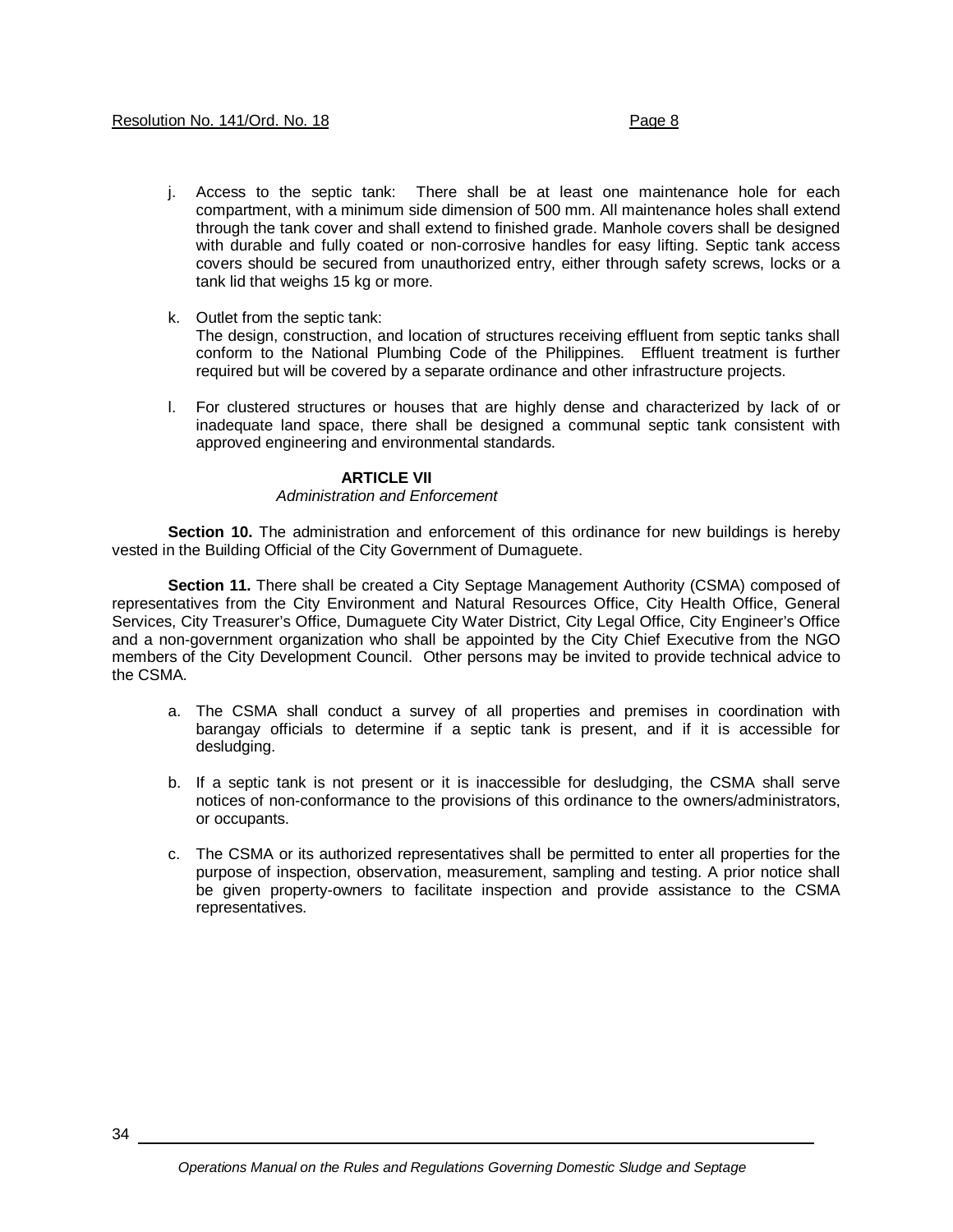j. Access to the septic tank: There shall be at least one maintenance hole for each compartment, with a minimum side dimension of 500 mm. All maintenance holes shall extend through the tank cover and shall extend to finished grade. Manhole covers shall be designed with durable and fully coated or non-corrosive handles for easy lifting. Septic tank access covers should be secured from unauthorized entry, either through safety screws, locks or a tank lid that weighs 15 kg or more.

k. Outlet from the septic tank:
The design, construction, and location of structures receiving effluent from septic tanks shall conform to the National Plumbing Code of the Philippines. Effluent treatment is further required but will be covered by a separate ordinance and other infrastructure projects.

l. For clustered structures or houses that are highly dense and characterized by lack of or inadequate land space, there shall be designed a communal septic tank consistent with approved engineering and environmental standards.

**ARTICLE VII**
*Administration and Enforcement*

**Section 10.** The administration and enforcement of this ordinance for new buildings is hereby vested in the Building Official of the City Government of Dumaguete.

**Section 11.** There shall be created a City Septage Management Authority (CSMA) composed of representatives from the City Environment and Natural Resources Office, City Health Office, General Services, City Treasurer's Office, Dumaguete City Water District, City Legal Office, City Engineer's Office and a non-government organization who shall be appointed by the City Chief Executive from the NGO members of the City Development Council. Other persons may be invited to provide technical advice to the CSMA.

a. The CSMA shall conduct a survey of all properties and premises in coordination with barangay officials to determine if a septic tank is present, and if it is accessible for desludging.

b. If a septic tank is not present or it is inaccessible for desludging, the CSMA shall serve notices of non-conformance to the provisions of this ordinance to the owners/administrators, or occupants.

c. The CSMA or its authorized representatives shall be permitted to enter all properties for the purpose of inspection, observation, measurement, sampling and testing. A prior notice shall be given property-owners to facilitate inspection and provide assistance to the CSMA representatives.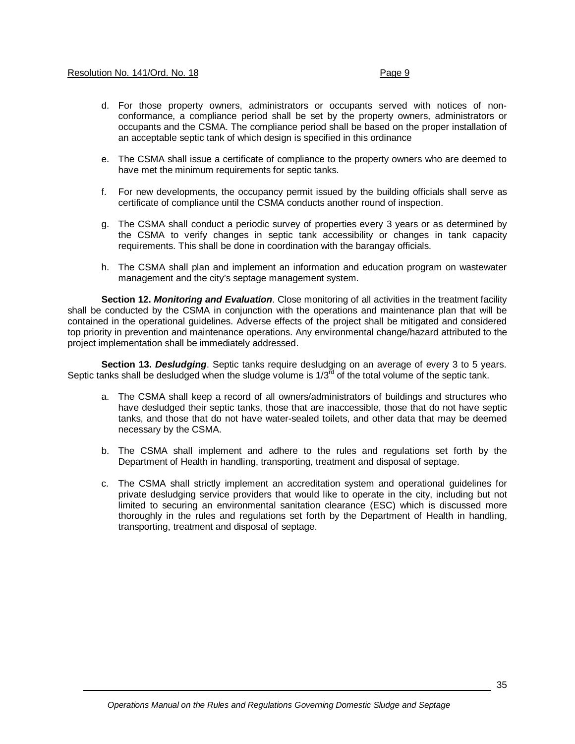d. For those property owners, administrators or occupants served with notices of non-conformance, a compliance period shall be set by the property owners, administrators or occupants and the CSMA. The compliance period shall be based on the proper installation of an acceptable septic tank of which design is specified in this ordinance

e. The CSMA shall issue a certificate of compliance to the property owners who are deemed to have met the minimum requirements for septic tanks.

f. For new developments, the occupancy permit issued by the building officials shall serve as certificate of compliance until the CSMA conducts another round of inspection.

g. The CSMA shall conduct a periodic survey of properties every 3 years or as determined by the CSMA to verify changes in septic tank accessibility or changes in tank capacity requirements. This shall be done in coordination with the barangay officials.

h. The CSMA shall plan and implement an information and education program on wastewater management and the city's septage management system.

**Section 12. *Monitoring and Evaluation***. Close monitoring of all activities in the treatment facility shall be conducted by the CSMA in conjunction with the operations and maintenance plan that will be contained in the operational guidelines. Adverse effects of the project shall be mitigated and considered top priority in prevention and maintenance operations. Any environmental change/hazard attributed to the project implementation shall be immediately addressed.

**Section 13. *Desludging***. Septic tanks require desludging on an average of every 3 to 5 years. Septic tanks shall be desludged when the sludge volume is 1/3rd of the total volume of the septic tank.

a. The CSMA shall keep a record of all owners/administrators of buildings and structures who have desludged their septic tanks, those that are inaccessible, those that do not have septic tanks, and those that do not have water-sealed toilets, and other data that may be deemed necessary by the CSMA.

b. The CSMA shall implement and adhere to the rules and regulations set forth by the Department of Health in handling, transporting, treatment and disposal of septage.

c. The CSMA shall strictly implement an accreditation system and operational guidelines for private desludging service providers that would like to operate in the city, including but not limited to securing an environmental sanitation clearance (ESC) which is discussed more thoroughly in the rules and regulations set forth by the Department of Health in handling, transporting, treatment and disposal of septage.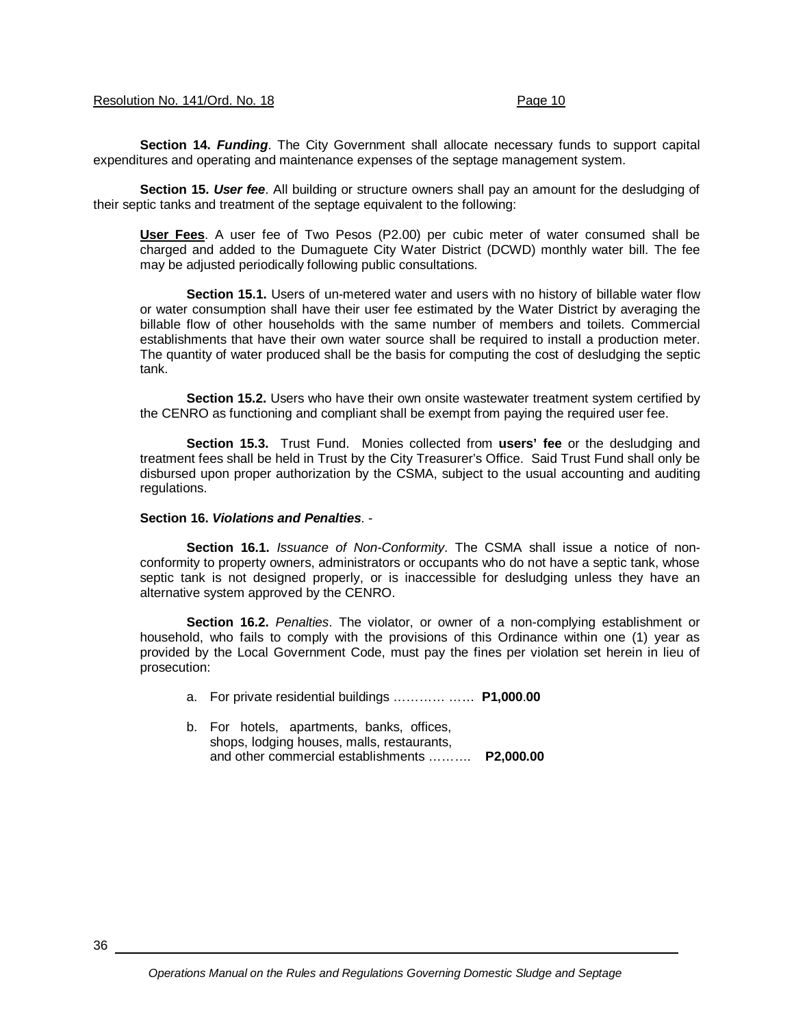**Section 14. *Funding*.** The City Government shall allocate necessary funds to support capital expenditures and operating and maintenance expenses of the septage management system.

**Section 15. *User fee*.** All building or structure owners shall pay an amount for the desludging of their septic tanks and treatment of the septage equivalent to the following:

**User Fees**. A user fee of Two Pesos (P2.00) per cubic meter of water consumed shall be charged and added to the Dumaguete City Water District (DCWD) monthly water bill. The fee may be adjusted periodically following public consultations.

**Section 15.1.** Users of un-metered water and users with no history of billable water flow or water consumption shall have their user fee estimated by the Water District by averaging the billable flow of other households with the same number of members and toilets. Commercial establishments that have their own water source shall be required to install a production meter. The quantity of water produced shall be the basis for computing the cost of desludging the septic tank.

**Section 15.2.** Users who have their own onsite wastewater treatment system certified by the CENRO as functioning and compliant shall be exempt from paying the required user fee.

**Section 15.3.** Trust Fund. Monies collected from **users' fee** or the desludging and treatment fees shall be held in Trust by the City Treasurer's Office. Said Trust Fund shall only be disbursed upon proper authorization by the CSMA, subject to the usual accounting and auditing regulations.

**Section 16. *Violations and Penalties*.** -

**Section 16.1.** *Issuance of Non-Conformity*. The CSMA shall issue a notice of non-conformity to property owners, administrators or occupants who do not have a septic tank, whose septic tank is not designed properly, or is inaccessible for desludging unless they have an alternative system approved by the CENRO.

**Section 16.2.** *Penalties*. The violator, or owner of a non-complying establishment or household, who fails to comply with the provisions of this Ordinance within one (1) year as provided by the Local Government Code, must pay the fines per violation set herein in lieu of prosecution:

a. For private residential buildings ………… …… **P1,000.00**

b. For hotels, apartments, banks, offices, shops, lodging houses, malls, restaurants, and other commercial establishments ………. **P2,000.00**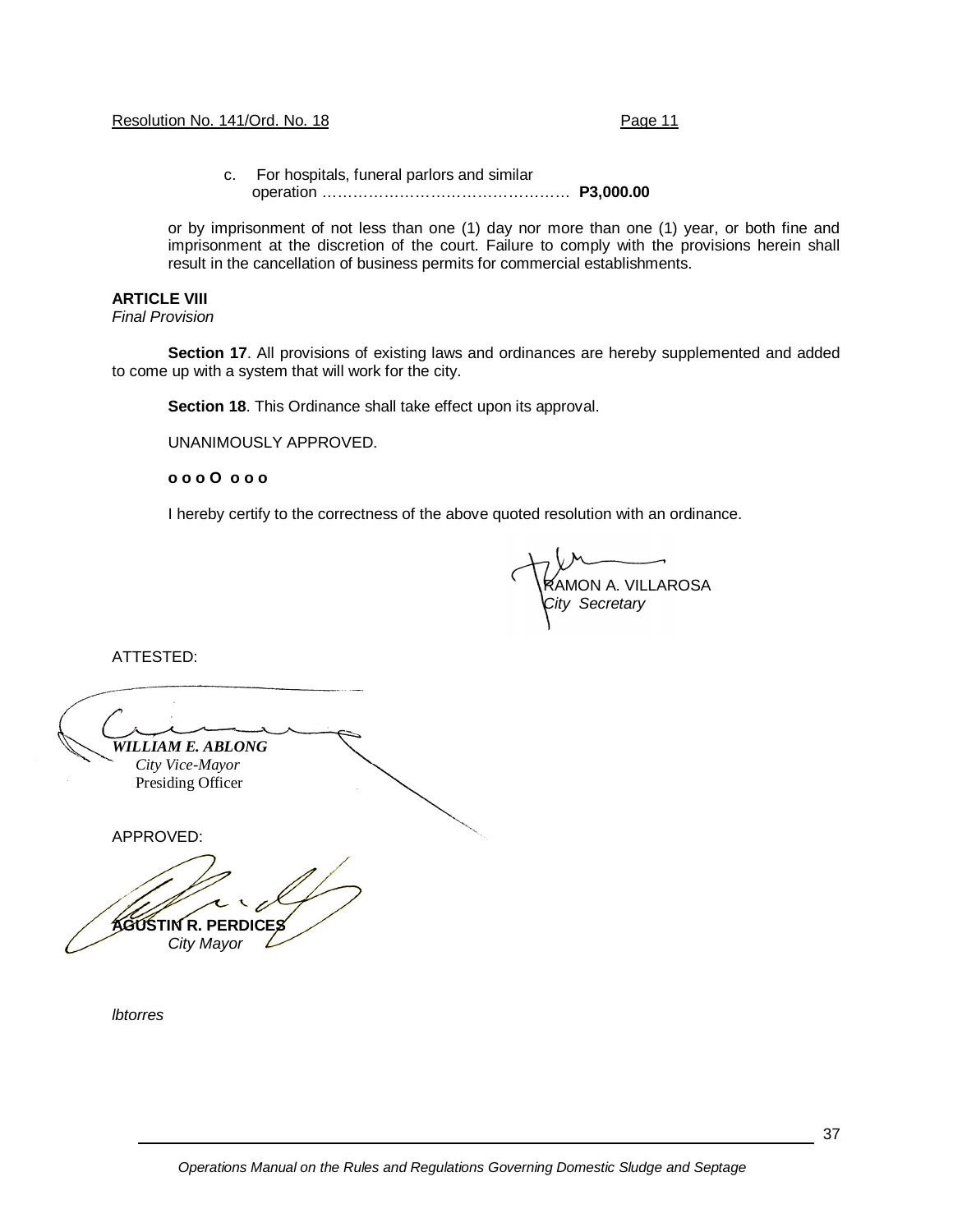Resolution No. 141/Ord. No. 18 Page 11

c. For hospitals, funeral parlors and similar operation …………………………………………… **P3,000.00**

or by imprisonment of not less than one (1) day nor more than one (1) year, or both fine and imprisonment at the discretion of the court. Failure to comply with the provisions herein shall result in the cancellation of business permits for commercial establishments.

**ARTICLE VIII**
*Final Provision*

**Section 17**. All provisions of existing laws and ordinances are hereby supplemented and added to come up with a system that will work for the city.

**Section 18**. This Ordinance shall take effect upon its approval.

UNANIMOUSLY APPROVED.

**o o o O o o o**

I hereby certify to the correctness of the above quoted resolution with an ordinance.

RAMON A. VILLAROSA
*City Secretary*

ATTESTED:

***WILLIAM E. ABLONG***
*City Vice-Mayor*
Presiding Officer

APPROVED:

**AGUSTIN R. PERDICES**
*City Mayor*

*lbtorres*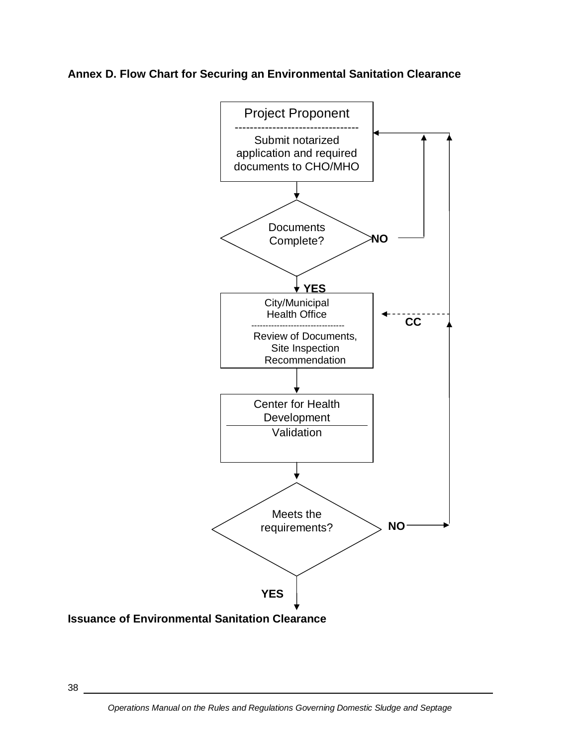**Annex D. Flow Chart for Securing an Environmental Sanitation Clearance**

Project Proponent

Submit notarized application and required documents to CHO/MHO

Documents Complete?

NO

YES

City/Municipal Health Office

Review of Documents, Site Inspection Recommendation

CC

Center for Health Development

Validation

Meets the requirements?

NO

YES

**Issuance of Environmental Sanitation Clearance**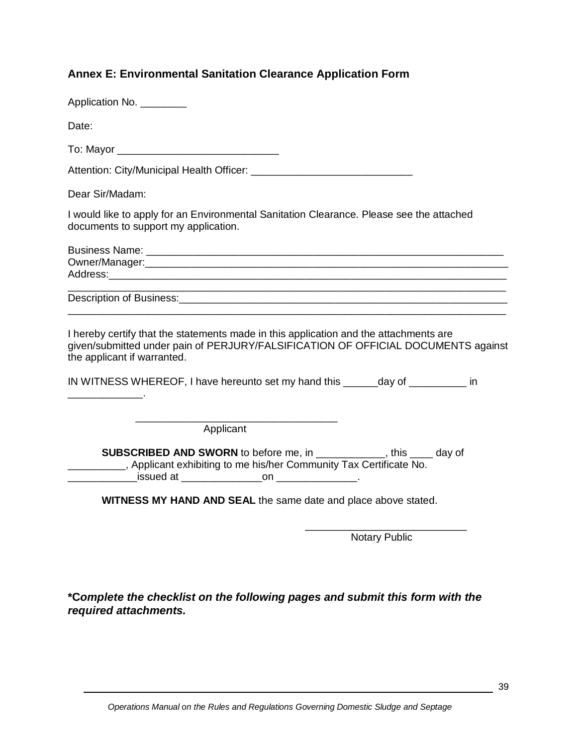## Annex E: Environmental Sanitation Clearance Application Form

Application No. ________

Date:

To: Mayor ____________________________

Attention: City/Municipal Health Officer: ____________________________

Dear Sir/Madam:

I would like to apply for an Environmental Sanitation Clearance. Please see the attached documents to support my application.

Business Name: _________________________________________________________________
Owner/Manager:_________________________________________________________________
Address:_______________________________________________________________________
______________________________________________________________________________
Description of Business:_________________________________________________________
______________________________________________________________________________

I hereby certify that the statements made in this application and the attachments are given/submitted under pain of PERJURY/FALSIFICATION OF OFFICIAL DOCUMENTS against the applicant if warranted.

IN WITNESS WHEREOF, I have hereunto set my hand this ______day of __________ in _____________.

___________________________________
Applicant

**SUBSCRIBED AND SWORN** to before me, in ____________, this ____ day of __________, Applicant exhibiting to me his/her Community Tax Certificate No. ____________issued at ______________on ______________.

**WITNESS MY HAND AND SEAL** the same date and place above stated.

____________________________
Notary Public

***Complete the checklist on the following pages and submit this form with the required attachments.***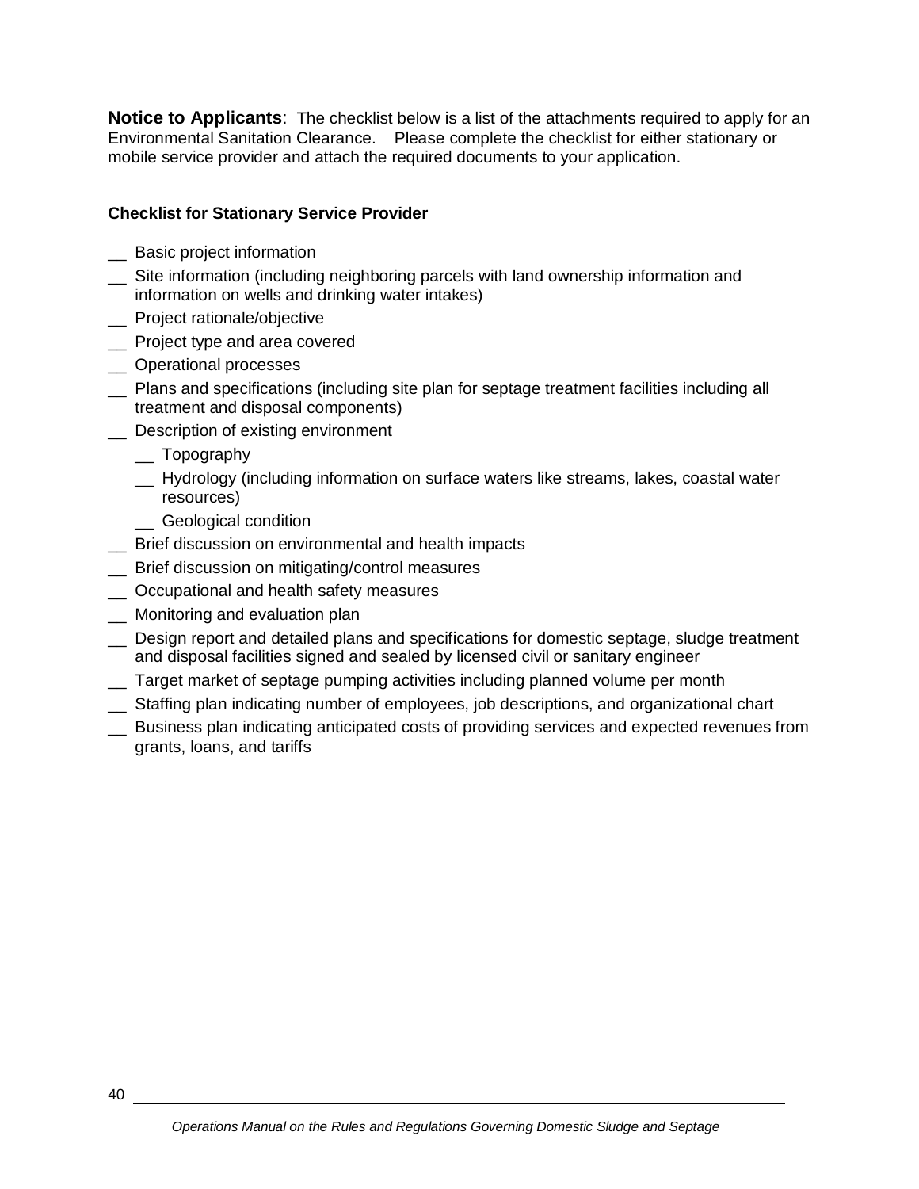**Notice to Applicants**: The checklist below is a list of the attachments required to apply for an Environmental Sanitation Clearance. Please complete the checklist for either stationary or mobile service provider and attach the required documents to your application.

**Checklist for Stationary Service Provider**

__ Basic project information

__ Site information (including neighboring parcels with land ownership information and information on wells and drinking water intakes)

__ Project rationale/objective

__ Project type and area covered

__ Operational processes

__ Plans and specifications (including site plan for septage treatment facilities including all treatment and disposal components)

__ Description of existing environment

- __ Topography
- __ Hydrology (including information on surface waters like streams, lakes, coastal water resources)
- __ Geological condition

__ Brief discussion on environmental and health impacts

__ Brief discussion on mitigating/control measures

__ Occupational and health safety measures

__ Monitoring and evaluation plan

__ Design report and detailed plans and specifications for domestic septage, sludge treatment and disposal facilities signed and sealed by licensed civil or sanitary engineer

__ Target market of septage pumping activities including planned volume per month

__ Staffing plan indicating number of employees, job descriptions, and organizational chart

__ Business plan indicating anticipated costs of providing services and expected revenues from grants, loans, and tariffs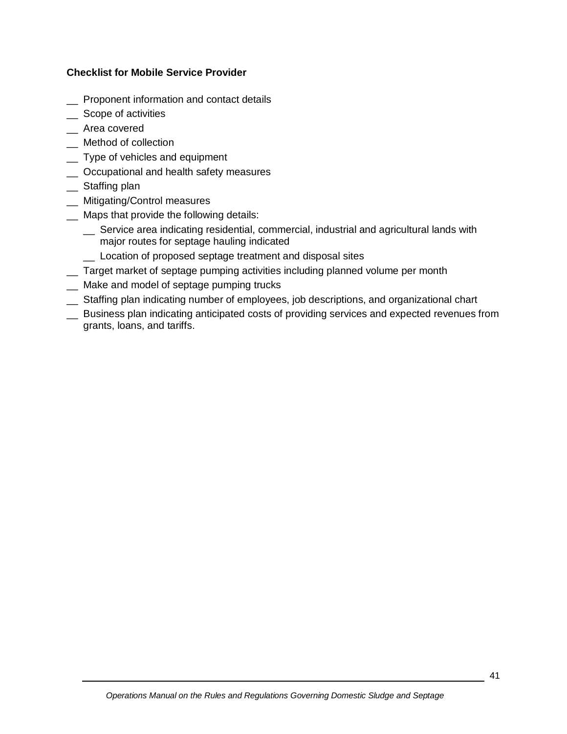**Checklist for Mobile Service Provider**

__ Proponent information and contact details
__ Scope of activities
__ Area covered
__ Method of collection
__ Type of vehicles and equipment
__ Occupational and health safety measures
__ Staffing plan
__ Mitigating/Control measures
__ Maps that provide the following details:
  __ Service area indicating residential, commercial, industrial and agricultural lands with major routes for septage hauling indicated
  __ Location of proposed septage treatment and disposal sites
__ Target market of septage pumping activities including planned volume per month
__ Make and model of septage pumping trucks
__ Staffing plan indicating number of employees, job descriptions, and organizational chart
__ Business plan indicating anticipated costs of providing services and expected revenues from grants, loans, and tariffs.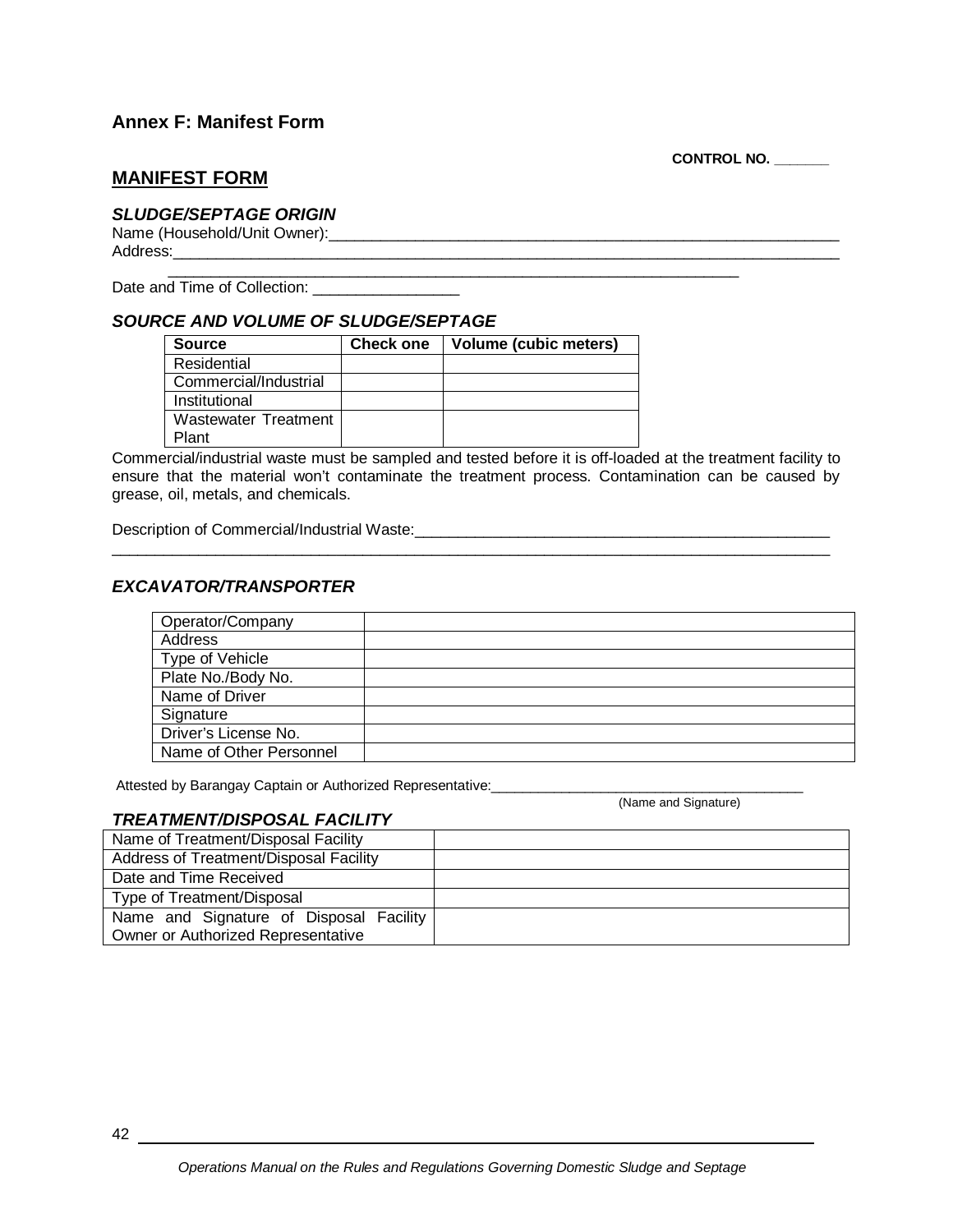## Annex F: Manifest Form

**CONTROL NO. _______**

## MANIFEST FORM

### *SLUDGE/SEPTAGE ORIGIN*

Name (Household/Unit Owner):_______________________________________________________________

Address:_________________________________________________________________________________

_______________________________________________________________________

Date and Time of Collection: _________________

### *SOURCE AND VOLUME OF SLUDGE/SEPTAGE*

| Source | Check one | Volume (cubic meters) |
|---|---|---|
| Residential | | |
| Commercial/Industrial | | |
| Institutional | | |
| Wastewater Treatment Plant | | |

Commercial/industrial waste must be sampled and tested before it is off-loaded at the treatment facility to ensure that the material won't contaminate the treatment process. Contamination can be caused by grease, oil, metals, and chemicals.

Description of Commercial/Industrial Waste:___________________________________________________

_________________________________________________________________________________________

### *EXCAVATOR/TRANSPORTER*

| | |
|---|---|
| Operator/Company | |
| Address | |
| Type of Vehicle | |
| Plate No./Body No. | |
| Name of Driver | |
| Signature | |
| Driver's License No. | |
| Name of Other Personnel | |

Attested by Barangay Captain or Authorized Representative:_________________________________________

(Name and Signature)

### *TREATMENT/DISPOSAL FACILITY*

| | |
|---|---|
| Name of Treatment/Disposal Facility | |
| Address of Treatment/Disposal Facility | |
| Date and Time Received | |
| Type of Treatment/Disposal | |
| Name and Signature of Disposal Facility Owner or Authorized Representative | |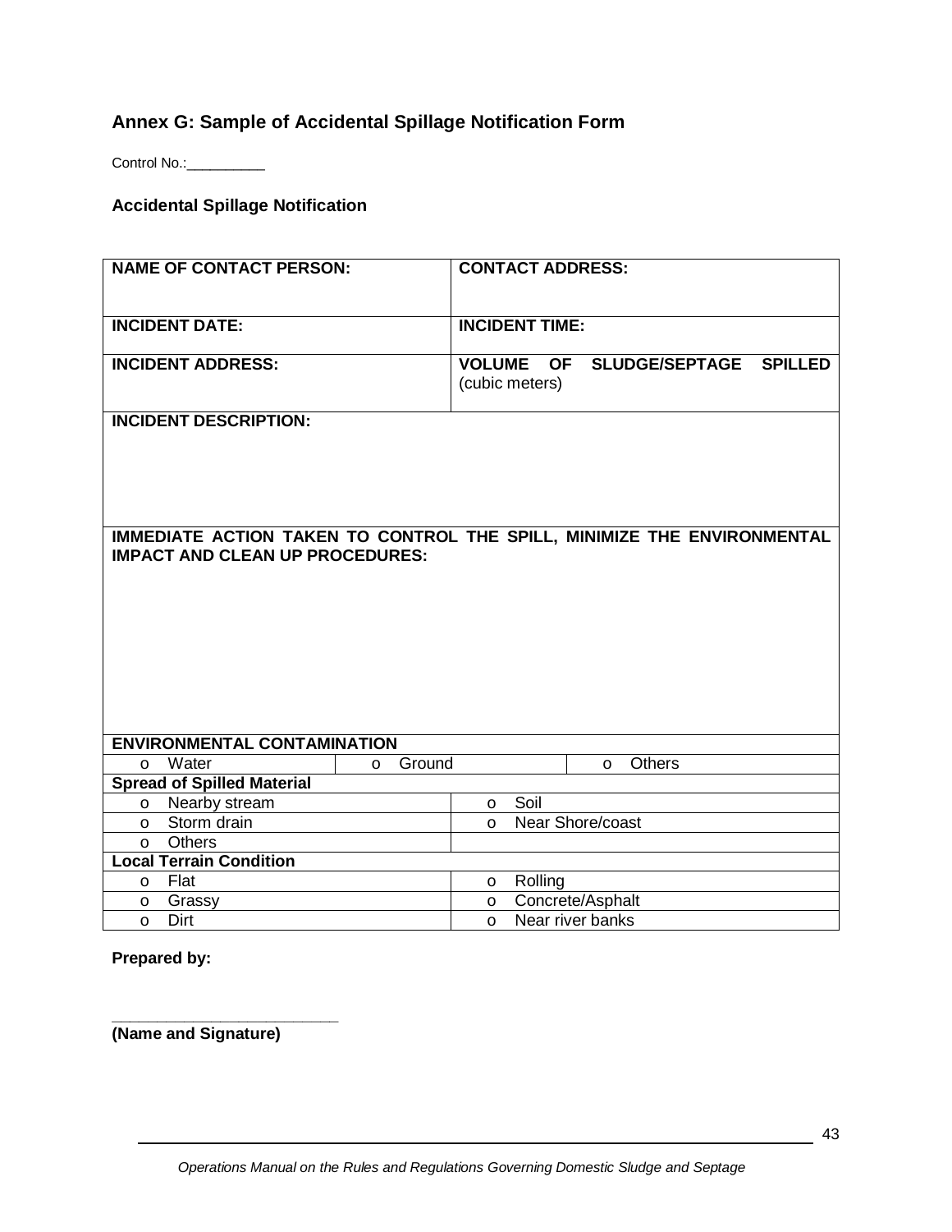## Annex G: Sample of Accidental Spillage Notification Form

Control No.:__________

### Accidental Spillage Notification

| | | | |
|---|---|---|---|
| **NAME OF CONTACT PERSON:** | | **CONTACT ADDRESS:** | |
| **INCIDENT DATE:** | | **INCIDENT TIME:** | |
| **INCIDENT ADDRESS:** | | **VOLUME OF SLUDGE/SEPTAGE SPILLED** (cubic meters) | |
| **INCIDENT DESCRIPTION:** | | | |
| **IMMEDIATE ACTION TAKEN TO CONTROL THE SPILL, MINIMIZE THE ENVIRONMENTAL IMPACT AND CLEAN UP PROCEDURES:** | | | |
| **ENVIRONMENTAL CONTAMINATION** | | | |
| o Water | o Ground | | o Others |
| **Spread of Spilled Material** | | | |
| o Nearby stream | | o Soil | |
| o Storm drain | | o Near Shore/coast | |
| o Others | | | |
| **Local Terrain Condition** | | | |
| o Flat | | o Rolling | |
| o Grassy | | o Concrete/Asphalt | |
| o Dirt | | o Near river banks | |

**Prepared by:**

___________________________
**(Name and Signature)**